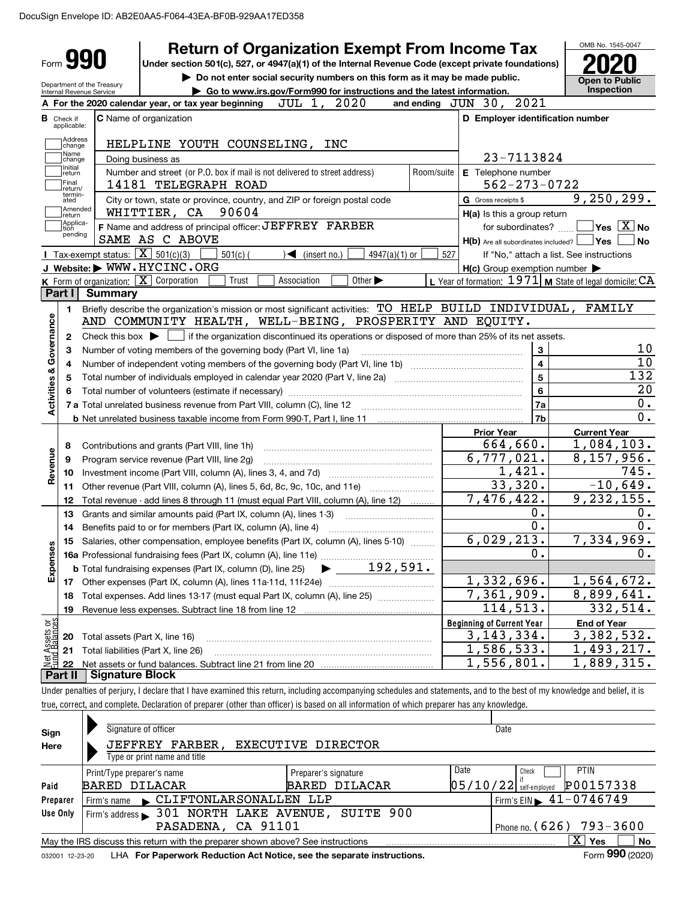DocuSign Envelope ID: AB2E0AA5-F064-43EA-BF0B-929AA17ED358

# Form 990 — Return of Organization Exempt From Income Tax

Under section 501(c), 527, or 4947(a)(1) of the Internal Revenue Code (except private foundations)

▶ Do not enter social security numbers on this form as it may be made public.

▶ Go to www.irs.gov/Form990 for instructions and the latest information.

Department of the Treasury
Internal Revenue Service

OMB No. 1545-0047

**2020**

**Open to Public Inspection**

**A** For the 2020 calendar year, or tax year beginning JUL 1, 2020 and ending JUN 30, 2021

**B** Check if applicable: Address change, Name change, Initial return, Final return/terminated, Amended return, Application pending

**C** Name of organization: HELPLINE YOUTH COUNSELING, INC

Doing business as

Number and street (or P.O. box if mail is not delivered to street address): 14181 TELEGRAPH ROAD — Room/suite

City or town, state or province, country, and ZIP or foreign postal code: WHITTIER, CA 90604

**D** Employer identification number: 23-7113824

**E** Telephone number: 562-273-0722

**G** Gross receipts $ 9,250,299.

**F** Name and address of principal officer: JEFFREY FARBER, SAME AS C ABOVE

**H(a)** Is this a group return for subordinates? ☐ Yes ☒ No

**H(b)** Are all subordinates included? ☐ Yes ☐ No — If "No," attach a list. See instructions

**I** Tax-exempt status: ☒ 501(c)(3) ☐ 501(c)( ) ◀ (insert no.) ☐ 4947(a)(1) or ☐ 527

**J** Website: ▶ WWW.HYCINC.ORG

**H(c)** Group exemption number ▶

**K** Form of organization: ☒ Corporation ☐ Trust ☐ Association ☐ Other ▶

**L** Year of formation: 1971 **M** State of legal domicile: CA

## Part I Summary

**Activities & Governance**

1. Briefly describe the organization's mission or most significant activities: TO HELP BUILD INDIVIDUAL, FAMILY AND COMMUNITY HEALTH, WELL-BEING, PROSPERITY AND EQUITY.
2. Check this box ▶ ☐ if the organization discontinued its operations or disposed of more than 25% of its net assets.

| Line | Description | | Value |
|---|---|---|---|
| 3 | Number of voting members of the governing body (Part VI, line 1a) | 3 | 10 |
| 4 | Number of independent voting members of the governing body (Part VI, line 1b) | 4 | 10 |
| 5 | Total number of individuals employed in calendar year 2020 (Part V, line 2a) | 5 | 132 |
| 6 | Total number of volunteers (estimate if necessary) | 6 | 20 |
| 7a | Total unrelated business revenue from Part VIII, column (C), line 12 | 7a | 0. |
| b | Net unrelated business taxable income from Form 990-T, Part I, line 11 | 7b | 0. |

| Line | Description | Prior Year | Current Year |
|---|---|---|---|
| **Revenue** | | | |
| 8 | Contributions and grants (Part VIII, line 1h) | 664,660. | 1,084,103. |
| 9 | Program service revenue (Part VIII, line 2g) | 6,777,021. | 8,157,956. |
| 10 | Investment income (Part VIII, column (A), lines 3, 4, and 7d) | 1,421. | 745. |
| 11 | Other revenue (Part VIII, column (A), lines 5, 6d, 8c, 9c, 10c, and 11e) | 33,320. | -10,649. |
| 12 | Total revenue - add lines 8 through 11 (must equal Part VIII, column (A), line 12) | 7,476,422. | 9,232,155. |
| **Expenses** | | | |
| 13 | Grants and similar amounts paid (Part IX, column (A), lines 1-3) | 0. | 0. |
| 14 | Benefits paid to or for members (Part IX, column (A), line 4) | 0. | 0. |
| 15 | Salaries, other compensation, employee benefits (Part IX, column (A), lines 5-10) | 6,029,213. | 7,334,969. |
| 16a | Professional fundraising fees (Part IX, column (A), line 11e) | 0. | 0. |
| b | Total fundraising expenses (Part IX, column (D), line 25) ▶ 192,591. | | |
| 17 | Other expenses (Part IX, column (A), lines 11a-11d, 11f-24e) | 1,332,696. | 1,564,672. |
| 18 | Total expenses. Add lines 13-17 (must equal Part IX, column (A), line 25) | 7,361,909. | 8,899,641. |
| 19 | Revenue less expenses. Subtract line 18 from line 12 | 114,513. | 332,514. |
| **Net Assets or Fund Balances** | | **Beginning of Current Year** | **End of Year** |
| 20 | Total assets (Part X, line 16) | 3,143,334. | 3,382,532. |
| 21 | Total liabilities (Part X, line 26) | 1,586,533. | 1,493,217. |
| 22 | Net assets or fund balances. Subtract line 21 from line 20 | 1,556,801. | 1,889,315. |

## Part II Signature Block

Under penalties of perjury, I declare that I have examined this return, including accompanying schedules and statements, and to the best of my knowledge and belief, it is true, correct, and complete. Declaration of preparer (other than officer) is based on all information of which preparer has any knowledge.

**Sign Here**

Signature of officer — Date

JEFFREY FARBER, EXECUTIVE DIRECTOR
Type or print name and title

**Paid Preparer Use Only**

| Print/Type preparer's name | Preparer's signature | Date | Check if self-employed | PTIN |
|---|---|---|---|---|
| BARED DILACAR | BARED DILACAR | 05/10/22 | ☐ | P00157338 |

Firm's name ▶ CLIFTONLARSONALLEN LLP — Firm's EIN ▶ 41-0746749

Firm's address ▶ 301 NORTH LAKE AVENUE, SUITE 900, PASADENA, CA 91101 — Phone no. (626) 793-3600

May the IRS discuss this return with the preparer shown above? See instructions ☒ Yes ☐ No

032001 12-23-20 LHA For Paperwork Reduction Act Notice, see the separate instructions. Form **990** (2020)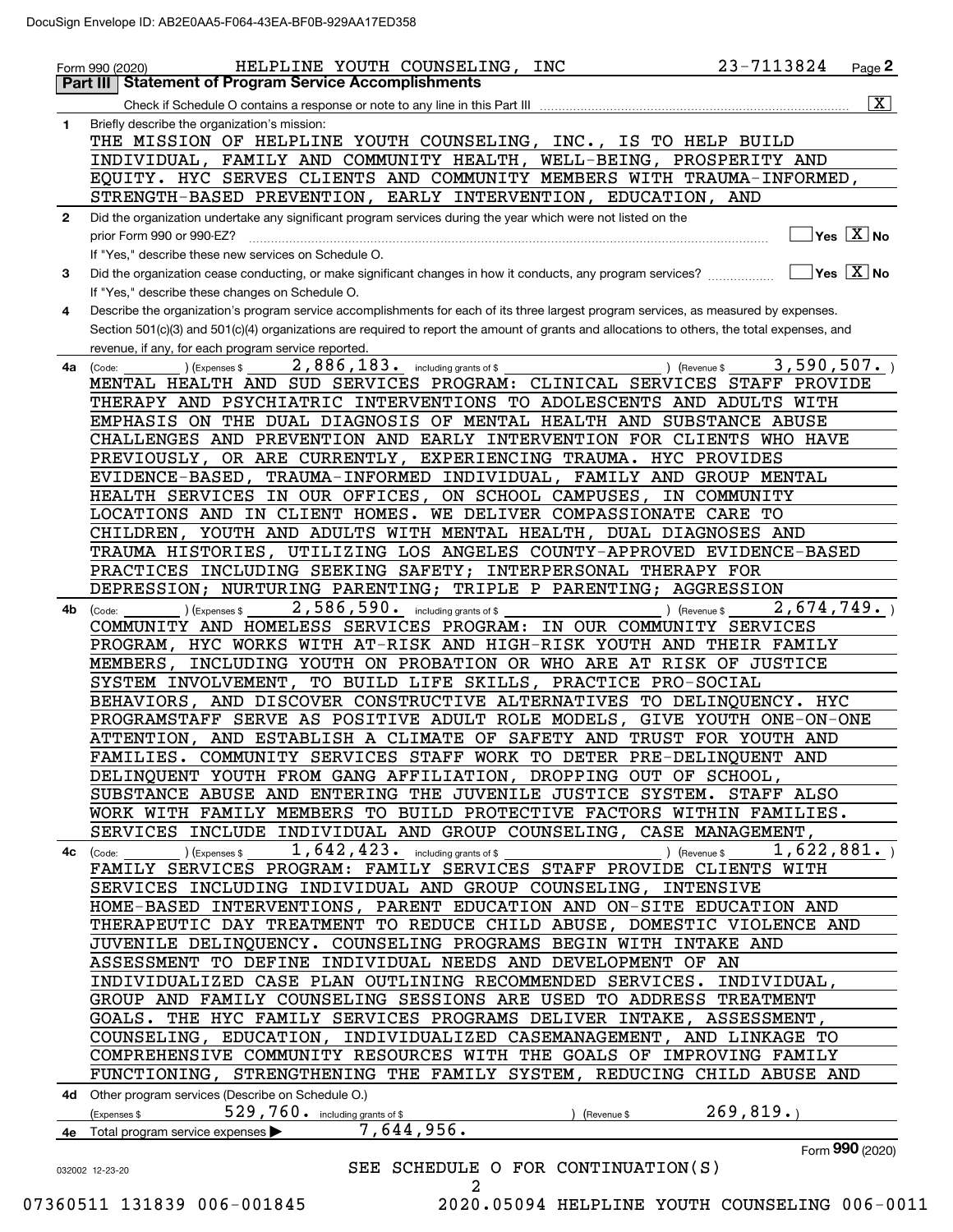Form 990 (2020) HELPLINE YOUTH COUNSELING, INC 23-7113824 Page **2**

## Part III Statement of Program Service Accomplishments

Check if Schedule O contains a response or note to any line in this Part III .......... [X]

**1** Briefly describe the organization's mission:

THE MISSION OF HELPLINE YOUTH COUNSELING, INC., IS TO HELP BUILD INDIVIDUAL, FAMILY AND COMMUNITY HEALTH, WELL-BEING, PROSPERITY AND EQUITY. HYC SERVES CLIENTS AND COMMUNITY MEMBERS WITH TRAUMA-INFORMED, STRENGTH-BASED PREVENTION, EARLY INTERVENTION, EDUCATION, AND

**2** Did the organization undertake any significant program services during the year which were not listed on the prior Form 990 or 990-EZ? .......... [ ] Yes [X] No

If "Yes," describe these new services on Schedule O.

**3** Did the organization cease conducting, or make significant changes in how it conducts, any program services? .......... [ ] Yes [X] No

If "Yes," describe these changes on Schedule O.

**4** Describe the organization's program service accomplishments for each of its three largest program services, as measured by expenses. Section 501(c)(3) and 501(c)(4) organizations are required to report the amount of grants and allocations to others, the total expenses, and revenue, if any, for each program service reported.

**4a** (Code: ) (Expenses $ 2,886,183. including grants of $ ) (Revenue $ 3,590,507. )

MENTAL HEALTH AND SUD SERVICES PROGRAM: CLINICAL SERVICES STAFF PROVIDE THERAPY AND PSYCHIATRIC INTERVENTIONS TO ADOLESCENTS AND ADULTS WITH EMPHASIS ON THE DUAL DIAGNOSIS OF MENTAL HEALTH AND SUBSTANCE ABUSE CHALLENGES AND PREVENTION AND EARLY INTERVENTION FOR CLIENTS WHO HAVE PREVIOUSLY, OR ARE CURRENTLY, EXPERIENCING TRAUMA. HYC PROVIDES EVIDENCE-BASED, TRAUMA-INFORMED INDIVIDUAL, FAMILY AND GROUP MENTAL HEALTH SERVICES IN OUR OFFICES, ON SCHOOL CAMPUSES, IN COMMUNITY LOCATIONS AND IN CLIENT HOMES. WE DELIVER COMPASSIONATE CARE TO CHILDREN, YOUTH AND ADULTS WITH MENTAL HEALTH, DUAL DIAGNOSES AND TRAUMA HISTORIES, UTILIZING LOS ANGELES COUNTY-APPROVED EVIDENCE-BASED PRACTICES INCLUDING SEEKING SAFETY; INTERPERSONAL THERAPY FOR DEPRESSION; NURTURING PARENTING; TRIPLE P PARENTING; AGGRESSION

**4b** (Code: ) (Expenses $ 2,586,590. including grants of $ ) (Revenue $ 2,674,749. )

COMMUNITY AND HOMELESS SERVICES PROGRAM: IN OUR COMMUNITY SERVICES PROGRAM, HYC WORKS WITH AT-RISK AND HIGH-RISK YOUTH AND THEIR FAMILY MEMBERS, INCLUDING YOUTH ON PROBATION OR WHO ARE AT RISK OF JUSTICE SYSTEM INVOLVEMENT, TO BUILD LIFE SKILLS, PRACTICE PRO-SOCIAL BEHAVIORS, AND DISCOVER CONSTRUCTIVE ALTERNATIVES TO DELINQUENCY. HYC PROGRAMSTAFF SERVE AS POSITIVE ADULT ROLE MODELS, GIVE YOUTH ONE-ON-ONE ATTENTION, AND ESTABLISH A CLIMATE OF SAFETY AND TRUST FOR YOUTH AND FAMILIES. COMMUNITY SERVICES STAFF WORK TO DETER PRE-DELINQUENT AND DELINQUENT YOUTH FROM GANG AFFILIATION, DROPPING OUT OF SCHOOL, SUBSTANCE ABUSE AND ENTERING THE JUVENILE JUSTICE SYSTEM. STAFF ALSO WORK WITH FAMILY MEMBERS TO BUILD PROTECTIVE FACTORS WITHIN FAMILIES. SERVICES INCLUDE INDIVIDUAL AND GROUP COUNSELING, CASE MANAGEMENT,

**4c** (Code: ) (Expenses $ 1,642,423. including grants of $ ) (Revenue $ 1,622,881. )

FAMILY SERVICES PROGRAM: FAMILY SERVICES STAFF PROVIDE CLIENTS WITH SERVICES INCLUDING INDIVIDUAL AND GROUP COUNSELING, INTENSIVE HOME-BASED INTERVENTIONS, PARENT EDUCATION AND ON-SITE EDUCATION AND THERAPEUTIC DAY TREATMENT TO REDUCE CHILD ABUSE, DOMESTIC VIOLENCE AND JUVENILE DELINQUENCY. COUNSELING PROGRAMS BEGIN WITH INTAKE AND ASSESSMENT TO DEFINE INDIVIDUAL NEEDS AND DEVELOPMENT OF AN INDIVIDUALIZED CASE PLAN OUTLINING RECOMMENDED SERVICES. INDIVIDUAL, GROUP AND FAMILY COUNSELING SESSIONS ARE USED TO ADDRESS TREATMENT GOALS. THE HYC FAMILY SERVICES PROGRAMS DELIVER INTAKE, ASSESSMENT, COUNSELING, EDUCATION, INDIVIDUALIZED CASEMANAGEMENT, AND LINKAGE TO COMPREHENSIVE COMMUNITY RESOURCES WITH THE GOALS OF IMPROVING FAMILY FUNCTIONING, STRENGTHENING THE FAMILY SYSTEM, REDUCING CHILD ABUSE AND

**4d** Other program services (Describe on Schedule O.)

(Expenses $ 529,760. including grants of $ ) (Revenue $ 269,819.)

**4e** Total program service expenses ▶ 7,644,956.

Form **990** (2020)

SEE SCHEDULE O FOR CONTINUATION(S)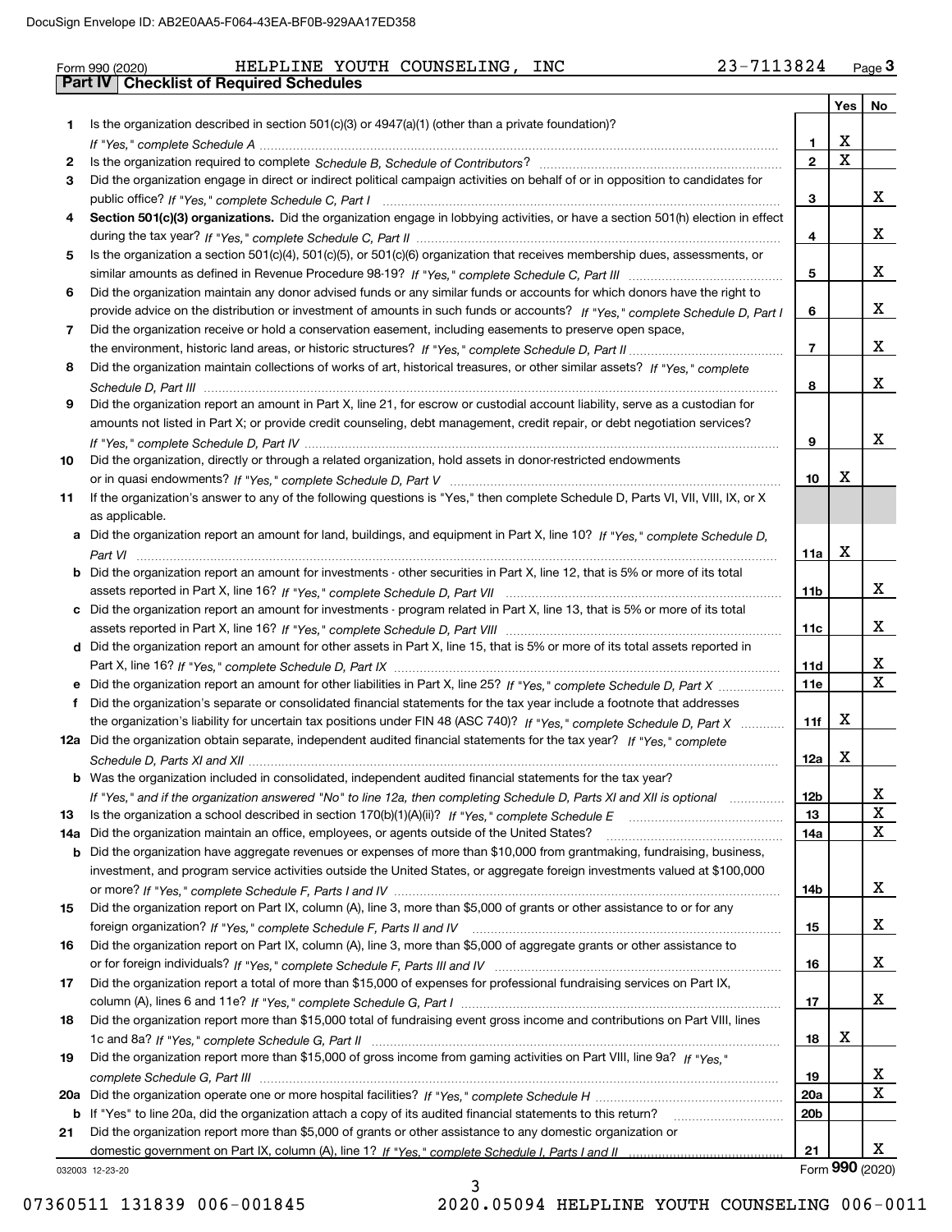Form 990 (2020) HELPLINE YOUTH COUNSELING, INC 23-7113824

## Part IV Checklist of Required Schedules

| | | | Yes | No |
|---|---|---|---|---|
| 1 | Is the organization described in section 501(c)(3) or 4947(a)(1) (other than a private foundation)? *If "Yes," complete Schedule A* | 1 | X | |
| 2 | Is the organization required to complete *Schedule B, Schedule of Contributors*? | 2 | X | |
| 3 | Did the organization engage in direct or indirect political campaign activities on behalf of or in opposition to candidates for public office? *If "Yes," complete Schedule C, Part I* | 3 | | X |
| 4 | **Section 501(c)(3) organizations.** Did the organization engage in lobbying activities, or have a section 501(h) election in effect during the tax year? *If "Yes," complete Schedule C, Part II* | 4 | | X |
| 5 | Is the organization a section 501(c)(4), 501(c)(5), or 501(c)(6) organization that receives membership dues, assessments, or similar amounts as defined in Revenue Procedure 98-19? *If "Yes," complete Schedule C, Part III* | 5 | | X |
| 6 | Did the organization maintain any donor advised funds or any similar funds or accounts for which donors have the right to provide advice on the distribution or investment of amounts in such funds or accounts? *If "Yes," complete Schedule D, Part I* | 6 | | X |
| 7 | Did the organization receive or hold a conservation easement, including easements to preserve open space, the environment, historic land areas, or historic structures? *If "Yes," complete Schedule D, Part II* | 7 | | X |
| 8 | Did the organization maintain collections of works of art, historical treasures, or other similar assets? *If "Yes," complete Schedule D, Part III* | 8 | | X |
| 9 | Did the organization report an amount in Part X, line 21, for escrow or custodial account liability, serve as a custodian for amounts not listed in Part X; or provide credit counseling, debt management, credit repair, or debt negotiation services? *If "Yes," complete Schedule D, Part IV* | 9 | | X |
| 10 | Did the organization, directly or through a related organization, hold assets in donor-restricted endowments or in quasi endowments? *If "Yes," complete Schedule D, Part V* | 10 | X | |
| 11 | If the organization's answer to any of the following questions is "Yes," then complete Schedule D, Parts VI, VII, VIII, IX, or X as applicable. | | | |
| a | Did the organization report an amount for land, buildings, and equipment in Part X, line 10? *If "Yes," complete Schedule D, Part VI* | 11a | X | |
| b | Did the organization report an amount for investments - other securities in Part X, line 12, that is 5% or more of its total assets reported in Part X, line 16? *If "Yes," complete Schedule D, Part VII* | 11b | | X |
| c | Did the organization report an amount for investments - program related in Part X, line 13, that is 5% or more of its total assets reported in Part X, line 16? *If "Yes," complete Schedule D, Part VIII* | 11c | | X |
| d | Did the organization report an amount for other assets in Part X, line 15, that is 5% or more of its total assets reported in Part X, line 16? *If "Yes," complete Schedule D, Part IX* | 11d | | X |
| e | Did the organization report an amount for other liabilities in Part X, line 25? *If "Yes," complete Schedule D, Part X* | 11e | | X |
| f | Did the organization's separate or consolidated financial statements for the tax year include a footnote that addresses the organization's liability for uncertain tax positions under FIN 48 (ASC 740)? *If "Yes," complete Schedule D, Part X* | 11f | X | |
| 12a | Did the organization obtain separate, independent audited financial statements for the tax year? *If "Yes," complete Schedule D, Parts XI and XII* | 12a | X | |
| b | Was the organization included in consolidated, independent audited financial statements for the tax year? *If "Yes," and if the organization answered "No" to line 12a, then completing Schedule D, Parts XI and XII is optional* | 12b | | X |
| 13 | Is the organization a school described in section 170(b)(1)(A)(ii)? *If "Yes," complete Schedule E* | 13 | | X |
| 14a | Did the organization maintain an office, employees, or agents outside of the United States? | 14a | | X |
| b | Did the organization have aggregate revenues or expenses of more than $10,000 from grantmaking, fundraising, business, investment, and program service activities outside the United States, or aggregate foreign investments valued at $100,000 or more? *If "Yes," complete Schedule F, Parts I and IV* | 14b | | X |
| 15 | Did the organization report on Part IX, column (A), line 3, more than $5,000 of grants or other assistance to or for any foreign organization? *If "Yes," complete Schedule F, Parts II and IV* | 15 | | X |
| 16 | Did the organization report on Part IX, column (A), line 3, more than $5,000 of aggregate grants or other assistance to or for foreign individuals? *If "Yes," complete Schedule F, Parts III and IV* | 16 | | X |
| 17 | Did the organization report a total of more than $15,000 of expenses for professional fundraising services on Part IX, column (A), lines 6 and 11e? *If "Yes," complete Schedule G, Part I* | 17 | | X |
| 18 | Did the organization report more than $15,000 total of fundraising event gross income and contributions on Part VIII, lines 1c and 8a? *If "Yes," complete Schedule G, Part II* | 18 | X | |
| 19 | Did the organization report more than $15,000 of gross income from gaming activities on Part VIII, line 9a? *If "Yes," complete Schedule G, Part III* | 19 | | X |
| 20a | Did the organization operate one or more hospital facilities? *If "Yes," complete Schedule H* | 20a | | X |
| b | If "Yes" to line 20a, did the organization attach a copy of its audited financial statements to this return? | 20b | | |
| 21 | Did the organization report more than $5,000 of grants or other assistance to any domestic organization or domestic government on Part IX, column (A), line 1? *If "Yes," complete Schedule I, Parts I and II* | 21 | | X |

032003 12-23-20 Form **990** (2020)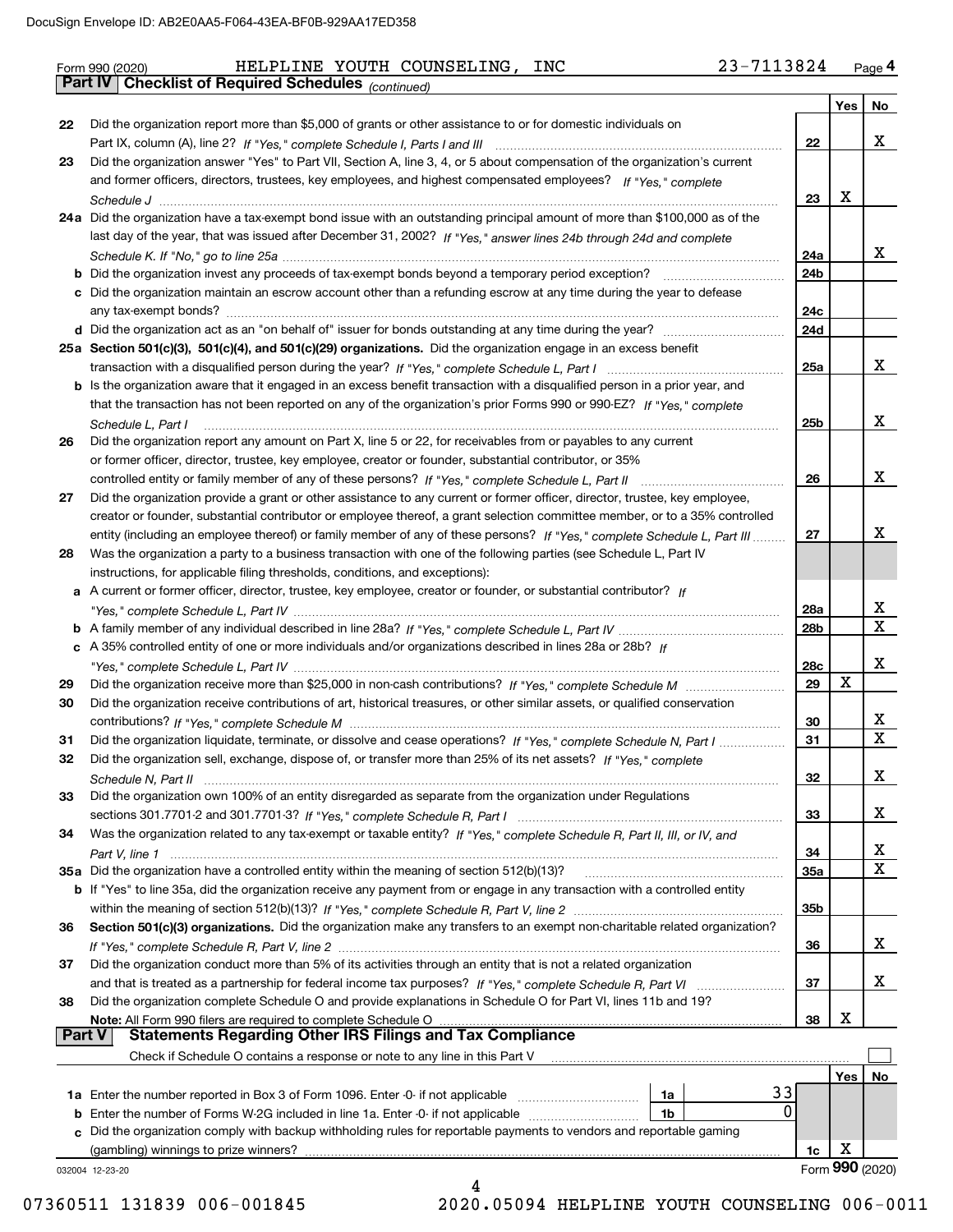Form 990 (2020) HELPLINE YOUTH COUNSELING, INC 23-7113824

## Part IV Checklist of Required Schedules *(continued)*

| | | | Yes | No |
|---|---|---|---|---|
| 22 | Did the organization report more than $5,000 of grants or other assistance to or for domestic individuals on Part IX, column (A), line 2? *If "Yes," complete Schedule I, Parts I and III* | 22 | | X |
| 23 | Did the organization answer "Yes" to Part VII, Section A, line 3, 4, or 5 about compensation of the organization's current and former officers, directors, trustees, key employees, and highest compensated employees? *If "Yes," complete Schedule J* | 23 | X | |
| 24a | Did the organization have a tax-exempt bond issue with an outstanding principal amount of more than $100,000 as of the last day of the year, that was issued after December 31, 2002? *If "Yes," answer lines 24b through 24d and complete Schedule K. If "No," go to line 25a* | 24a | | X |
| b | Did the organization invest any proceeds of tax-exempt bonds beyond a temporary period exception? | 24b | | |
| c | Did the organization maintain an escrow account other than a refunding escrow at any time during the year to defease any tax-exempt bonds? | 24c | | |
| d | Did the organization act as an "on behalf of" issuer for bonds outstanding at any time during the year? | 24d | | |
| 25a | **Section 501(c)(3), 501(c)(4), and 501(c)(29) organizations.** Did the organization engage in an excess benefit transaction with a disqualified person during the year? *If "Yes," complete Schedule L, Part I* | 25a | | X |
| b | Is the organization aware that it engaged in an excess benefit transaction with a disqualified person in a prior year, and that the transaction has not been reported on any of the organization's prior Forms 990 or 990-EZ? *If "Yes," complete Schedule L, Part I* | 25b | | X |
| 26 | Did the organization report any amount on Part X, line 5 or 22, for receivables from or payables to any current or former officer, director, trustee, key employee, creator or founder, substantial contributor, or 35% controlled entity or family member of any of these persons? *If "Yes," complete Schedule L, Part II* | 26 | | X |
| 27 | Did the organization provide a grant or other assistance to any current or former officer, director, trustee, key employee, creator or founder, substantial contributor or employee thereof, a grant selection committee member, or to a 35% controlled entity (including an employee thereof) or family member of any of these persons? *If "Yes," complete Schedule L, Part III* | 27 | | X |
| 28 | Was the organization a party to a business transaction with one of the following parties (see Schedule L, Part IV instructions, for applicable filing thresholds, conditions, and exceptions): | | | |
| a | A current or former officer, director, trustee, key employee, creator or founder, or substantial contributor? *If "Yes," complete Schedule L, Part IV* | 28a | | X |
| b | A family member of any individual described in line 28a? *If "Yes," complete Schedule L, Part IV* | 28b | | X |
| c | A 35% controlled entity of one or more individuals and/or organizations described in lines 28a or 28b? *If "Yes," complete Schedule L, Part IV* | 28c | | X |
| 29 | Did the organization receive more than $25,000 in non-cash contributions? *If "Yes," complete Schedule M* | 29 | X | |
| 30 | Did the organization receive contributions of art, historical treasures, or other similar assets, or qualified conservation contributions? *If "Yes," complete Schedule M* | 30 | | X |
| 31 | Did the organization liquidate, terminate, or dissolve and cease operations? *If "Yes," complete Schedule N, Part I* | 31 | | X |
| 32 | Did the organization sell, exchange, dispose of, or transfer more than 25% of its net assets? *If "Yes," complete Schedule N, Part II* | 32 | | X |
| 33 | Did the organization own 100% of an entity disregarded as separate from the organization under Regulations sections 301.7701-2 and 301.7701-3? *If "Yes," complete Schedule R, Part I* | 33 | | X |
| 34 | Was the organization related to any tax-exempt or taxable entity? *If "Yes," complete Schedule R, Part II, III, or IV, and Part V, line 1* | 34 | | X |
| 35a | Did the organization have a controlled entity within the meaning of section 512(b)(13)? | 35a | | X |
| b | If "Yes" to line 35a, did the organization receive any payment from or engage in any transaction with a controlled entity within the meaning of section 512(b)(13)? *If "Yes," complete Schedule R, Part V, line 2* | 35b | | |
| 36 | **Section 501(c)(3) organizations.** Did the organization make any transfers to an exempt non-charitable related organization? *If "Yes," complete Schedule R, Part V, line 2* | 36 | | X |
| 37 | Did the organization conduct more than 5% of its activities through an entity that is not a related organization and that is treated as a partnership for federal income tax purposes? *If "Yes," complete Schedule R, Part VI* | 37 | | X |
| 38 | Did the organization complete Schedule O and provide explanations in Schedule O for Part VI, lines 11b and 19? **Note:** All Form 990 filers are required to complete Schedule O | 38 | X | |

## Part V Statements Regarding Other IRS Filings and Tax Compliance

Check if Schedule O contains a response or note to any line in this Part V ☐

| | | | | Yes | No |
|---|---|---|---|---|---|
| 1a | Enter the number reported in Box 3 of Form 1096. Enter -0- if not applicable | 1a | 33 | | |
| b | Enter the number of Forms W-2G included in line 1a. Enter -0- if not applicable | 1b | 0 | | |
| c | Did the organization comply with backup withholding rules for reportable payments to vendors and reportable gaming (gambling) winnings to prize winners? | | 1c | X | |

Form **990** (2020)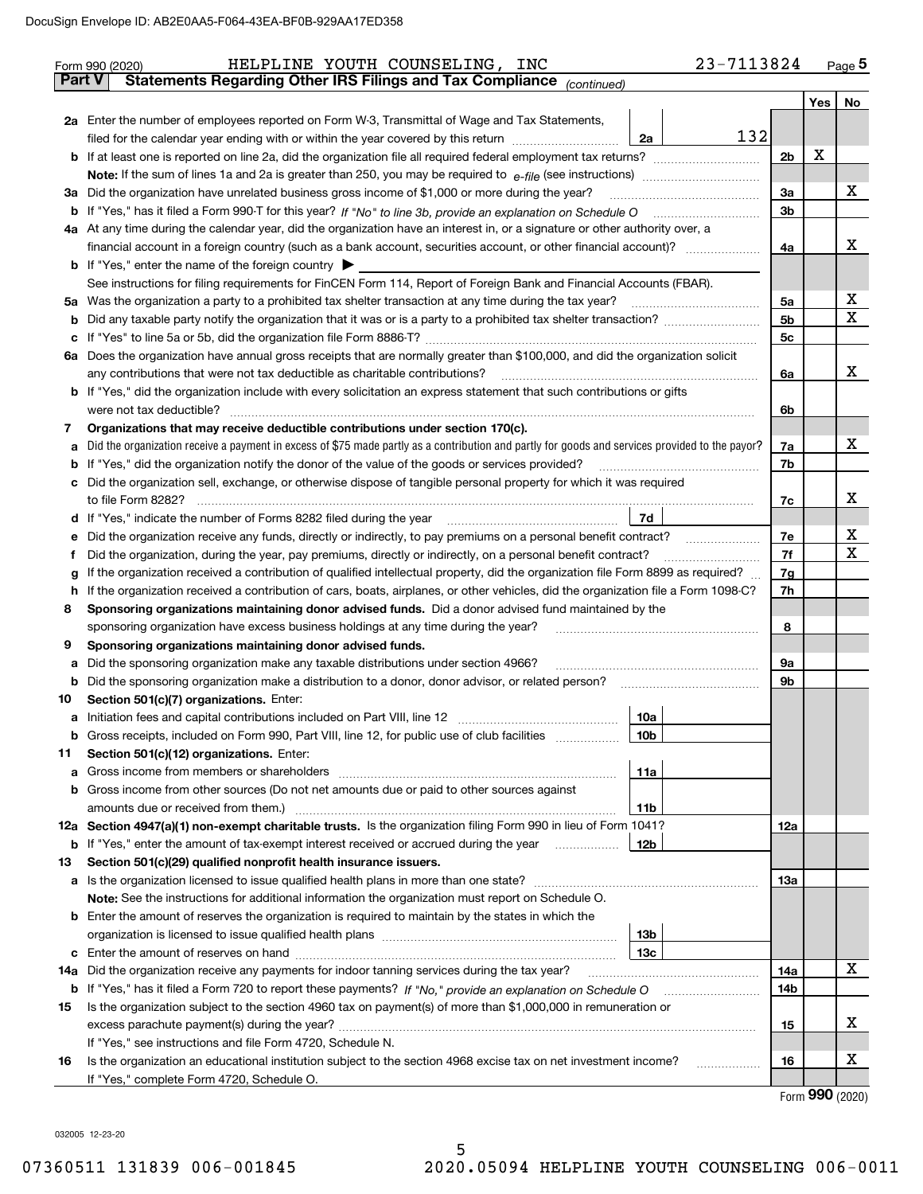Form 990 (2020) HELPLINE YOUTH COUNSELING, INC 23-7113824 Page 5

**Part V Statements Regarding Other IRS Filings and Tax Compliance** *(continued)*

| | | | | | Yes | No |
|---|---|---|---|---|---|---|
| **2a** | Enter the number of employees reported on Form W-3, Transmittal of Wage and Tax Statements, filed for the calendar year ending with or within the year covered by this return | 2a | 132 | | | |
| **b** | If at least one is reported on line 2a, did the organization file all required federal employment tax returns? | | | 2b | X | |
| | **Note:** If the sum of lines 1a and 2a is greater than 250, you may be required to *e-file* (see instructions) | | | | | |
| **3a** | Did the organization have unrelated business gross income of $1,000 or more during the year? | | | 3a | | X |
| **b** | If "Yes," has it filed a Form 990-T for this year? *If "No" to line 3b, provide an explanation on Schedule O* | | | 3b | | |
| **4a** | At any time during the calendar year, did the organization have an interest in, or a signature or other authority over, a financial account in a foreign country (such as a bank account, securities account, or other financial account)? | | | 4a | | X |
| **b** | If "Yes," enter the name of the foreign country ▶ | | | | | |
| | See instructions for filing requirements for FinCEN Form 114, Report of Foreign Bank and Financial Accounts (FBAR). | | | | | |
| **5a** | Was the organization a party to a prohibited tax shelter transaction at any time during the tax year? | | | 5a | | X |
| **b** | Did any taxable party notify the organization that it was or is a party to a prohibited tax shelter transaction? | | | 5b | | X |
| **c** | If "Yes" to line 5a or 5b, did the organization file Form 8886-T? | | | 5c | | |
| **6a** | Does the organization have annual gross receipts that are normally greater than $100,000, and did the organization solicit any contributions that were not tax deductible as charitable contributions? | | | 6a | | X |
| **b** | If "Yes," did the organization include with every solicitation an express statement that such contributions or gifts were not tax deductible? | | | 6b | | |
| **7** | **Organizations that may receive deductible contributions under section 170(c).** | | | | | |
| **a** | Did the organization receive a payment in excess of $75 made partly as a contribution and partly for goods and services provided to the payor? | | | 7a | | X |
| **b** | If "Yes," did the organization notify the donor of the value of the goods or services provided? | | | 7b | | |
| **c** | Did the organization sell, exchange, or otherwise dispose of tangible personal property for which it was required to file Form 8282? | | | 7c | | X |
| **d** | If "Yes," indicate the number of Forms 8282 filed during the year | 7d | | | | |
| **e** | Did the organization receive any funds, directly or indirectly, to pay premiums on a personal benefit contract? | | | 7e | | X |
| **f** | Did the organization, during the year, pay premiums, directly or indirectly, on a personal benefit contract? | | | 7f | | X |
| **g** | If the organization received a contribution of qualified intellectual property, did the organization file Form 8899 as required? | | | 7g | | |
| **h** | If the organization received a contribution of cars, boats, airplanes, or other vehicles, did the organization file a Form 1098-C? | | | 7h | | |
| **8** | **Sponsoring organizations maintaining donor advised funds.** Did a donor advised fund maintained by the sponsoring organization have excess business holdings at any time during the year? | | | 8 | | |
| **9** | **Sponsoring organizations maintaining donor advised funds.** | | | | | |
| **a** | Did the sponsoring organization make any taxable distributions under section 4966? | | | 9a | | |
| **b** | Did the sponsoring organization make a distribution to a donor, donor advisor, or related person? | | | 9b | | |
| **10** | **Section 501(c)(7) organizations.** Enter: | | | | | |
| **a** | Initiation fees and capital contributions included on Part VIII, line 12 | 10a | | | | |
| **b** | Gross receipts, included on Form 990, Part VIII, line 12, for public use of club facilities | 10b | | | | |
| **11** | **Section 501(c)(12) organizations.** Enter: | | | | | |
| **a** | Gross income from members or shareholders | 11a | | | | |
| **b** | Gross income from other sources (Do not net amounts due or paid to other sources against amounts due or received from them.) | 11b | | | | |
| **12a** | **Section 4947(a)(1) non-exempt charitable trusts.** Is the organization filing Form 990 in lieu of Form 1041? | | | 12a | | |
| **b** | If "Yes," enter the amount of tax-exempt interest received or accrued during the year | 12b | | | | |
| **13** | **Section 501(c)(29) qualified nonprofit health insurance issuers.** | | | | | |
| **a** | Is the organization licensed to issue qualified health plans in more than one state? | | | 13a | | |
| | **Note:** See the instructions for additional information the organization must report on Schedule O. | | | | | |
| **b** | Enter the amount of reserves the organization is required to maintain by the states in which the organization is licensed to issue qualified health plans | 13b | | | | |
| **c** | Enter the amount of reserves on hand | 13c | | | | |
| **14a** | Did the organization receive any payments for indoor tanning services during the tax year? | | | 14a | | X |
| **b** | If "Yes," has it filed a Form 720 to report these payments? *If "No," provide an explanation on Schedule O* | | | 14b | | |
| **15** | Is the organization subject to the section 4960 tax on payment(s) of more than $1,000,000 in remuneration or excess parachute payment(s) during the year? | | | 15 | | X |
| | If "Yes," see instructions and file Form 4720, Schedule N. | | | | | |
| **16** | Is the organization an educational institution subject to the section 4968 excise tax on net investment income? | | | 16 | | X |
| | If "Yes," complete Form 4720, Schedule O. | | | | | |

Form **990** (2020)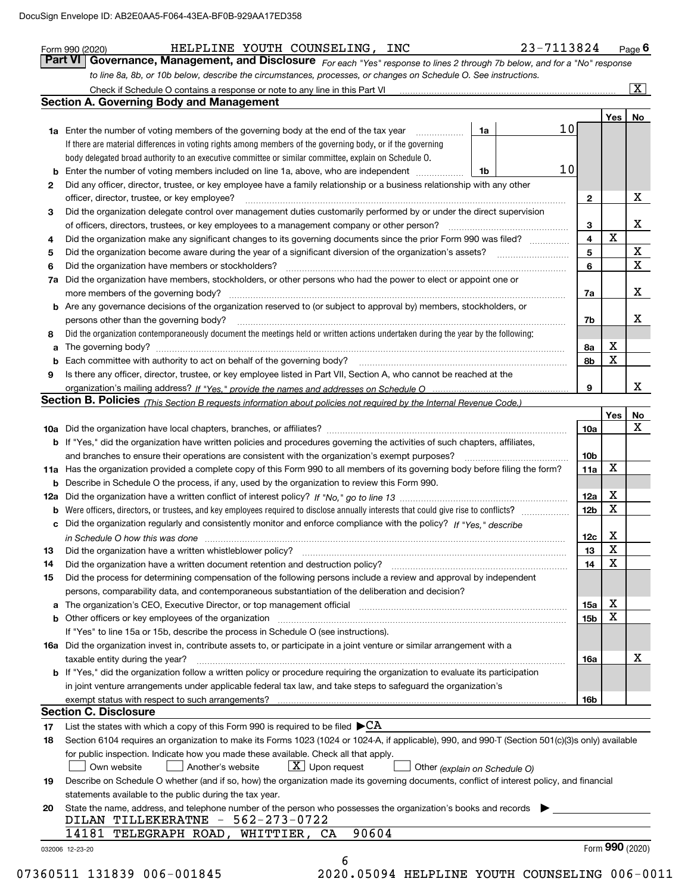DocuSign Envelope ID: AB2E0AA5-F064-43EA-BF0B-929AA17ED358

Form 990 (2020) HELPLINE YOUTH COUNSELING, INC 23-7113824 Page 6

## Part VI Governance, Management, and Disclosure

*For each "Yes" response to lines 2 through 7b below, and for a "No" response to line 8a, 8b, or 10b below, describe the circumstances, processes, or changes on Schedule O. See instructions.*

Check if Schedule O contains a response or note to any line in this Part VI [X]

### Section A. Governing Body and Management

| | | | | Yes | No |
|---|---|---|---|---|---|
| **1a** | Enter the number of voting members of the governing body at the end of the tax year. If there are material differences in voting rights among members of the governing body, or if the governing body delegated broad authority to an executive committee or similar committee, explain on Schedule O. | 1a | 10 | | |
| **b** | Enter the number of voting members included on line 1a, above, who are independent | 1b | 10 | | |
| **2** | Did any officer, director, trustee, or key employee have a family relationship or a business relationship with any other officer, director, trustee, or key employee? | 2 | | | X |
| **3** | Did the organization delegate control over management duties customarily performed by or under the direct supervision of officers, directors, trustees, or key employees to a management company or other person? | 3 | | | X |
| **4** | Did the organization make any significant changes to its governing documents since the prior Form 990 was filed? | 4 | | X | |
| **5** | Did the organization become aware during the year of a significant diversion of the organization's assets? | 5 | | | X |
| **6** | Did the organization have members or stockholders? | 6 | | | X |
| **7a** | Did the organization have members, stockholders, or other persons who had the power to elect or appoint one or more members of the governing body? | 7a | | | X |
| **b** | Are any governance decisions of the organization reserved to (or subject to approval by) members, stockholders, or persons other than the governing body? | 7b | | | X |
| **8** | Did the organization contemporaneously document the meetings held or written actions undertaken during the year by the following: | | | | |
| **a** | The governing body? | 8a | | X | |
| **b** | Each committee with authority to act on behalf of the governing body? | 8b | | X | |
| **9** | Is there any officer, director, trustee, or key employee listed in Part VII, Section A, who cannot be reached at the organization's mailing address? *If "Yes," provide the names and addresses on Schedule O* | 9 | | | X |

### Section B. Policies *(This Section B requests information about policies not required by the Internal Revenue Code.)*

| | | | Yes | No |
|---|---|---|---|---|
| **10a** | Did the organization have local chapters, branches, or affiliates? | 10a | | X |
| **b** | If "Yes," did the organization have written policies and procedures governing the activities of such chapters, affiliates, and branches to ensure their operations are consistent with the organization's exempt purposes? | 10b | | |
| **11a** | Has the organization provided a complete copy of this Form 990 to all members of its governing body before filing the form? | 11a | X | |
| **b** | Describe in Schedule O the process, if any, used by the organization to review this Form 990. | | | |
| **12a** | Did the organization have a written conflict of interest policy? *If "No," go to line 13* | 12a | X | |
| **b** | Were officers, directors, or trustees, and key employees required to disclose annually interests that could give rise to conflicts? | 12b | X | |
| **c** | Did the organization regularly and consistently monitor and enforce compliance with the policy? *If "Yes," describe in Schedule O how this was done* | 12c | X | |
| **13** | Did the organization have a written whistleblower policy? | 13 | X | |
| **14** | Did the organization have a written document retention and destruction policy? | 14 | X | |
| **15** | Did the process for determining compensation of the following persons include a review and approval by independent persons, comparability data, and contemporaneous substantiation of the deliberation and decision? | | | |
| **a** | The organization's CEO, Executive Director, or top management official | 15a | X | |
| **b** | Other officers or key employees of the organization | 15b | X | |
| | If "Yes" to line 15a or 15b, describe the process in Schedule O (see instructions). | | | |
| **16a** | Did the organization invest in, contribute assets to, or participate in a joint venture or similar arrangement with a taxable entity during the year? | 16a | | X |
| **b** | If "Yes," did the organization follow a written policy or procedure requiring the organization to evaluate its participation in joint venture arrangements under applicable federal tax law, and take steps to safeguard the organization's exempt status with respect to such arrangements? | 16b | | |

### Section C. Disclosure

**17** List the states with which a copy of this Form 990 is required to be filed ▶CA

**18** Section 6104 requires an organization to make its Forms 1023 (1024 or 1024-A, if applicable), 990, and 990-T (Section 501(c)(3)s only) available for public inspection. Indicate how you made these available. Check all that apply.

[ ] Own website [ ] Another's website [X] Upon request [ ] Other *(explain on Schedule O)*

**19** Describe on Schedule O whether (and if so, how) the organization made its governing documents, conflict of interest policy, and financial statements available to the public during the tax year.

**20** State the name, address, and telephone number of the person who possesses the organization's books and records ▶

DILAN TILLEKERATNE - 562-273-0722
14181 TELEGRAPH ROAD, WHITTIER, CA 90604

032006 12-23-20 Form **990** (2020)

07360511 131839 006-001845 2020.05094 HELPLINE YOUTH COUNSELING 006-0011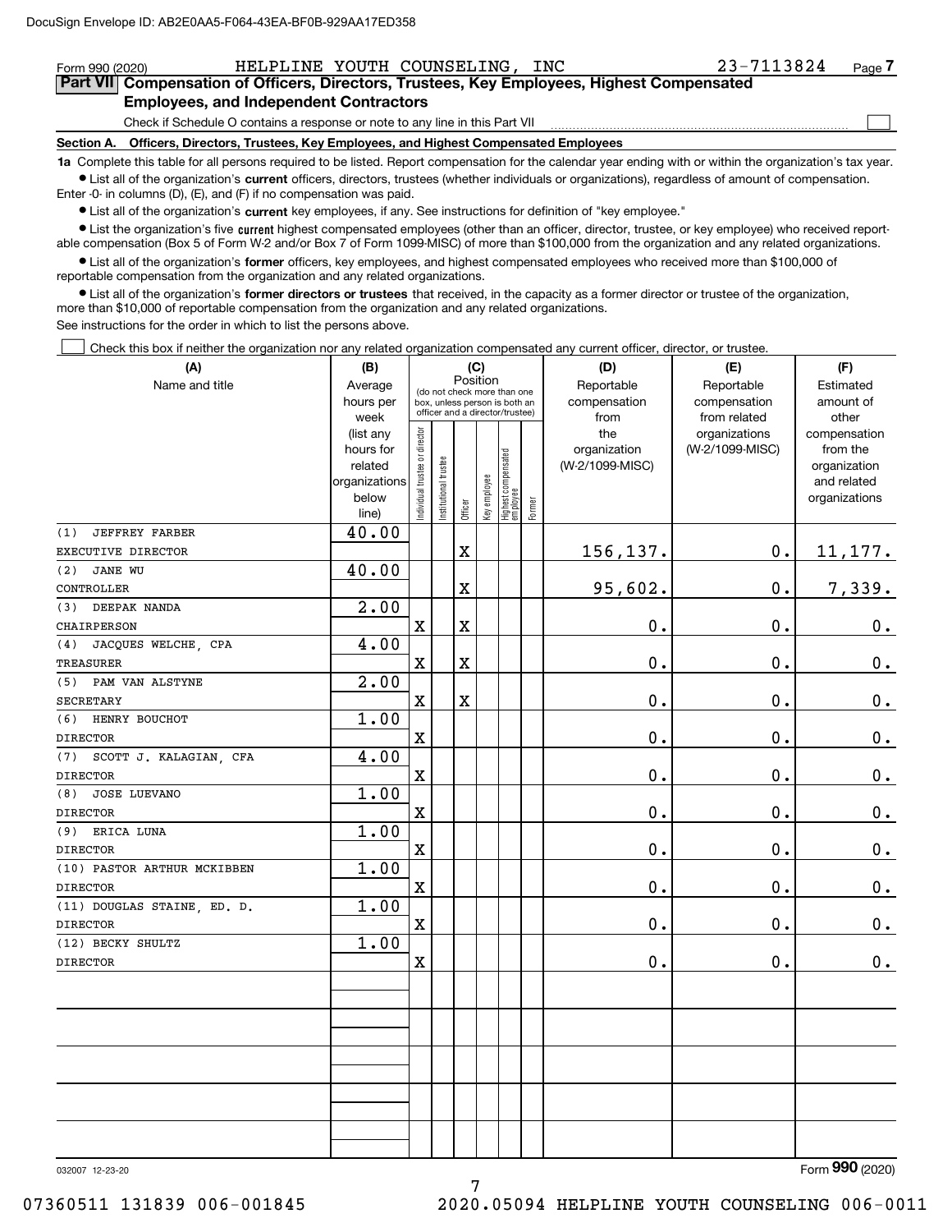DocuSign Envelope ID: AB2E0AA5-F064-43EA-BF0B-929AA17ED358

Form 990 (2020) HELPLINE YOUTH COUNSELING, INC 23-7113824 Page 7

**Part VII Compensation of Officers, Directors, Trustees, Key Employees, Highest Compensated Employees, and Independent Contractors**

Check if Schedule O contains a response or note to any line in this Part VII ☐

**Section A. Officers, Directors, Trustees, Key Employees, and Highest Compensated Employees**

**1a** Complete this table for all persons required to be listed. Report compensation for the calendar year ending with or within the organization's tax year.

- List all of the organization's **current** officers, directors, trustees (whether individuals or organizations), regardless of amount of compensation. Enter -0- in columns (D), (E), and (F) if no compensation was paid.
- List all of the organization's **current** key employees, if any. See instructions for definition of "key employee."
- List the organization's five **current** highest compensated employees (other than an officer, director, trustee, or key employee) who received reportable compensation (Box 5 of Form W-2 and/or Box 7 of Form 1099-MISC) of more than $100,000 from the organization and any related organizations.
- List all of the organization's **former** officers, key employees, and highest compensated employees who received more than $100,000 of reportable compensation from the organization and any related organizations.
- List all of the organization's **former directors or trustees** that received, in the capacity as a former director or trustee of the organization, more than $10,000 of reportable compensation from the organization and any related organizations.

See instructions for the order in which to list the persons above.

☐ Check this box if neither the organization nor any related organization compensated any current officer, director, or trustee.

| (A) Name and title | (B) Average hours per week (list any hours for related organizations below line) | (C) Individual trustee or director | Institutional trustee | Officer | Key employee | Highest compensated employee | Former | (D) Reportable compensation from the organization (W-2/1099-MISC) | (E) Reportable compensation from related organizations (W-2/1099-MISC) | (F) Estimated amount of other compensation from the organization and related organizations |
|---|---|---|---|---|---|---|---|---|---|---|
| (1) JEFFREY FARBER<br>EXECUTIVE DIRECTOR | 40.00 | | | X | | | | 156,137. | 0. | 11,177. |
| (2) JANE WU<br>CONTROLLER | 40.00 | | | X | | | | 95,602. | 0. | 7,339. |
| (3) DEEPAK NANDA<br>CHAIRPERSON | 2.00 | X | | X | | | | 0. | 0. | 0. |
| (4) JACQUES WELCHE, CPA<br>TREASURER | 4.00 | X | | X | | | | 0. | 0. | 0. |
| (5) PAM VAN ALSTYNE<br>SECRETARY | 2.00 | X | | X | | | | 0. | 0. | 0. |
| (6) HENRY BOUCHOT<br>DIRECTOR | 1.00 | X | | | | | | 0. | 0. | 0. |
| (7) SCOTT J. KALAGIAN, CFA<br>DIRECTOR | 4.00 | X | | | | | | 0. | 0. | 0. |
| (8) JOSE LUEVANO<br>DIRECTOR | 1.00 | X | | | | | | 0. | 0. | 0. |
| (9) ERICA LUNA<br>DIRECTOR | 1.00 | X | | | | | | 0. | 0. | 0. |
| (10) PASTOR ARTHUR MCKIBBEN<br>DIRECTOR | 1.00 | X | | | | | | 0. | 0. | 0. |
| (11) DOUGLAS STAINE, ED. D.<br>DIRECTOR | 1.00 | X | | | | | | 0. | 0. | 0. |
| (12) BECKY SHULTZ<br>DIRECTOR | 1.00 | X | | | | | | 0. | 0. | 0. |

032007 12-23-20 Form 990 (2020)

07360511 131839 006-001845 2020.05094 HELPLINE YOUTH COUNSELING 006-0011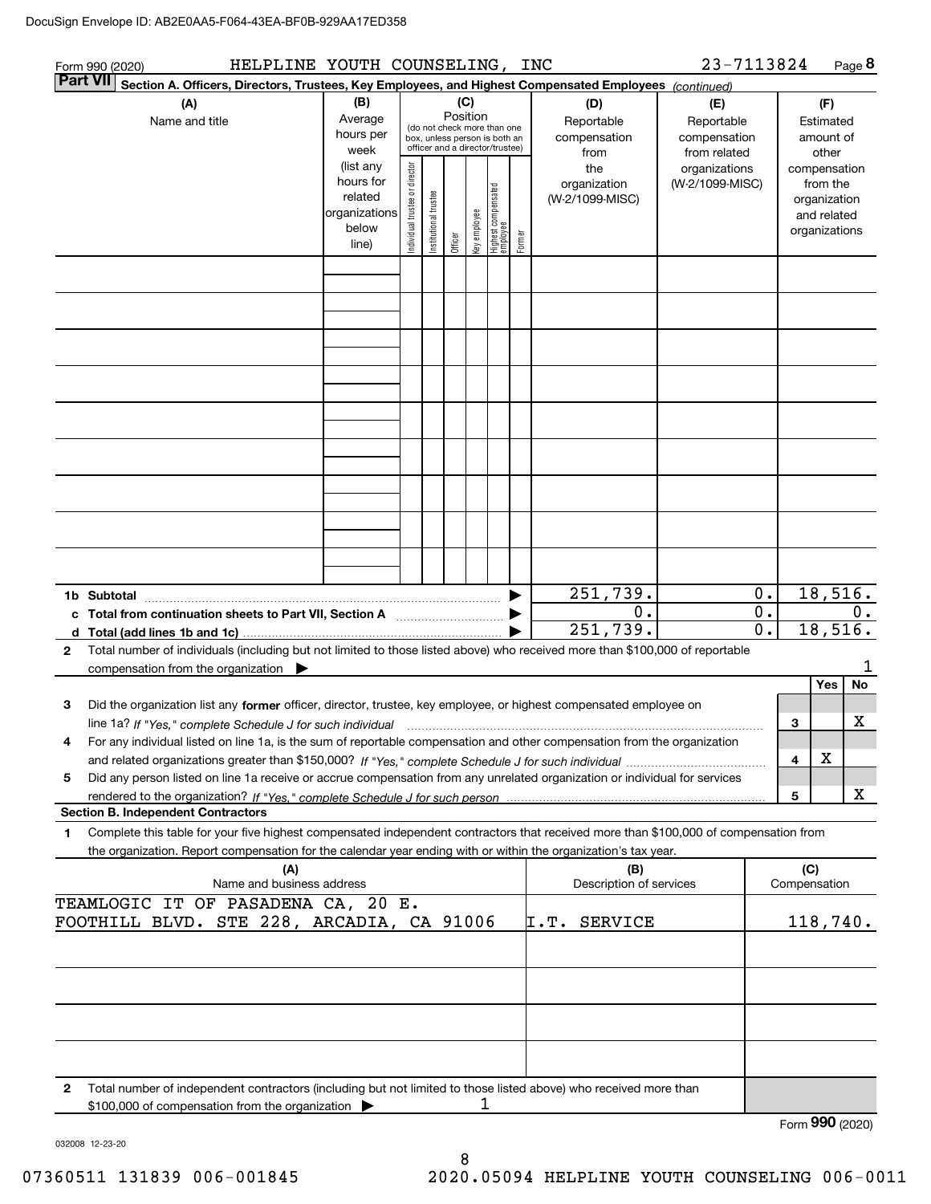DocuSign Envelope ID: AB2E0AA5-F064-43EA-BF0B-929AA17ED358

Form 990 (2020) HELPLINE YOUTH COUNSELING, INC 23-7113824 Page **8**

**Part VII Section A. Officers, Directors, Trustees, Key Employees, and Highest Compensated Employees** *(continued)*

| (A) Name and title | (B) Average hours per week (list any hours for related organizations below line) | (C) Position (do not check more than one box, unless person is both an officer and a director/trustee): Individual trustee or director | Institutional trustee | Officer | Key employee | Highest compensated employee | Former | (D) Reportable compensation from the organization (W-2/1099-MISC) | (E) Reportable compensation from related organizations (W-2/1099-MISC) | (F) Estimated amount of other compensation from the organization and related organizations |
|---|---|---|---|---|---|---|---|---|---|---|
| | | | | | | | | | | |
| | | | | | | | | | | |
| | | | | | | | | | | |
| | | | | | | | | | | |
| | | | | | | | | | | |
| | | | | | | | | | | |
| | | | | | | | | | | |
| | | | | | | | | | | |
| | | | | | | | | | | |

| | D | E | F |
|---|---|---|---|
| **1b Subtotal** ▶ | 251,739. | 0. | 18,516. |
| **c Total from continuation sheets to Part VII, Section A** ▶ | 0. | 0. | 0. |
| **d Total (add lines 1b and 1c)** ▶ | 251,739. | 0. | 18,516. |

**2** Total number of individuals (including but not limited to those listed above) who received more than $100,000 of reportable compensation from the organization ▶ 1

| | | Yes | No |
|---|---|---|---|
| **3** Did the organization list any **former** officer, director, trustee, key employee, or highest compensated employee on line 1a? *If "Yes," complete Schedule J for such individual* | 3 | | X |
| **4** For any individual listed on line 1a, is the sum of reportable compensation and other compensation from the organization and related organizations greater than $150,000? *If "Yes," complete Schedule J for such individual* | 4 | X | |
| **5** Did any person listed on line 1a receive or accrue compensation from any unrelated organization or individual for services rendered to the organization? *If "Yes," complete Schedule J for such person* | 5 | | X |

**Section B. Independent Contractors**

**1** Complete this table for your five highest compensated independent contractors that received more than $100,000 of compensation from the organization. Report compensation for the calendar year ending with or within the organization's tax year.

| (A) Name and business address | (B) Description of services | (C) Compensation |
|---|---|---|
| TEAMLOGIC IT OF PASADENA CA, 20 E. FOOTHILL BLVD. STE 228, ARCADIA, CA 91006 | I.T. SERVICE | 118,740. |
| | | |
| | | |
| | | |
| | | |

**2** Total number of independent contractors (including but not limited to those listed above) who received more than $100,000 of compensation from the organization ▶ 1

Form **990** (2020)

032008 12-23-20

07360511 131839 006-001845 2020.05094 HELPLINE YOUTH COUNSELING 006-0011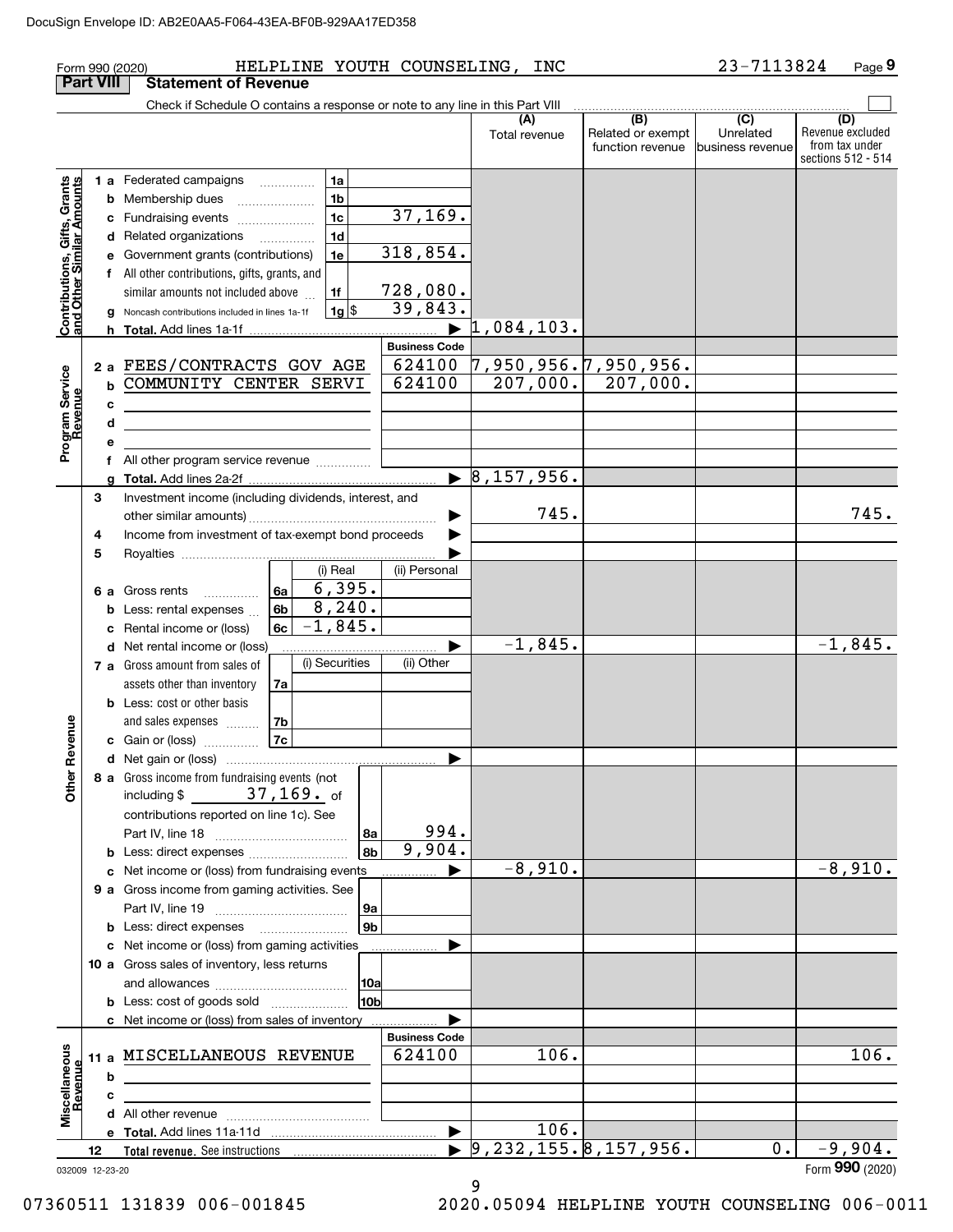DocuSign Envelope ID: AB2E0AA5-F064-43EA-BF0B-929AA17ED358

Form 990 (2020) HELPLINE YOUTH COUNSELING, INC 23-7113824 Page 9

## Part VIII Statement of Revenue

Check if Schedule O contains a response or note to any line in this Part VIII

| Section | Line | Description | | | (A) Total revenue | (B) Related or exempt function revenue | (C) Unrelated business revenue | (D) Revenue excluded from tax under sections 512 - 514 |
|---|---|---|---|---|---|---|---|---|
| Contributions, Gifts, Grants and Other Similar Amounts | 1 a | Federated campaigns | 1a | | | | | |
| | b | Membership dues | 1b | | | | | |
| | c | Fundraising events | 1c | 37,169. | | | | |
| | d | Related organizations | 1d | | | | | |
| | e | Government grants (contributions) | 1e | 318,854. | | | | |
| | f | All other contributions, gifts, grants, and similar amounts not included above | 1f | 728,080. | | | | |
| | g | Noncash contributions included in lines 1a-1f | 1g $ | 39,843. | | | | |
| | h | Total. Add lines 1a-1f | | ▶ | 1,084,103. | | | |
| Program Service Revenue | | | | Business Code | | | | |
| | 2 a | FEES/CONTRACTS GOV AGE | | 624100 | 7,950,956. | 7,950,956. | | |
| | b | COMMUNITY CENTER SERVI | | 624100 | 207,000. | 207,000. | | |
| | c | | | | | | | |
| | d | | | | | | | |
| | e | | | | | | | |
| | f | All other program service revenue | | | | | | |
| | g | Total. Add lines 2a-2f | | ▶ | 8,157,956. | | | |
| Other Revenue | 3 | Investment income (including dividends, interest, and other similar amounts) | | ▶ | 745. | | | 745. |
| | 4 | Income from investment of tax-exempt bond proceeds | | ▶ | | | | |
| | 5 | Royalties | | ▶ | | | | |
| | | | (i) Real | (ii) Personal | | | | |
| | 6 a | Gross rents (6a) | 6,395. | | | | | |
| | b | Less: rental expenses (6b) | 8,240. | | | | | |
| | c | Rental income or (loss) (6c) | -1,845. | | | | | |
| | d | Net rental income or (loss) | | ▶ | -1,845. | | | -1,845. |
| | | | (i) Securities | (ii) Other | | | | |
| | 7 a | Gross amount from sales of assets other than inventory (7a) | | | | | | |
| | b | Less: cost or other basis and sales expenses (7b) | | | | | | |
| | c | Gain or (loss) (7c) | | | | | | |
| | d | Net gain or (loss) | | ▶ | | | | |
| | 8 a | Gross income from fundraising events (not including $ 37,169. of contributions reported on line 1c). See Part IV, line 18 | 8a | 994. | | | | |
| | b | Less: direct expenses | 8b | 9,904. | | | | |
| | c | Net income or (loss) from fundraising events | | ▶ | -8,910. | | | -8,910. |
| | 9 a | Gross income from gaming activities. See Part IV, line 19 | 9a | | | | | |
| | b | Less: direct expenses | 9b | | | | | |
| | c | Net income or (loss) from gaming activities | | ▶ | | | | |
| | 10 a | Gross sales of inventory, less returns and allowances | 10a | | | | | |
| | b | Less: cost of goods sold | 10b | | | | | |
| | c | Net income or (loss) from sales of inventory | | ▶ | | | | |
| Miscellaneous Revenue | | | | Business Code | | | | |
| | 11 a | MISCELLANEOUS REVENUE | | 624100 | 106. | | | 106. |
| | b | | | | | | | |
| | c | | | | | | | |
| | d | All other revenue | | | | | | |
| | e | Total. Add lines 11a-11d | | ▶ | 106. | | | |
| | 12 | Total revenue. See instructions | | ▶ | 9,232,155. | 8,157,956. | 0. | -9,904. |

032009 12-23-20 Form 990 (2020)

07360511 131839 006-001845 2020.05094 HELPLINE YOUTH COUNSELING 006-0011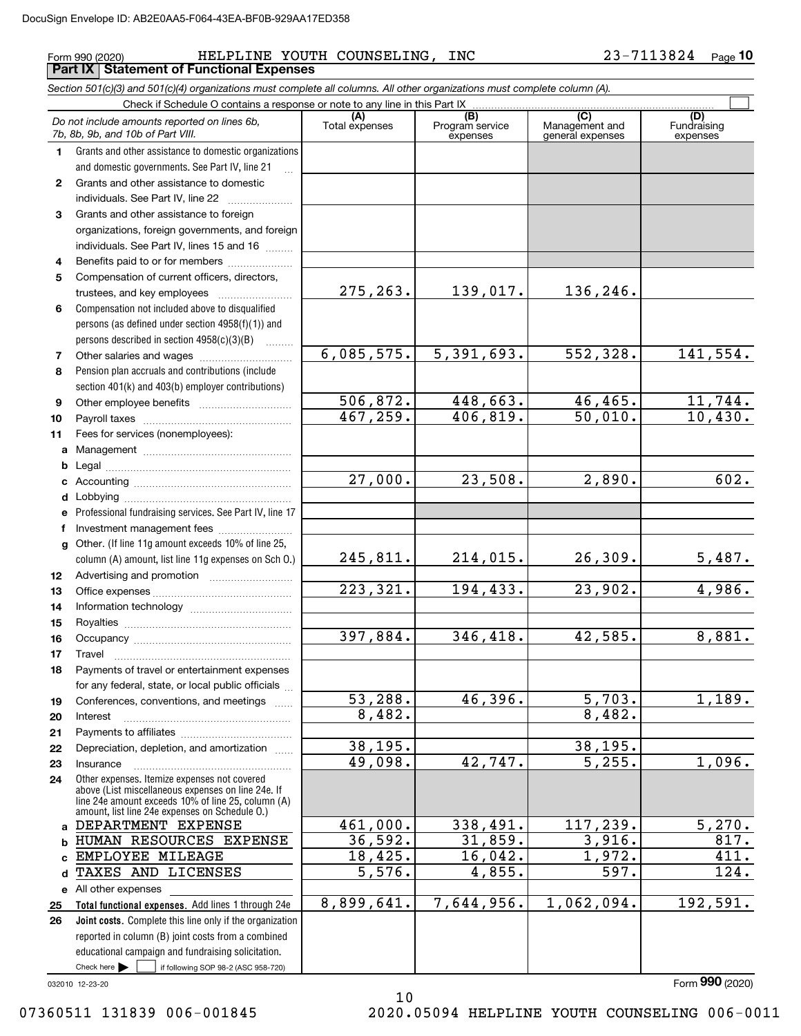Form 990 (2020) HELPLINE YOUTH COUNSELING, INC 23-7113824 Page 10

## Part IX Statement of Functional Expenses

*Section 501(c)(3) and 501(c)(4) organizations must complete all columns. All other organizations must complete column (A).*

Check if Schedule O contains a response or note to any line in this Part IX ☐

| *Do not include amounts reported on lines 6b, 7b, 8b, 9b, and 10b of Part VIII.* | (A) Total expenses | (B) Program service expenses | (C) Management and general expenses | (D) Fundraising expenses |
|---|---|---|---|---|
| 1 Grants and other assistance to domestic organizations and domestic governments. See Part IV, line 21 | | | | |
| 2 Grants and other assistance to domestic individuals. See Part IV, line 22 | | | | |
| 3 Grants and other assistance to foreign organizations, foreign governments, and foreign individuals. See Part IV, lines 15 and 16 | | | | |
| 4 Benefits paid to or for members | | | | |
| 5 Compensation of current officers, directors, trustees, and key employees | 275,263. | 139,017. | 136,246. | |
| 6 Compensation not included above to disqualified persons (as defined under section 4958(f)(1)) and persons described in section 4958(c)(3)(B) | | | | |
| 7 Other salaries and wages | 6,085,575. | 5,391,693. | 552,328. | 141,554. |
| 8 Pension plan accruals and contributions (include section 401(k) and 403(b) employer contributions) | | | | |
| 9 Other employee benefits | 506,872. | 448,663. | 46,465. | 11,744. |
| 10 Payroll taxes | 467,259. | 406,819. | 50,010. | 10,430. |
| 11 Fees for services (nonemployees): | | | | |
| a Management | | | | |
| b Legal | | | | |
| c Accounting | 27,000. | 23,508. | 2,890. | 602. |
| d Lobbying | | | | |
| e Professional fundraising services. See Part IV, line 17 | | | | |
| f Investment management fees | | | | |
| g Other. (If line 11g amount exceeds 10% of line 25, column (A) amount, list line 11g expenses on Sch O.) | 245,811. | 214,015. | 26,309. | 5,487. |
| 12 Advertising and promotion | | | | |
| 13 Office expenses | 223,321. | 194,433. | 23,902. | 4,986. |
| 14 Information technology | | | | |
| 15 Royalties | | | | |
| 16 Occupancy | 397,884. | 346,418. | 42,585. | 8,881. |
| 17 Travel | | | | |
| 18 Payments of travel or entertainment expenses for any federal, state, or local public officials | | | | |
| 19 Conferences, conventions, and meetings | 53,288. | 46,396. | 5,703. | 1,189. |
| 20 Interest | 8,482. | | 8,482. | |
| 21 Payments to affiliates | | | | |
| 22 Depreciation, depletion, and amortization | 38,195. | | 38,195. | |
| 23 Insurance | 49,098. | 42,747. | 5,255. | 1,096. |
| 24 Other expenses. Itemize expenses not covered above (List miscellaneous expenses on line 24e. If line 24e amount exceeds 10% of line 25, column (A) amount, list line 24e expenses on Schedule O.) | | | | |
| a DEPARTMENT EXPENSE | 461,000. | 338,491. | 117,239. | 5,270. |
| b HUMAN RESOURCES EXPENSE | 36,592. | 31,859. | 3,916. | 817. |
| c EMPLOYEE MILEAGE | 18,425. | 16,042. | 1,972. | 411. |
| d TAXES AND LICENSES | 5,576. | 4,855. | 597. | 124. |
| e All other expenses | | | | |
| 25 **Total functional expenses.** Add lines 1 through 24e | 8,899,641. | 7,644,956. | 1,062,094. | 192,591. |
| 26 **Joint costs.** Complete this line only if the organization reported in column (B) joint costs from a combined educational campaign and fundraising solicitation. Check here ☐ if following SOP 98-2 (ASC 958-720) | | | | |

032010 12-23-20

Form **990** (2020)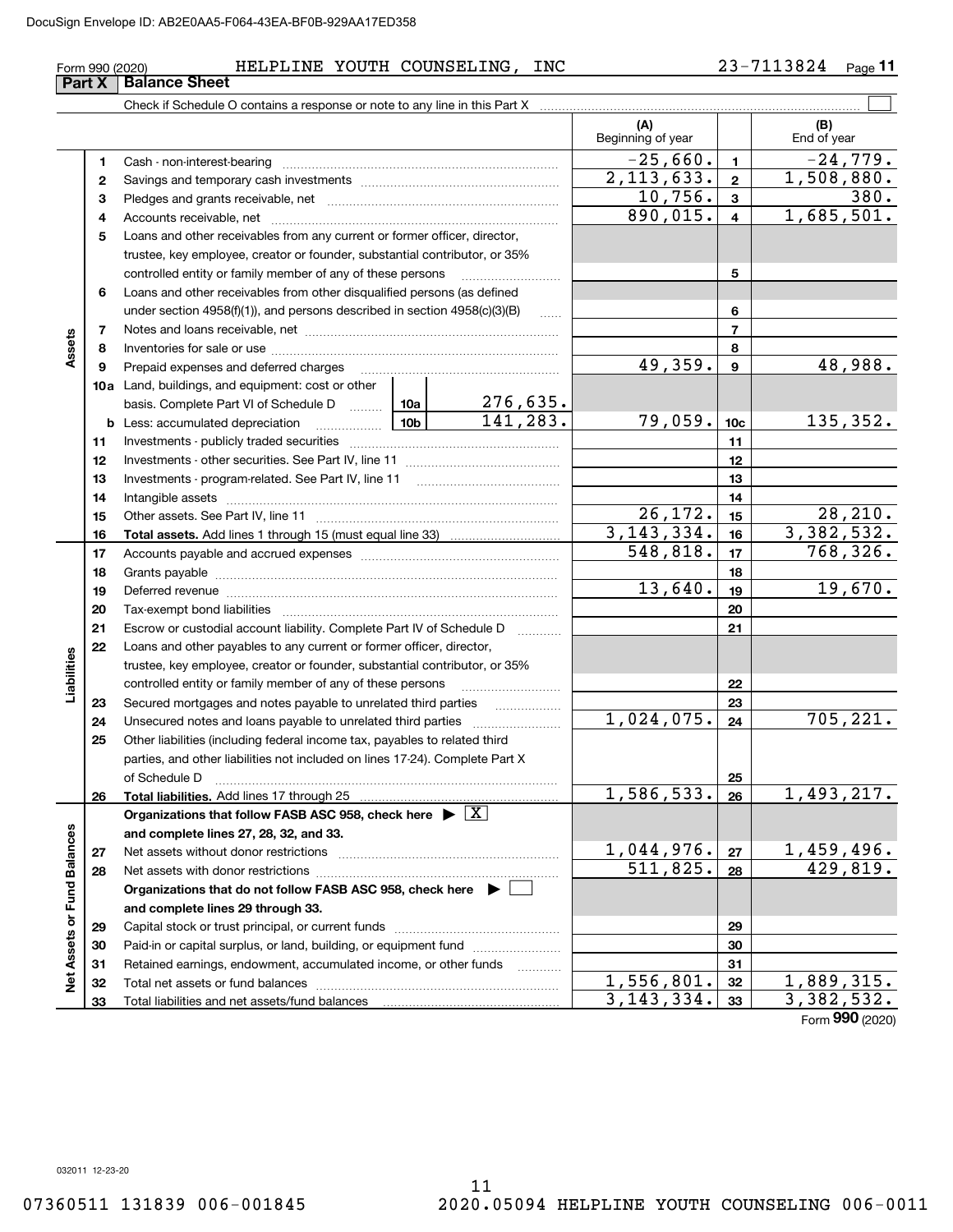Form 990 (2020) HELPLINE YOUTH COUNSELING, INC 23-7113824

## Part X Balance Sheet

Check if Schedule O contains a response or note to any line in this Part X ☐

| | | | | (A) Beginning of year | | (B) End of year |
|---|---|---|---|---|---|---|
| **Assets** | 1 | Cash - non-interest-bearing | | -25,660. | 1 | -24,779. |
| | 2 | Savings and temporary cash investments | | 2,113,633. | 2 | 1,508,880. |
| | 3 | Pledges and grants receivable, net | | 10,756. | 3 | 380. |
| | 4 | Accounts receivable, net | | 890,015. | 4 | 1,685,501. |
| | 5 | Loans and other receivables from any current or former officer, director, trustee, key employee, creator or founder, substantial contributor, or 35% controlled entity or family member of any of these persons | | | 5 | |
| | 6 | Loans and other receivables from other disqualified persons (as defined under section 4958(f)(1)), and persons described in section 4958(c)(3)(B) | | | 6 | |
| | 7 | Notes and loans receivable, net | | | 7 | |
| | 8 | Inventories for sale or use | | | 8 | |
| | 9 | Prepaid expenses and deferred charges | | 49,359. | 9 | 48,988. |
| | 10a | Land, buildings, and equipment: cost or other basis. Complete Part VI of Schedule D | 10a 276,635. | | | |
| | b | Less: accumulated depreciation | 10b 141,283. | 79,059. | 10c | 135,352. |
| | 11 | Investments - publicly traded securities | | | 11 | |
| | 12 | Investments - other securities. See Part IV, line 11 | | | 12 | |
| | 13 | Investments - program-related. See Part IV, line 11 | | | 13 | |
| | 14 | Intangible assets | | | 14 | |
| | 15 | Other assets. See Part IV, line 11 | | 26,172. | 15 | 28,210. |
| | 16 | **Total assets.** Add lines 1 through 15 (must equal line 33) | | 3,143,334. | 16 | 3,382,532. |
| **Liabilities** | 17 | Accounts payable and accrued expenses | | 548,818. | 17 | 768,326. |
| | 18 | Grants payable | | | 18 | |
| | 19 | Deferred revenue | | 13,640. | 19 | 19,670. |
| | 20 | Tax-exempt bond liabilities | | | 20 | |
| | 21 | Escrow or custodial account liability. Complete Part IV of Schedule D | | | 21 | |
| | 22 | Loans and other payables to any current or former officer, director, trustee, key employee, creator or founder, substantial contributor, or 35% controlled entity or family member of any of these persons | | | 22 | |
| | 23 | Secured mortgages and notes payable to unrelated third parties | | | 23 | |
| | 24 | Unsecured notes and loans payable to unrelated third parties | | 1,024,075. | 24 | 705,221. |
| | 25 | Other liabilities (including federal income tax, payables to related third parties, and other liabilities not included on lines 17-24). Complete Part X of Schedule D | | | 25 | |
| | 26 | **Total liabilities.** Add lines 17 through 25 | | 1,586,533. | 26 | 1,493,217. |
| **Net Assets or Fund Balances** | | **Organizations that follow FASB ASC 958, check here ▶ ☒ and complete lines 27, 28, 32, and 33.** | | | | |
| | 27 | Net assets without donor restrictions | | 1,044,976. | 27 | 1,459,496. |
| | 28 | Net assets with donor restrictions | | 511,825. | 28 | 429,819. |
| | | **Organizations that do not follow FASB ASC 958, check here ▶ ☐ and complete lines 29 through 33.** | | | | |
| | 29 | Capital stock or trust principal, or current funds | | | 29 | |
| | 30 | Paid-in or capital surplus, or land, building, or equipment fund | | | 30 | |
| | 31 | Retained earnings, endowment, accumulated income, or other funds | | | 31 | |
| | 32 | Total net assets or fund balances | | 1,556,801. | 32 | 1,889,315. |
| | 33 | Total liabilities and net assets/fund balances | | 3,143,334. | 33 | 3,382,532. |

Form **990** (2020)

032011 12-23-20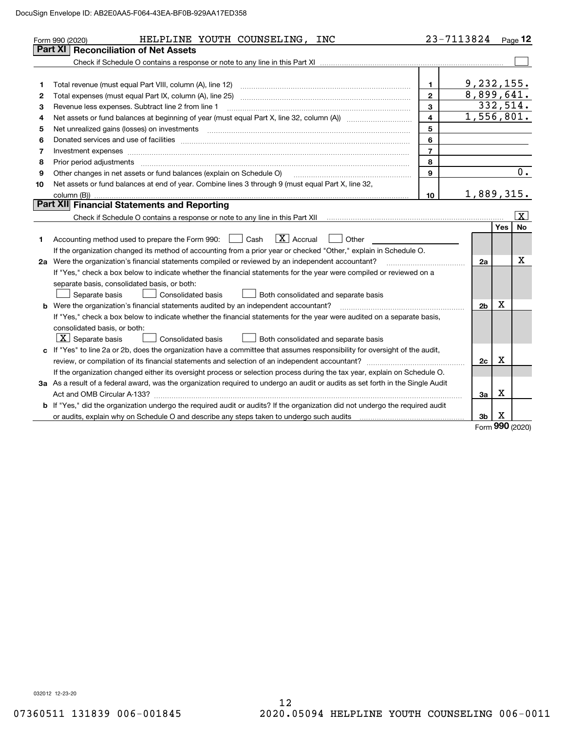Form 990 (2020) HELPLINE YOUTH COUNSELING, INC 23-7113824

## Part XI Reconciliation of Net Assets

Check if Schedule O contains a response or note to any line in this Part XI ☐

| | | | |
|---|---|---|---|
| 1 | Total revenue (must equal Part VIII, column (A), line 12) | 1 | 9,232,155. |
| 2 | Total expenses (must equal Part IX, column (A), line 25) | 2 | 8,899,641. |
| 3 | Revenue less expenses. Subtract line 2 from line 1 | 3 | 332,514. |
| 4 | Net assets or fund balances at beginning of year (must equal Part X, line 32, column (A)) | 4 | 1,556,801. |
| 5 | Net unrealized gains (losses) on investments | 5 | |
| 6 | Donated services and use of facilities | 6 | |
| 7 | Investment expenses | 7 | |
| 8 | Prior period adjustments | 8 | |
| 9 | Other changes in net assets or fund balances (explain on Schedule O) | 9 | 0. |
| 10 | Net assets or fund balances at end of year. Combine lines 3 through 9 (must equal Part X, line 32, column (B)) | 10 | 1,889,315. |

## Part XII Financial Statements and Reporting

Check if Schedule O contains a response or note to any line in this Part XII ☒

| | | | Yes | No |
|---|---|---|---|---|
| 1 | Accounting method used to prepare the Form 990: ☐ Cash ☒ Accrual ☐ Other<br>If the organization changed its method of accounting from a prior year or checked "Other," explain in Schedule O. | | | |
| 2a | Were the organization's financial statements compiled or reviewed by an independent accountant?<br>If "Yes," check a box below to indicate whether the financial statements for the year were compiled or reviewed on a separate basis, consolidated basis, or both:<br>☐ Separate basis ☐ Consolidated basis ☐ Both consolidated and separate basis | 2a | | X |
| b | Were the organization's financial statements audited by an independent accountant?<br>If "Yes," check a box below to indicate whether the financial statements for the year were audited on a separate basis, consolidated basis, or both:<br>☒ Separate basis ☐ Consolidated basis ☐ Both consolidated and separate basis | 2b | X | |
| c | If "Yes" to line 2a or 2b, does the organization have a committee that assumes responsibility for oversight of the audit, review, or compilation of its financial statements and selection of an independent accountant?<br>If the organization changed either its oversight process or selection process during the tax year, explain on Schedule O. | 2c | X | |
| 3a | As a result of a federal award, was the organization required to undergo an audit or audits as set forth in the Single Audit Act and OMB Circular A-133? | 3a | X | |
| b | If "Yes," did the organization undergo the required audit or audits? If the organization did not undergo the required audit or audits, explain why on Schedule O and describe any steps taken to undergo such audits | 3b | X | |

Form 990 (2020)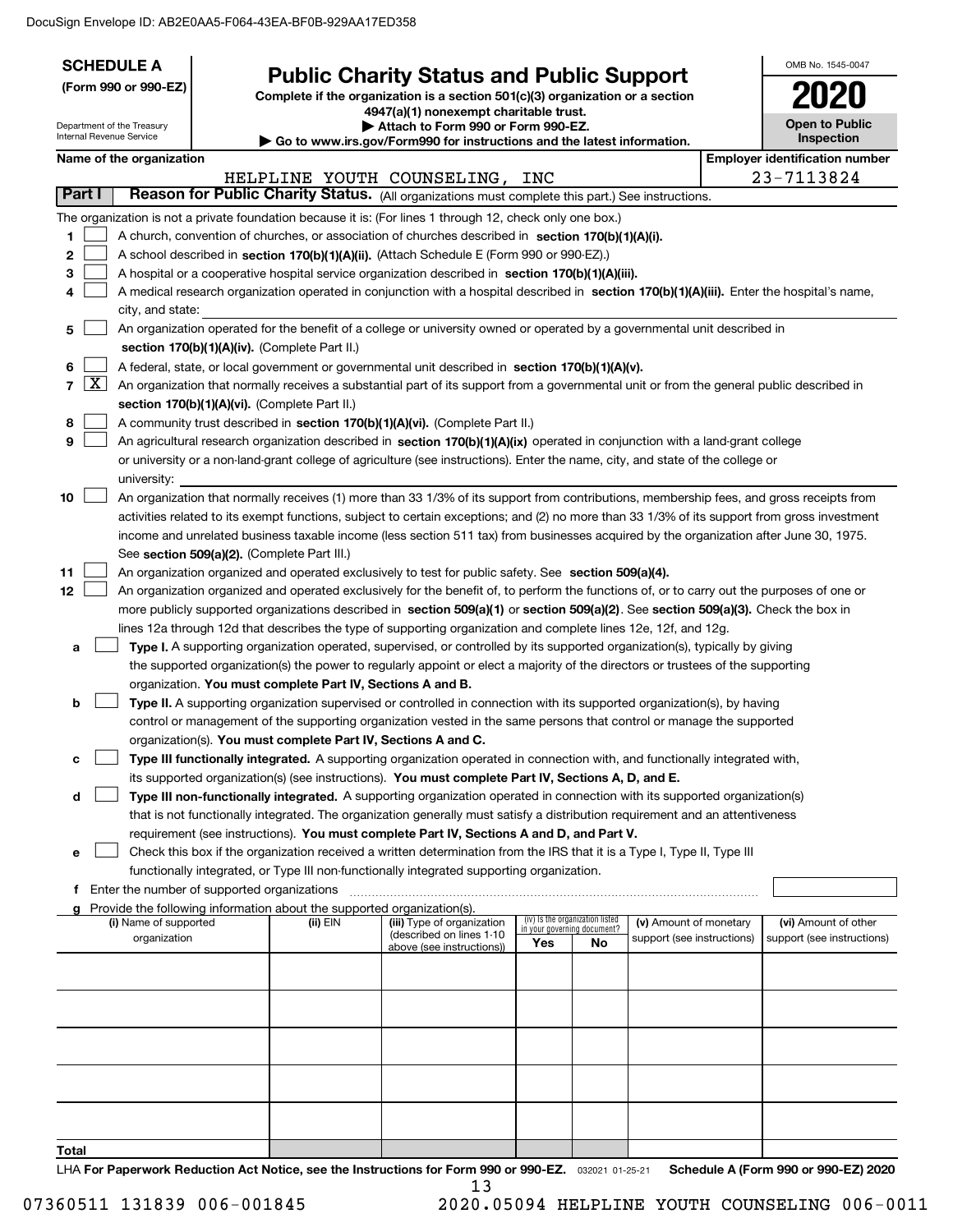DocuSign Envelope ID: AB2E0AA5-F064-43EA-BF0B-929AA17ED358

**SCHEDULE A**
**(Form 990 or 990-EZ)**

Department of the Treasury
Internal Revenue Service

# Public Charity Status and Public Support

**Complete if the organization is a section 501(c)(3) organization or a section 4947(a)(1) nonexempt charitable trust.**
**▶ Attach to Form 990 or Form 990-EZ.**
**▶ Go to www.irs.gov/Form990 for instructions and the latest information.**

OMB No. 1545-0047
**2020**
**Open to Public Inspection**

**Name of the organization:** HELPLINE YOUTH COUNSELING, INC
**Employer identification number:** 23-7113824

## Part I Reason for Public Charity Status. (All organizations must complete this part.) See instructions.

The organization is not a private foundation because it is: (For lines 1 through 12, check only one box.)

1. [ ] A church, convention of churches, or association of churches described in **section 170(b)(1)(A)(i).**
2. [ ] A school described in **section 170(b)(1)(A)(ii).** (Attach Schedule E (Form 990 or 990-EZ).)
3. [ ] A hospital or a cooperative hospital service organization described in **section 170(b)(1)(A)(iii).**
4. [ ] A medical research organization operated in conjunction with a hospital described in **section 170(b)(1)(A)(iii).** Enter the hospital's name, city, and state:
5. [ ] An organization operated for the benefit of a college or university owned or operated by a governmental unit described in **section 170(b)(1)(A)(iv).** (Complete Part II.)
6. [ ] A federal, state, or local government or governmental unit described in **section 170(b)(1)(A)(v).**
7. [X] An organization that normally receives a substantial part of its support from a governmental unit or from the general public described in **section 170(b)(1)(A)(vi).** (Complete Part II.)
8. [ ] A community trust described in **section 170(b)(1)(A)(vi).** (Complete Part II.)
9. [ ] An agricultural research organization described in **section 170(b)(1)(A)(ix)** operated in conjunction with a land-grant college or university or a non-land-grant college of agriculture (see instructions). Enter the name, city, and state of the college or university:
10. [ ] An organization that normally receives (1) more than 33 1/3% of its support from contributions, membership fees, and gross receipts from activities related to its exempt functions, subject to certain exceptions; and (2) no more than 33 1/3% of its support from gross investment income and unrelated business taxable income (less section 511 tax) from businesses acquired by the organization after June 30, 1975. See **section 509(a)(2).** (Complete Part III.)
11. [ ] An organization organized and operated exclusively to test for public safety. See **section 509(a)(4).**
12. [ ] An organization organized and operated exclusively for the benefit of, to perform the functions of, or to carry out the purposes of one or more publicly supported organizations described in **section 509(a)(1)** or **section 509(a)(2)**. See **section 509(a)(3).** Check the box in lines 12a through 12d that describes the type of supporting organization and complete lines 12e, 12f, and 12g.
   - **a** [ ] **Type I.** A supporting organization operated, supervised, or controlled by its supported organization(s), typically by giving the supported organization(s) the power to regularly appoint or elect a majority of the directors or trustees of the supporting organization. **You must complete Part IV, Sections A and B.**
   - **b** [ ] **Type II.** A supporting organization supervised or controlled in connection with its supported organization(s), by having control or management of the supporting organization vested in the same persons that control or manage the supported organization(s). **You must complete Part IV, Sections A and C.**
   - **c** [ ] **Type III functionally integrated.** A supporting organization operated in connection with, and functionally integrated with, its supported organization(s) (see instructions). **You must complete Part IV, Sections A, D, and E.**
   - **d** [ ] **Type III non-functionally integrated.** A supporting organization operated in connection with its supported organization(s) that is not functionally integrated. The organization generally must satisfy a distribution requirement and an attentiveness requirement (see instructions). **You must complete Part IV, Sections A and D, and Part V.**
   - **e** [ ] Check this box if the organization received a written determination from the IRS that it is a Type I, Type II, Type III functionally integrated, or Type III non-functionally integrated supporting organization.
   - **f** Enter the number of supported organizations
   - **g** Provide the following information about the supported organization(s).

| (i) Name of supported organization | (ii) EIN | (iii) Type of organization (described on lines 1-10 above (see instructions)) | (iv) Is the organization listed in your governing document? Yes | No | (v) Amount of monetary support (see instructions) | (vi) Amount of other support (see instructions) |
|---|---|---|---|---|---|---|
| | | | | | | |
| | | | | | | |
| | | | | | | |
| | | | | | | |
| | | | | | | |
| **Total** | | | | | | |

LHA **For Paperwork Reduction Act Notice, see the Instructions for Form 990 or 990-EZ.** 032021 01-25-21 **Schedule A (Form 990 or 990-EZ) 2020**

07360511 131839 006-001845 2020.05094 HELPLINE YOUTH COUNSELING 006-0011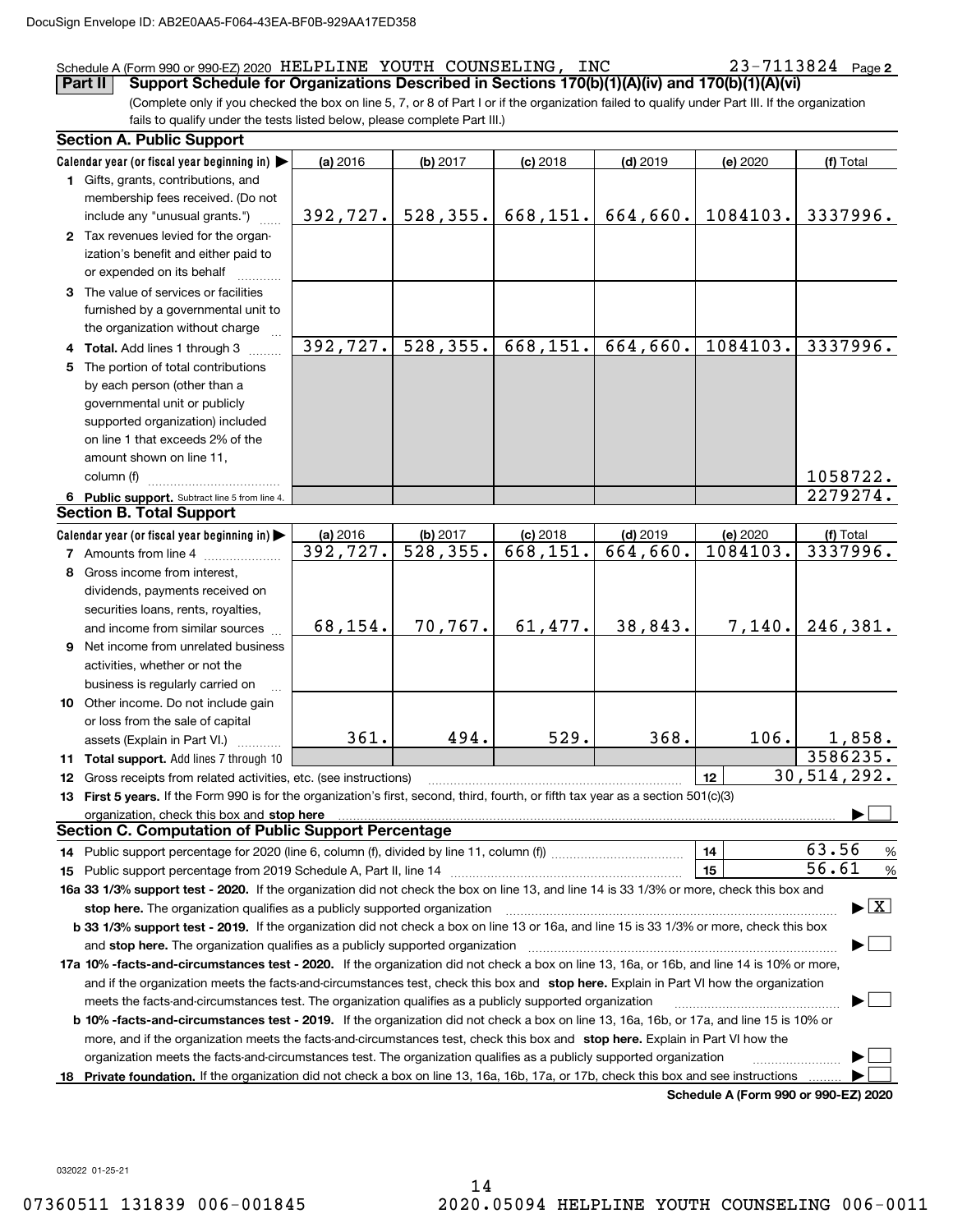Schedule A (Form 990 or 990-EZ) 2020 HELPLINE YOUTH COUNSELING, INC 23-7113824 Page 2

**Part II** **Support Schedule for Organizations Described in Sections 170(b)(1)(A)(iv) and 170(b)(1)(A)(vi)**

(Complete only if you checked the box on line 5, 7, or 8 of Part I or if the organization failed to qualify under Part III. If the organization fails to qualify under the tests listed below, please complete Part III.)

## Section A. Public Support

| Calendar year (or fiscal year beginning in) ▶ | (a) 2016 | (b) 2017 | (c) 2018 | (d) 2019 | (e) 2020 | (f) Total |
|---|---|---|---|---|---|---|
| 1 Gifts, grants, contributions, and membership fees received. (Do not include any "unusual grants.") | 392,727. | 528,355. | 668,151. | 664,660. | 1084103. | 3337996. |
| 2 Tax revenues levied for the organization's benefit and either paid to or expended on its behalf | | | | | | |
| 3 The value of services or facilities furnished by a governmental unit to the organization without charge | | | | | | |
| 4 Total. Add lines 1 through 3 | 392,727. | 528,355. | 668,151. | 664,660. | 1084103. | 3337996. |
| 5 The portion of total contributions by each person (other than a governmental unit or publicly supported organization) included on line 1 that exceeds 2% of the amount shown on line 11, column (f) | | | | | | 1058722. |
| 6 Public support. Subtract line 5 from line 4. | | | | | | 2279274. |

## Section B. Total Support

| Calendar year (or fiscal year beginning in) ▶ | (a) 2016 | (b) 2017 | (c) 2018 | (d) 2019 | (e) 2020 | (f) Total |
|---|---|---|---|---|---|---|
| 7 Amounts from line 4 | 392,727. | 528,355. | 668,151. | 664,660. | 1084103. | 3337996. |
| 8 Gross income from interest, dividends, payments received on securities loans, rents, royalties, and income from similar sources | 68,154. | 70,767. | 61,477. | 38,843. | 7,140. | 246,381. |
| 9 Net income from unrelated business activities, whether or not the business is regularly carried on | | | | | | |
| 10 Other income. Do not include gain or loss from the sale of capital assets (Explain in Part VI.) | 361. | 494. | 529. | 368. | 106. | 1,858. |
| 11 Total support. Add lines 7 through 10 | | | | | | 3586235. |

12 Gross receipts from related activities, etc. (see instructions) — 12 — 30,514,292.

13 **First 5 years.** If the Form 990 is for the organization's first, second, third, fourth, or fifth tax year as a section 501(c)(3) organization, check this box and **stop here** ▶ ☐

## Section C. Computation of Public Support Percentage

14 Public support percentage for 2020 (line 6, column (f), divided by line 11, column (f)) — 14 — 63.56 %

15 Public support percentage from 2019 Schedule A, Part II, line 14 — 15 — 56.61 %

**16a 33 1/3% support test - 2020.** If the organization did not check the box on line 13, and line 14 is 33 1/3% or more, check this box and **stop here.** The organization qualifies as a publicly supported organization ▶ ☒

**b 33 1/3% support test - 2019.** If the organization did not check a box on line 13 or 16a, and line 15 is 33 1/3% or more, check this box and **stop here.** The organization qualifies as a publicly supported organization ▶ ☐

**17a 10% -facts-and-circumstances test - 2020.** If the organization did not check a box on line 13, 16a, or 16b, and line 14 is 10% or more, and if the organization meets the facts-and-circumstances test, check this box and **stop here.** Explain in Part VI how the organization meets the facts-and-circumstances test. The organization qualifies as a publicly supported organization ▶ ☐

**b 10% -facts-and-circumstances test - 2019.** If the organization did not check a box on line 13, 16a, 16b, or 17a, and line 15 is 10% or more, and if the organization meets the facts-and-circumstances test, check this box and **stop here.** Explain in Part VI how the organization meets the facts-and-circumstances test. The organization qualifies as a publicly supported organization ▶ ☐

**18 Private foundation.** If the organization did not check a box on line 13, 16a, 16b, 17a, or 17b, check this box and see instructions ▶ ☐

**Schedule A (Form 990 or 990-EZ) 2020**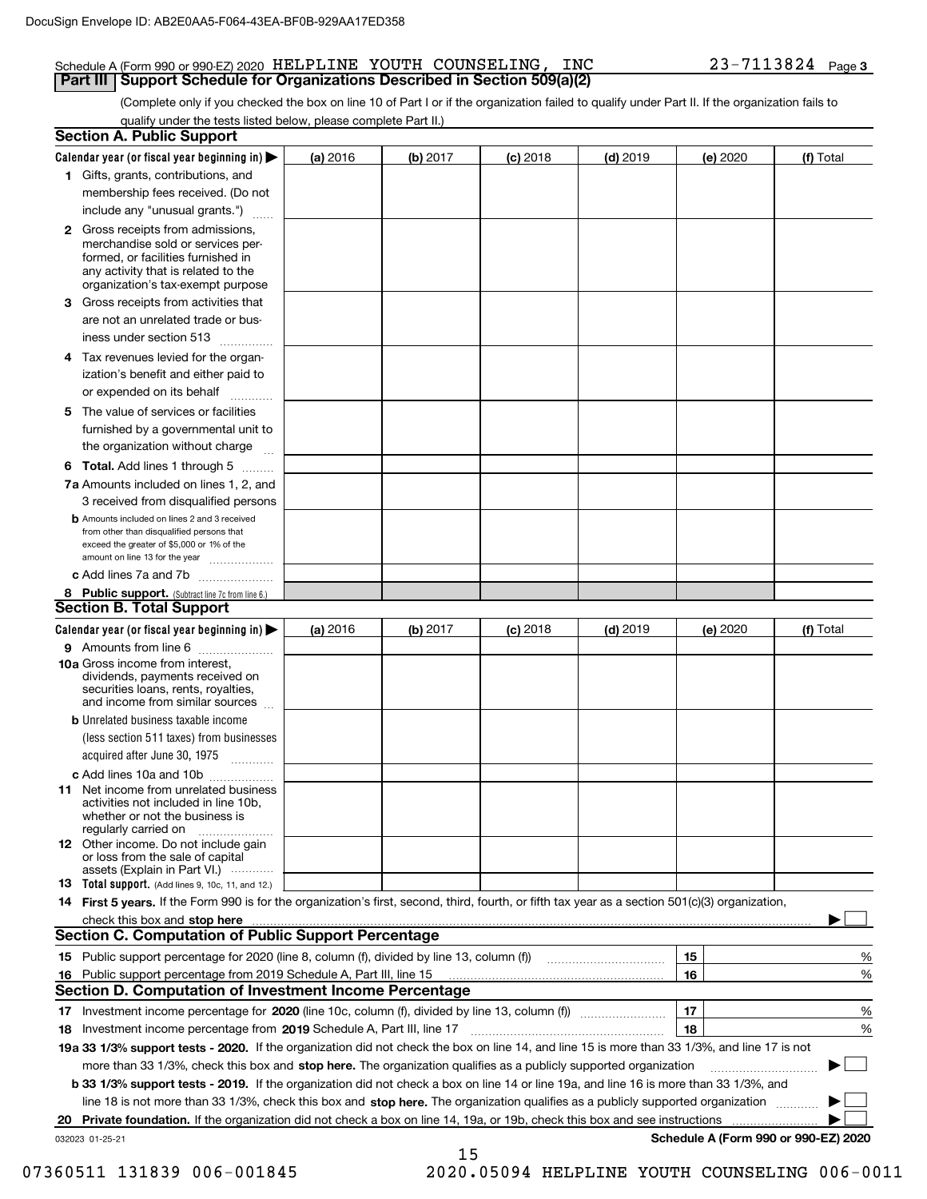Schedule A (Form 990 or 990-EZ) 2020 HELPLINE YOUTH COUNSELING, INC 23-7113824 Page 3

## Part III Support Schedule for Organizations Described in Section 509(a)(2)

(Complete only if you checked the box on line 10 of Part I or if the organization failed to qualify under Part II. If the organization fails to qualify under the tests listed below, please complete Part II.)

### Section A. Public Support

| Calendar year (or fiscal year beginning in) ▶ | (a) 2016 | (b) 2017 | (c) 2018 | (d) 2019 | (e) 2020 | (f) Total |
|---|---|---|---|---|---|---|
| 1 Gifts, grants, contributions, and membership fees received. (Do not include any "unusual grants.") | | | | | | |
| 2 Gross receipts from admissions, merchandise sold or services performed, or facilities furnished in any activity that is related to the organization's tax-exempt purpose | | | | | | |
| 3 Gross receipts from activities that are not an unrelated trade or business under section 513 | | | | | | |
| 4 Tax revenues levied for the organization's benefit and either paid to or expended on its behalf | | | | | | |
| 5 The value of services or facilities furnished by a governmental unit to the organization without charge | | | | | | |
| 6 Total. Add lines 1 through 5 | | | | | | |
| 7a Amounts included on lines 1, 2, and 3 received from disqualified persons | | | | | | |
| b Amounts included on lines 2 and 3 received from other than disqualified persons that exceed the greater of $5,000 or 1% of the amount on line 13 for the year | | | | | | |
| c Add lines 7a and 7b | | | | | | |
| 8 Public support. (Subtract line 7c from line 6.) | | | | | | |

### Section B. Total Support

| Calendar year (or fiscal year beginning in) ▶ | (a) 2016 | (b) 2017 | (c) 2018 | (d) 2019 | (e) 2020 | (f) Total |
|---|---|---|---|---|---|---|
| 9 Amounts from line 6 | | | | | | |
| 10a Gross income from interest, dividends, payments received on securities loans, rents, royalties, and income from similar sources | | | | | | |
| b Unrelated business taxable income (less section 511 taxes) from businesses acquired after June 30, 1975 | | | | | | |
| c Add lines 10a and 10b | | | | | | |
| 11 Net income from unrelated business activities not included in line 10b, whether or not the business is regularly carried on | | | | | | |
| 12 Other income. Do not include gain or loss from the sale of capital assets (Explain in Part VI.) | | | | | | |
| 13 Total support. (Add lines 9, 10c, 11, and 12.) | | | | | | |

14 **First 5 years.** If the Form 990 is for the organization's first, second, third, fourth, or fifth tax year as a section 501(c)(3) organization, check this box and **stop here** ▶ ☐

### Section C. Computation of Public Support Percentage

15 Public support percentage for 2020 (line 8, column (f), divided by line 13, column (f)) — 15 — %

16 Public support percentage from 2019 Schedule A, Part III, line 15 — 16 — %

### Section D. Computation of Investment Income Percentage

17 Investment income percentage for **2020** (line 10c, column (f), divided by line 13, column (f)) — 17 — %

18 Investment income percentage from **2019** Schedule A, Part III, line 17 — 18 — %

**19a 33 1/3% support tests - 2020.** If the organization did not check the box on line 14, and line 15 is more than 33 1/3%, and line 17 is not more than 33 1/3%, check this box and **stop here.** The organization qualifies as a publicly supported organization ▶ ☐

**b 33 1/3% support tests - 2019.** If the organization did not check a box on line 14 or line 19a, and line 16 is more than 33 1/3%, and line 18 is not more than 33 1/3%, check this box and **stop here.** The organization qualifies as a publicly supported organization ▶ ☐

**20 Private foundation.** If the organization did not check a box on line 14, 19a, or 19b, check this box and see instructions ▶ ☐

032023 01-25-21 **Schedule A (Form 990 or 990-EZ) 2020**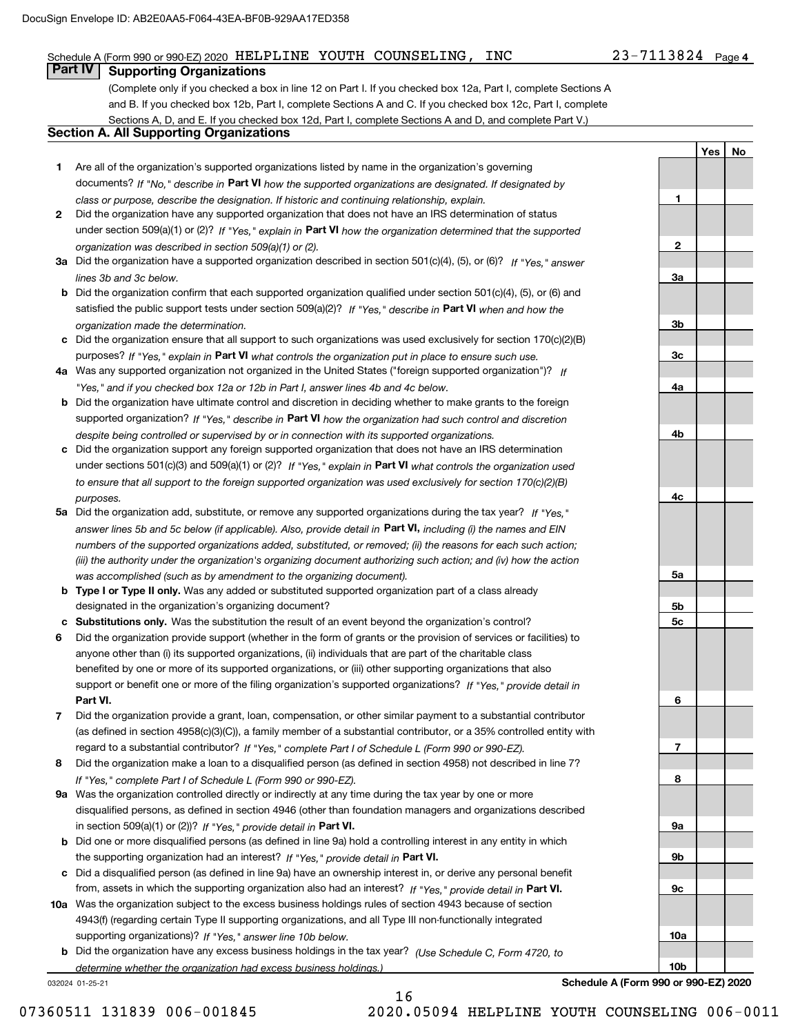Schedule A (Form 990 or 990-EZ) 2020 HELPLINE YOUTH COUNSELING, INC 23-7113824 Page **4**

## Part IV Supporting Organizations

(Complete only if you checked a box in line 12 on Part I. If you checked box 12a, Part I, complete Sections A and B. If you checked box 12b, Part I, complete Sections A and C. If you checked box 12c, Part I, complete Sections A, D, and E. If you checked box 12d, Part I, complete Sections A and D, and complete Part V.)

### Section A. All Supporting Organizations

| | | Line | Yes | No |
|---|---|---|---|---|
| **1** | Are all of the organization's supported organizations listed by name in the organization's governing documents? *If "No," describe in* **Part VI** *how the supported organizations are designated. If designated by class or purpose, describe the designation. If historic and continuing relationship, explain.* | 1 | | |
| **2** | Did the organization have any supported organization that does not have an IRS determination of status under section 509(a)(1) or (2)? *If "Yes," explain in* **Part VI** *how the organization determined that the supported organization was described in section 509(a)(1) or (2).* | 2 | | |
| **3a** | Did the organization have a supported organization described in section 501(c)(4), (5), or (6)? *If "Yes," answer lines 3b and 3c below.* | 3a | | |
| **b** | Did the organization confirm that each supported organization qualified under section 501(c)(4), (5), or (6) and satisfied the public support tests under section 509(a)(2)? *If "Yes," describe in* **Part VI** *when and how the organization made the determination.* | 3b | | |
| **c** | Did the organization ensure that all support to such organizations was used exclusively for section 170(c)(2)(B) purposes? *If "Yes," explain in* **Part VI** *what controls the organization put in place to ensure such use.* | 3c | | |
| **4a** | Was any supported organization not organized in the United States ("foreign supported organization")? *If "Yes," and if you checked box 12a or 12b in Part I, answer lines 4b and 4c below.* | 4a | | |
| **b** | Did the organization have ultimate control and discretion in deciding whether to make grants to the foreign supported organization? *If "Yes," describe in* **Part VI** *how the organization had such control and discretion despite being controlled or supervised by or in connection with its supported organizations.* | 4b | | |
| **c** | Did the organization support any foreign supported organization that does not have an IRS determination under sections 501(c)(3) and 509(a)(1) or (2)? *If "Yes," explain in* **Part VI** *what controls the organization used to ensure that all support to the foreign supported organization was used exclusively for section 170(c)(2)(B) purposes.* | 4c | | |
| **5a** | Did the organization add, substitute, or remove any supported organizations during the tax year? *If "Yes," answer lines 5b and 5c below (if applicable). Also, provide detail in* **Part VI,** *including (i) the names and EIN numbers of the supported organizations added, substituted, or removed; (ii) the reasons for each such action; (iii) the authority under the organization's organizing document authorizing such action; and (iv) how the action was accomplished (such as by amendment to the organizing document).* | 5a | | |
| **b** | **Type I or Type II only.** Was any added or substituted supported organization part of a class already designated in the organization's organizing document? | 5b | | |
| **c** | **Substitutions only.** Was the substitution the result of an event beyond the organization's control? | 5c | | |
| **6** | Did the organization provide support (whether in the form of grants or the provision of services or facilities) to anyone other than (i) its supported organizations, (ii) individuals that are part of the charitable class benefited by one or more of its supported organizations, or (iii) other supporting organizations that also support or benefit one or more of the filing organization's supported organizations? *If "Yes," provide detail in* **Part VI.** | 6 | | |
| **7** | Did the organization provide a grant, loan, compensation, or other similar payment to a substantial contributor (as defined in section 4958(c)(3)(C)), a family member of a substantial contributor, or a 35% controlled entity with regard to a substantial contributor? *If "Yes," complete Part I of Schedule L (Form 990 or 990-EZ).* | 7 | | |
| **8** | Did the organization make a loan to a disqualified person (as defined in section 4958) not described in line 7? *If "Yes," complete Part I of Schedule L (Form 990 or 990-EZ).* | 8 | | |
| **9a** | Was the organization controlled directly or indirectly at any time during the tax year by one or more disqualified persons, as defined in section 4946 (other than foundation managers and organizations described in section 509(a)(1) or (2))? *If "Yes," provide detail in* **Part VI.** | 9a | | |
| **b** | Did one or more disqualified persons (as defined in line 9a) hold a controlling interest in any entity in which the supporting organization had an interest? *If "Yes," provide detail in* **Part VI.** | 9b | | |
| **c** | Did a disqualified person (as defined in line 9a) have an ownership interest in, or derive any personal benefit from, assets in which the supporting organization also had an interest? *If "Yes," provide detail in* **Part VI.** | 9c | | |
| **10a** | Was the organization subject to the excess business holdings rules of section 4943 because of section 4943(f) (regarding certain Type II supporting organizations, and all Type III non-functionally integrated supporting organizations)? *If "Yes," answer line 10b below.* | 10a | | |
| **b** | Did the organization have any excess business holdings in the tax year? *(Use Schedule C, Form 4720, to determine whether the organization had excess business holdings.)* | 10b | | |

032024 01-25-21 **Schedule A (Form 990 or 990-EZ) 2020**

07360511 131839 006-001845 2020.05094 HELPLINE YOUTH COUNSELING 006-0011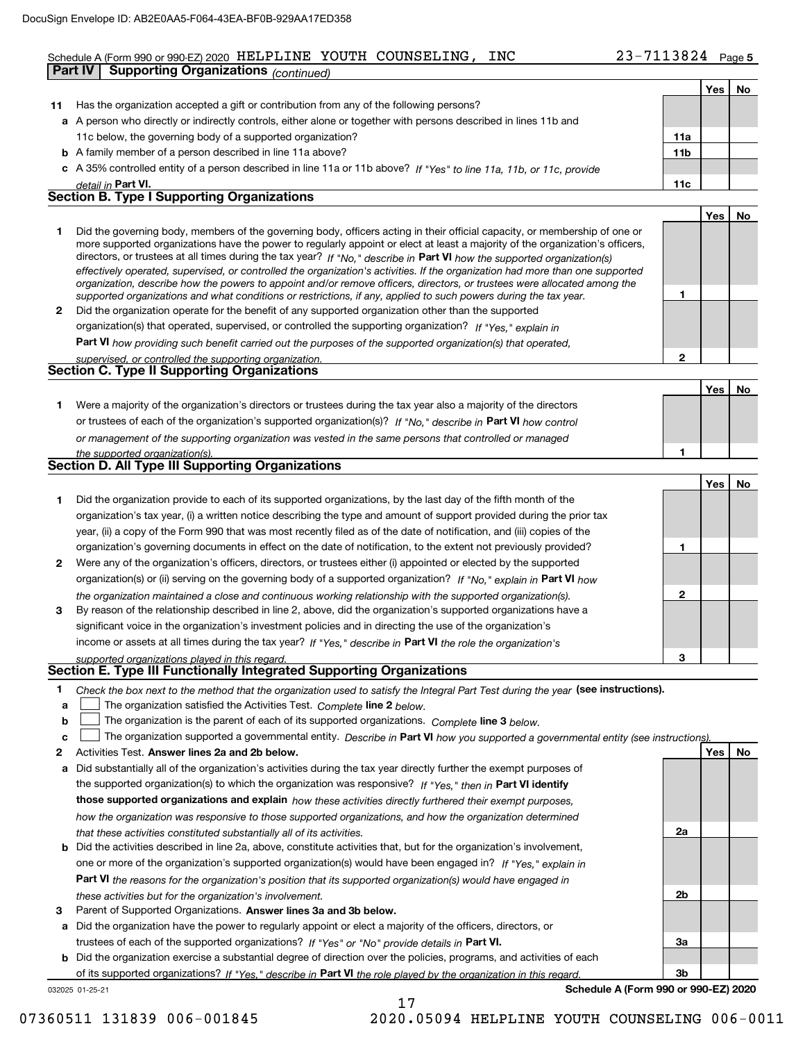Schedule A (Form 990 or 990-EZ) 2020 HELPLINE YOUTH COUNSELING, INC 23-7113824 Page 5

**Part IV Supporting Organizations** *(continued)*

| | | | Yes | No |
|---|---|---|---|---|
| **11** | Has the organization accepted a gift or contribution from any of the following persons? | | | |
| **a** | A person who directly or indirectly controls, either alone or together with persons described in lines 11b and 11c below, the governing body of a supported organization? | 11a | | |
| **b** | A family member of a person described in line 11a above? | 11b | | |
| **c** | A 35% controlled entity of a person described in line 11a or 11b above? *If "Yes" to line 11a, 11b, or 11c, provide detail in* **Part VI.** | 11c | | |

**Section B. Type I Supporting Organizations**

| | | | Yes | No |
|---|---|---|---|---|
| **1** | Did the governing body, members of the governing body, officers acting in their official capacity, or membership of one or more supported organizations have the power to regularly appoint or elect at least a majority of the organization's officers, directors, or trustees at all times during the tax year? *If "No," describe in* **Part VI** *how the supported organization(s) effectively operated, supervised, or controlled the organization's activities. If the organization had more than one supported organization, describe how the powers to appoint and/or remove officers, directors, or trustees were allocated among the supported organizations and what conditions or restrictions, if any, applied to such powers during the tax year.* | 1 | | |
| **2** | Did the organization operate for the benefit of any supported organization other than the supported organization(s) that operated, supervised, or controlled the supporting organization? *If "Yes," explain in* **Part VI** *how providing such benefit carried out the purposes of the supported organization(s) that operated, supervised, or controlled the supporting organization.* | 2 | | |

**Section C. Type II Supporting Organizations**

| | | | Yes | No |
|---|---|---|---|---|
| **1** | Were a majority of the organization's directors or trustees during the tax year also a majority of the directors or trustees of each of the organization's supported organization(s)? *If "No," describe in* **Part VI** *how control or management of the supporting organization was vested in the same persons that controlled or managed the supported organization(s).* | 1 | | |

**Section D. All Type III Supporting Organizations**

| | | | Yes | No |
|---|---|---|---|---|
| **1** | Did the organization provide to each of its supported organizations, by the last day of the fifth month of the organization's tax year, (i) a written notice describing the type and amount of support provided during the prior tax year, (ii) a copy of the Form 990 that was most recently filed as of the date of notification, and (iii) copies of the organization's governing documents in effect on the date of notification, to the extent not previously provided? | 1 | | |
| **2** | Were any of the organization's officers, directors, or trustees either (i) appointed or elected by the supported organization(s) or (ii) serving on the governing body of a supported organization? *If "No," explain in* **Part VI** *how the organization maintained a close and continuous working relationship with the supported organization(s).* | 2 | | |
| **3** | By reason of the relationship described in line 2, above, did the organization's supported organizations have a significant voice in the organization's investment policies and in directing the use of the organization's income or assets at all times during the tax year? *If "Yes," describe in* **Part VI** *the role the organization's supported organizations played in this regard.* | 3 | | |

**Section E. Type III Functionally Integrated Supporting Organizations**

**1** *Check the box next to the method that the organization used to satisfy the Integral Part Test during the year* **(see instructions).**

- **a** ☐ The organization satisfied the Activities Test. *Complete* **line 2** *below.*
- **b** ☐ The organization is the parent of each of its supported organizations. *Complete* **line 3** *below.*
- **c** ☐ The organization supported a governmental entity. *Describe in* **Part VI** *how you supported a governmental entity (see instructions).*

| | | | Yes | No |
|---|---|---|---|---|
| **2** | Activities Test. **Answer lines 2a and 2b below.** | | | |
| **a** | Did substantially all of the organization's activities during the tax year directly further the exempt purposes of the supported organization(s) to which the organization was responsive? *If "Yes," then in* **Part VI identify those supported organizations and explain** *how these activities directly furthered their exempt purposes, how the organization was responsive to those supported organizations, and how the organization determined that these activities constituted substantially all of its activities.* | 2a | | |
| **b** | Did the activities described in line 2a, above, constitute activities that, but for the organization's involvement, one or more of the organization's supported organization(s) would have been engaged in? *If "Yes," explain in* **Part VI** *the reasons for the organization's position that its supported organization(s) would have engaged in these activities but for the organization's involvement.* | 2b | | |
| **3** | Parent of Supported Organizations. **Answer lines 3a and 3b below.** | | | |
| **a** | Did the organization have the power to regularly appoint or elect a majority of the officers, directors, or trustees of each of the supported organizations? *If "Yes" or "No" provide details in* **Part VI.** | 3a | | |
| **b** | Did the organization exercise a substantial degree of direction over the policies, programs, and activities of each of its supported organizations? *If "Yes," describe in* **Part VI** *the role played by the organization in this regard.* | 3b | | |

032025 01-25-21 **Schedule A (Form 990 or 990-EZ) 2020**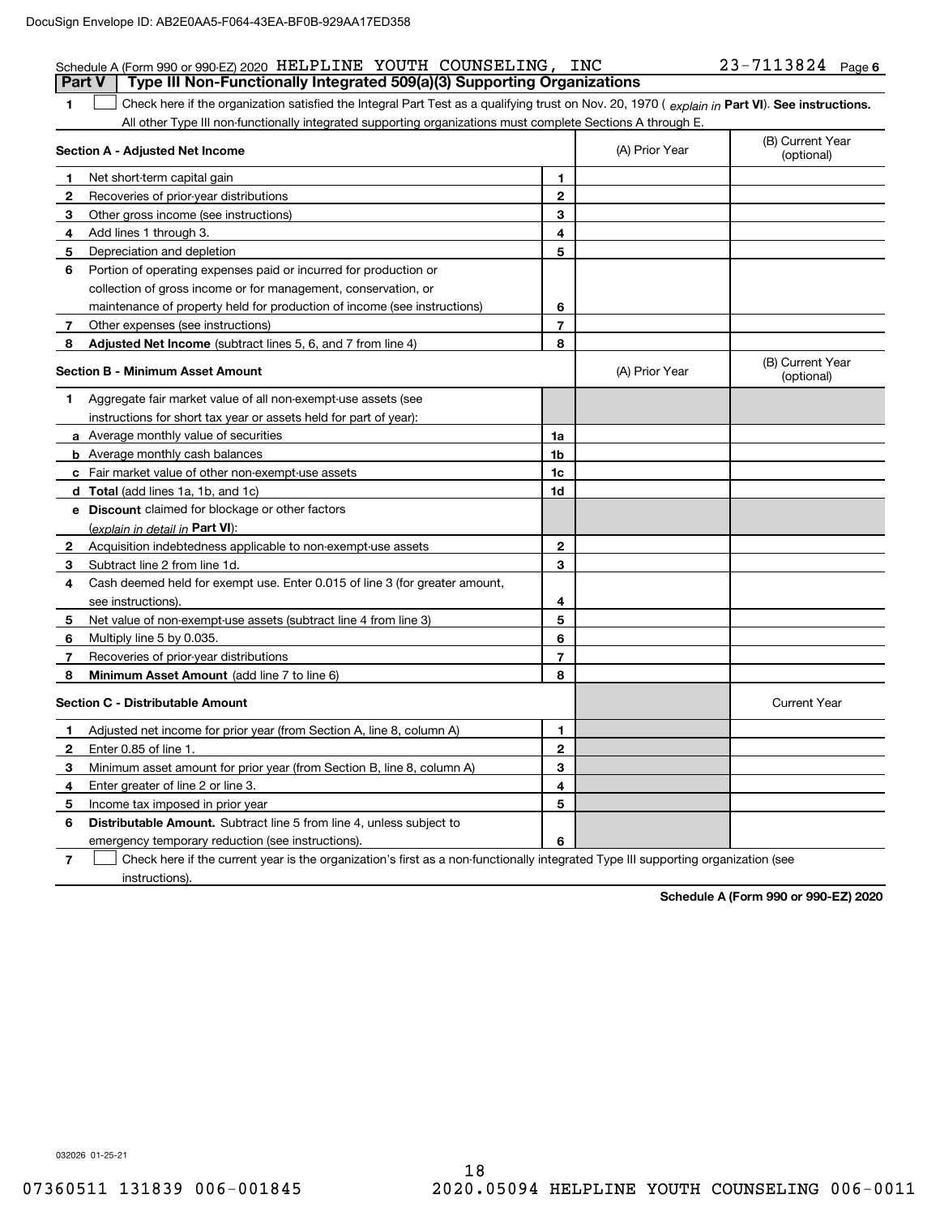Schedule A (Form 990 or 990-EZ) 2020 HELPLINE YOUTH COUNSELING, INC 23-7113824 Page 6

## Part V Type III Non-Functionally Integrated 509(a)(3) Supporting Organizations

1 ☐ Check here if the organization satisfied the Integral Part Test as a qualifying trust on Nov. 20, 1970 ( *explain in* **Part VI**). **See instructions.** All other Type III non-functionally integrated supporting organizations must complete Sections A through E.

| **Section A - Adjusted Net Income** | | | (A) Prior Year | (B) Current Year (optional) |
|---|---|---|---|---|
| 1 | Net short-term capital gain | 1 | | |
| 2 | Recoveries of prior-year distributions | 2 | | |
| 3 | Other gross income (see instructions) | 3 | | |
| 4 | Add lines 1 through 3. | 4 | | |
| 5 | Depreciation and depletion | 5 | | |
| 6 | Portion of operating expenses paid or incurred for production or collection of gross income or for management, conservation, or maintenance of property held for production of income (see instructions) | 6 | | |
| 7 | Other expenses (see instructions) | 7 | | |
| 8 | **Adjusted Net Income** (subtract lines 5, 6, and 7 from line 4) | 8 | | |

| **Section B - Minimum Asset Amount** | | | (A) Prior Year | (B) Current Year (optional) |
|---|---|---|---|---|
| 1 | Aggregate fair market value of all non-exempt-use assets (see instructions for short tax year or assets held for part of year): | | | |
| a | Average monthly value of securities | 1a | | |
| b | Average monthly cash balances | 1b | | |
| c | Fair market value of other non-exempt-use assets | 1c | | |
| d | **Total** (add lines 1a, 1b, and 1c) | 1d | | |
| e | **Discount** claimed for blockage or other factors (*explain in detail in* **Part VI**): | | | |
| 2 | Acquisition indebtedness applicable to non-exempt-use assets | 2 | | |
| 3 | Subtract line 2 from line 1d. | 3 | | |
| 4 | Cash deemed held for exempt use. Enter 0.015 of line 3 (for greater amount, see instructions). | 4 | | |
| 5 | Net value of non-exempt-use assets (subtract line 4 from line 3) | 5 | | |
| 6 | Multiply line 5 by 0.035. | 6 | | |
| 7 | Recoveries of prior-year distributions | 7 | | |
| 8 | **Minimum Asset Amount** (add line 7 to line 6) | 8 | | |

| **Section C - Distributable Amount** | | | | Current Year |
|---|---|---|---|---|
| 1 | Adjusted net income for prior year (from Section A, line 8, column A) | 1 | | |
| 2 | Enter 0.85 of line 1. | 2 | | |
| 3 | Minimum asset amount for prior year (from Section B, line 8, column A) | 3 | | |
| 4 | Enter greater of line 2 or line 3. | 4 | | |
| 5 | Income tax imposed in prior year | 5 | | |
| 6 | **Distributable Amount.** Subtract line 5 from line 4, unless subject to emergency temporary reduction (see instructions). | 6 | | |

7 ☐ Check here if the current year is the organization's first as a non-functionally integrated Type III supporting organization (see instructions).

**Schedule A (Form 990 or 990-EZ) 2020**

032026 01-25-21

07360511 131839 006-001845 2020.05094 HELPLINE YOUTH COUNSELING 006-0011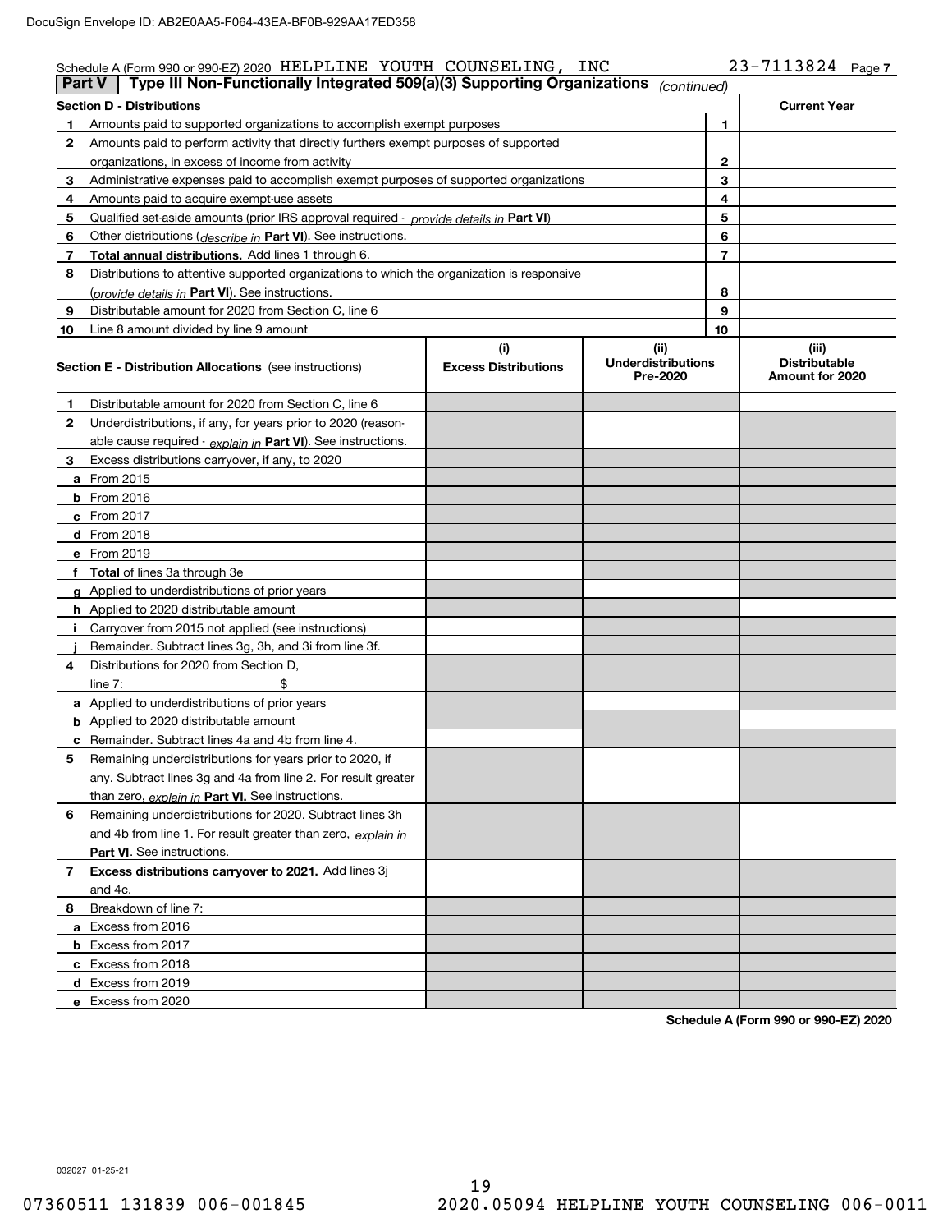DocuSign Envelope ID: AB2E0AA5-F064-43EA-BF0B-929AA17ED358

Schedule A (Form 990 or 990-EZ) 2020 HELPLINE YOUTH COUNSELING, INC 23-7113824 Page 7

**Part V | Type III Non-Functionally Integrated 509(a)(3) Supporting Organizations** *(continued)*

| Section D - Distributions | | | Current Year |
|---|---|---|---|
| 1 | Amounts paid to supported organizations to accomplish exempt purposes | 1 | |
| 2 | Amounts paid to perform activity that directly furthers exempt purposes of supported organizations, in excess of income from activity | 2 | |
| 3 | Administrative expenses paid to accomplish exempt purposes of supported organizations | 3 | |
| 4 | Amounts paid to acquire exempt-use assets | 4 | |
| 5 | Qualified set-aside amounts (prior IRS approval required - *provide details in* **Part VI**) | 5 | |
| 6 | Other distributions (*describe in* **Part VI**). See instructions. | 6 | |
| 7 | **Total annual distributions.** Add lines 1 through 6. | 7 | |
| 8 | Distributions to attentive supported organizations to which the organization is responsive (*provide details in* **Part VI**). See instructions. | 8 | |
| 9 | Distributable amount for 2020 from Section C, line 6 | 9 | |
| 10 | Line 8 amount divided by line 9 amount | 10 | |

| **Section E - Distribution Allocations** (see instructions) | (i) Excess Distributions | (ii) Underdistributions Pre-2020 | (iii) Distributable Amount for 2020 |
|---|---|---|---|
| **1** Distributable amount for 2020 from Section C, line 6 | | | |
| **2** Underdistributions, if any, for years prior to 2020 (reasonable cause required - *explain in* **Part VI**). See instructions. | | | |
| **3** Excess distributions carryover, if any, to 2020 | | | |
| **a** From 2015 | | | |
| **b** From 2016 | | | |
| **c** From 2017 | | | |
| **d** From 2018 | | | |
| **e** From 2019 | | | |
| **f** **Total** of lines 3a through 3e | | | |
| **g** Applied to underdistributions of prior years | | | |
| **h** Applied to 2020 distributable amount | | | |
| **i** Carryover from 2015 not applied (see instructions) | | | |
| **j** Remainder. Subtract lines 3g, 3h, and 3i from line 3f. | | | |
| **4** Distributions for 2020 from Section D, line 7: $ | | | |
| **a** Applied to underdistributions of prior years | | | |
| **b** Applied to 2020 distributable amount | | | |
| **c** Remainder. Subtract lines 4a and 4b from line 4. | | | |
| **5** Remaining underdistributions for years prior to 2020, if any. Subtract lines 3g and 4a from line 2. For result greater than zero, *explain in* **Part VI.** See instructions. | | | |
| **6** Remaining underdistributions for 2020. Subtract lines 3h and 4b from line 1. For result greater than zero, *explain in* **Part VI**. See instructions. | | | |
| **7** **Excess distributions carryover to 2021.** Add lines 3j and 4c. | | | |
| **8** Breakdown of line 7: | | | |
| **a** Excess from 2016 | | | |
| **b** Excess from 2017 | | | |
| **c** Excess from 2018 | | | |
| **d** Excess from 2019 | | | |
| **e** Excess from 2020 | | | |

**Schedule A (Form 990 or 990-EZ) 2020**

032027 01-25-21

07360511 131839 006-001845 2020.05094 HELPLINE YOUTH COUNSELING 006-0011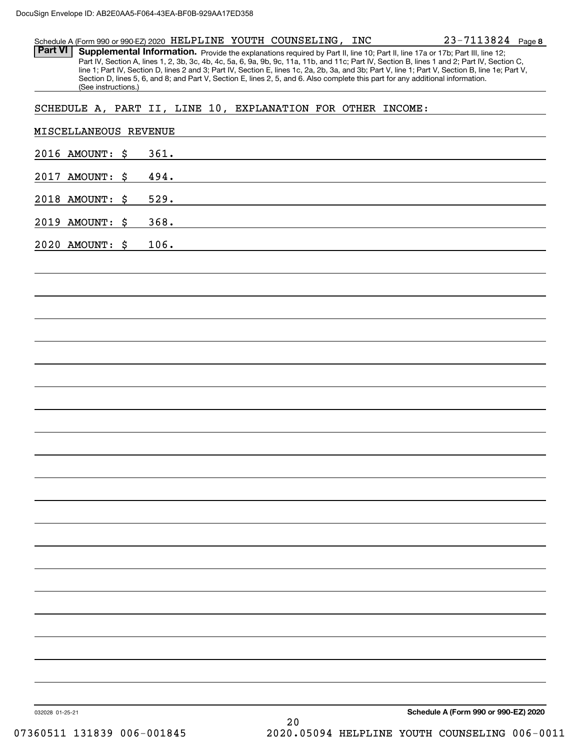Schedule A (Form 990 or 990-EZ) 2020 HELPLINE YOUTH COUNSELING, INC 23-7113824 Page **8**

**Part VI** **Supplemental Information.** Provide the explanations required by Part II, line 10; Part II, line 17a or 17b; Part III, line 12; Part IV, Section A, lines 1, 2, 3b, 3c, 4b, 4c, 5a, 6, 9a, 9b, 9c, 11a, 11b, and 11c; Part IV, Section B, lines 1 and 2; Part IV, Section C, line 1; Part IV, Section D, lines 2 and 3; Part IV, Section E, lines 1c, 2a, 2b, 3a, and 3b; Part V, line 1; Part V, Section B, line 1e; Part V, Section D, lines 5, 6, and 8; and Part V, Section E, lines 2, 5, and 6. Also complete this part for any additional information. (See instructions.)

SCHEDULE A, PART II, LINE 10, EXPLANATION FOR OTHER INCOME:

MISCELLANEOUS REVENUE

2016 AMOUNT: $ 361.

2017 AMOUNT: $ 494.

2018 AMOUNT: $ 529.

2019 AMOUNT: $ 368.

2020 AMOUNT: $ 106.

032028 01-25-21 **Schedule A (Form 990 or 990-EZ) 2020**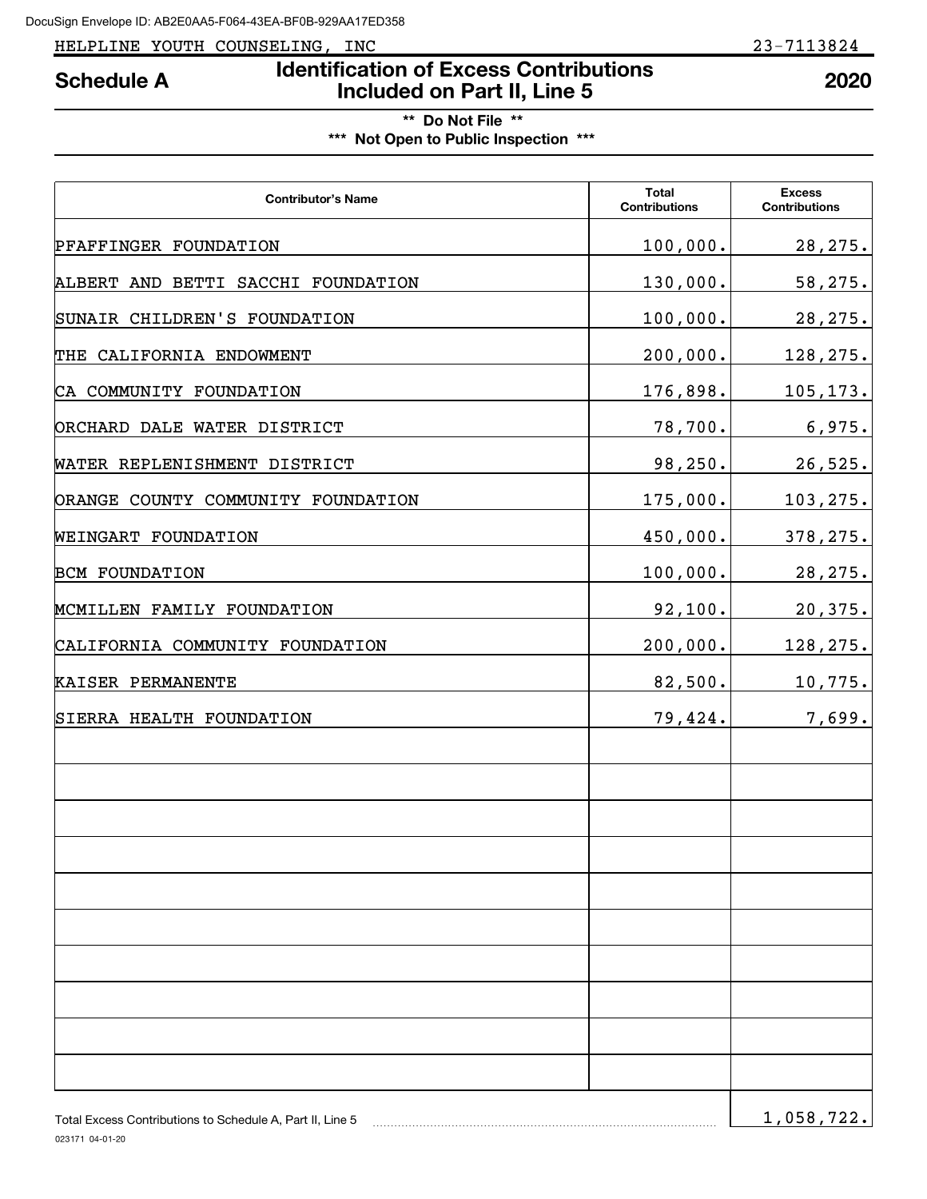HELPLINE YOUTH COUNSELING, INC 23-7113824

# Schedule A — Identification of Excess Contributions Included on Part II, Line 5 — 2020

**\*\* Do Not File \*\***

**\*\*\* Not Open to Public Inspection \*\*\***

| Contributor's Name | Total Contributions | Excess Contributions |
| --- | --- | --- |
| PFAFFINGER FOUNDATION | 100,000. | 28,275. |
| ALBERT AND BETTI SACCHI FOUNDATION | 130,000. | 58,275. |
| SUNAIR CHILDREN'S FOUNDATION | 100,000. | 28,275. |
| THE CALIFORNIA ENDOWMENT | 200,000. | 128,275. |
| CA COMMUNITY FOUNDATION | 176,898. | 105,173. |
| ORCHARD DALE WATER DISTRICT | 78,700. | 6,975. |
| WATER REPLENISHMENT DISTRICT | 98,250. | 26,525. |
| ORANGE COUNTY COMMUNITY FOUNDATION | 175,000. | 103,275. |
| WEINGART FOUNDATION | 450,000. | 378,275. |
| BCM FOUNDATION | 100,000. | 28,275. |
| MCMILLEN FAMILY FOUNDATION | 92,100. | 20,375. |
| CALIFORNIA COMMUNITY FOUNDATION | 200,000. | 128,275. |
| KAISER PERMANENTE | 82,500. | 10,775. |
| SIERRA HEALTH FOUNDATION | 79,424. | 7,699. |

Total Excess Contributions to Schedule A, Part II, Line 5 .......... 1,058,722.

023171 04-01-20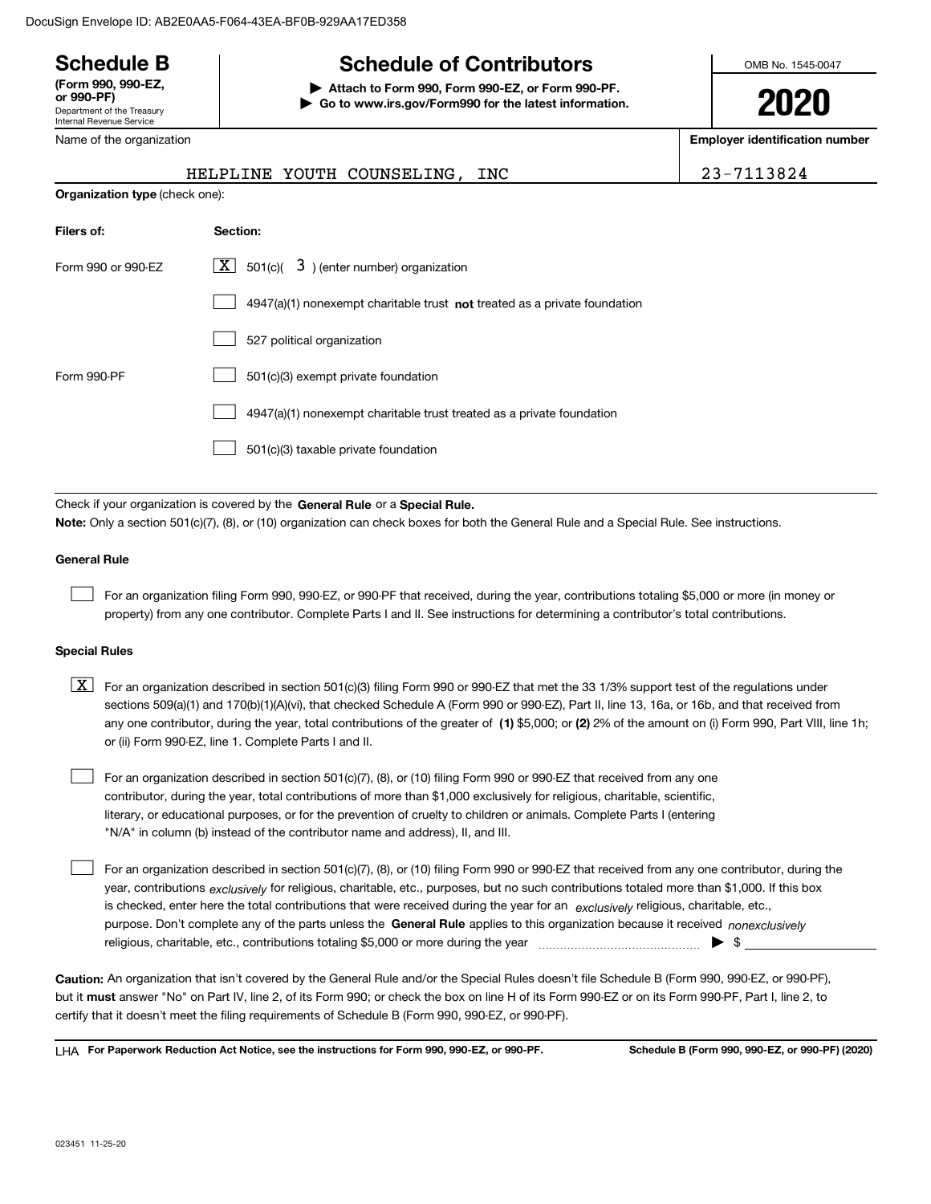DocuSign Envelope ID: AB2E0AA5-F064-43EA-BF0B-929AA17ED358

# Schedule B

**(Form 990, 990-EZ, or 990-PF)**
Department of the Treasury
Internal Revenue Service

## Schedule of Contributors

▶ **Attach to Form 990, Form 990-EZ, or Form 990-PF.**
▶ **Go to www.irs.gov/Form990 for the latest information.**

OMB No. 1545-0047

**2020**

Name of the organization: HELPLINE YOUTH COUNSELING, INC

**Employer identification number:** 23-7113824

**Organization type** (check one):

| Filers of: | Section: |
|---|---|
| Form 990 or 990-EZ | [X] 501(c)( 3 ) (enter number) organization |
| | [ ] 4947(a)(1) nonexempt charitable trust **not** treated as a private foundation |
| | [ ] 527 political organization |
| Form 990-PF | [ ] 501(c)(3) exempt private foundation |
| | [ ] 4947(a)(1) nonexempt charitable trust treated as a private foundation |
| | [ ] 501(c)(3) taxable private foundation |

Check if your organization is covered by the **General Rule** or a **Special Rule.**

**Note:** Only a section 501(c)(7), (8), or (10) organization can check boxes for both the General Rule and a Special Rule. See instructions.

### General Rule

[ ] For an organization filing Form 990, 990-EZ, or 990-PF that received, during the year, contributions totaling $5,000 or more (in money or property) from any one contributor. Complete Parts I and II. See instructions for determining a contributor's total contributions.

### Special Rules

[X] For an organization described in section 501(c)(3) filing Form 990 or 990-EZ that met the 33 1/3% support test of the regulations under sections 509(a)(1) and 170(b)(1)(A)(vi), that checked Schedule A (Form 990 or 990-EZ), Part II, line 13, 16a, or 16b, and that received from any one contributor, during the year, total contributions of the greater of **(1)** $5,000; or **(2)** 2% of the amount on (i) Form 990, Part VIII, line 1h; or (ii) Form 990-EZ, line 1. Complete Parts I and II.

[ ] For an organization described in section 501(c)(7), (8), or (10) filing Form 990 or 990-EZ that received from any one contributor, during the year, total contributions of more than $1,000 exclusively for religious, charitable, scientific, literary, or educational purposes, or for the prevention of cruelty to children or animals. Complete Parts I (entering "N/A" in column (b) instead of the contributor name and address), II, and III.

[ ] For an organization described in section 501(c)(7), (8), or (10) filing Form 990 or 990-EZ that received from any one contributor, during the year, contributions *exclusively* for religious, charitable, etc., purposes, but no such contributions totaled more than $1,000. If this box is checked, enter here the total contributions that were received during the year for an *exclusively* religious, charitable, etc., purpose. Don't complete any of the parts unless the **General Rule** applies to this organization because it received *nonexclusively* religious, charitable, etc., contributions totaling $5,000 or more during the year ▶ $ ____________

**Caution:** An organization that isn't covered by the General Rule and/or the Special Rules doesn't file Schedule B (Form 990, 990-EZ, or 990-PF), but it **must** answer "No" on Part IV, line 2, of its Form 990; or check the box on line H of its Form 990-EZ or on its Form 990-PF, Part I, line 2, to certify that it doesn't meet the filing requirements of Schedule B (Form 990, 990-EZ, or 990-PF).

LHA **For Paperwork Reduction Act Notice, see the instructions for Form 990, 990-EZ, or 990-PF.** **Schedule B (Form 990, 990-EZ, or 990-PF) (2020)**

023451 11-25-20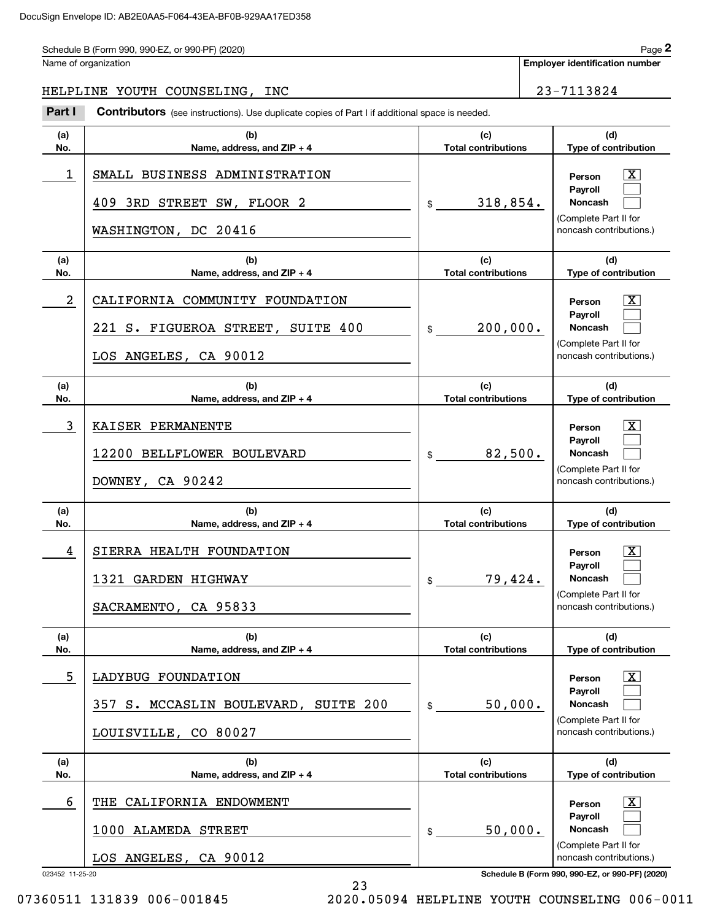DocuSign Envelope ID: AB2E0AA5-F064-43EA-BF0B-929AA17ED358

Schedule B (Form 990, 990-EZ, or 990-PF) (2020) Page **2**

| Name of organization | Employer identification number |
|---|---|
| HELPLINE YOUTH COUNSELING, INC | 23-7113824 |

**Part I** **Contributors** (see instructions). Use duplicate copies of Part I if additional space is needed.

| (a) No. | (b) Name, address, and ZIP + 4 | (c) Total contributions | (d) Type of contribution |
|---|---|---|---|
| 1 | SMALL BUSINESS ADMINISTRATION<br>409 3RD STREET SW, FLOOR 2<br>WASHINGTON, DC 20416 | $ 318,854. | Person [X]<br>Payroll [ ]<br>Noncash [ ]<br>(Complete Part II for noncash contributions.) |
| 2 | CALIFORNIA COMMUNITY FOUNDATION<br>221 S. FIGUEROA STREET, SUITE 400<br>LOS ANGELES, CA 90012 | $ 200,000. | Person [X]<br>Payroll [ ]<br>Noncash [ ]<br>(Complete Part II for noncash contributions.) |
| 3 | KAISER PERMANENTE<br>12200 BELLFLOWER BOULEVARD<br>DOWNEY, CA 90242 | $ 82,500. | Person [X]<br>Payroll [ ]<br>Noncash [ ]<br>(Complete Part II for noncash contributions.) |
| 4 | SIERRA HEALTH FOUNDATION<br>1321 GARDEN HIGHWAY<br>SACRAMENTO, CA 95833 | $ 79,424. | Person [X]<br>Payroll [ ]<br>Noncash [ ]<br>(Complete Part II for noncash contributions.) |
| 5 | LADYBUG FOUNDATION<br>357 S. MCCASLIN BOULEVARD, SUITE 200<br>LOUISVILLE, CO 80027 | $ 50,000. | Person [X]<br>Payroll [ ]<br>Noncash [ ]<br>(Complete Part II for noncash contributions.) |
| 6 | THE CALIFORNIA ENDOWMENT<br>1000 ALAMEDA STREET<br>LOS ANGELES, CA 90012 | $ 50,000. | Person [X]<br>Payroll [ ]<br>Noncash [ ]<br>(Complete Part II for noncash contributions.) |

023452 11-25-20 **Schedule B (Form 990, 990-EZ, or 990-PF) (2020)**

07360511 131839 006-001845 2020.05094 HELPLINE YOUTH COUNSELING 006-0011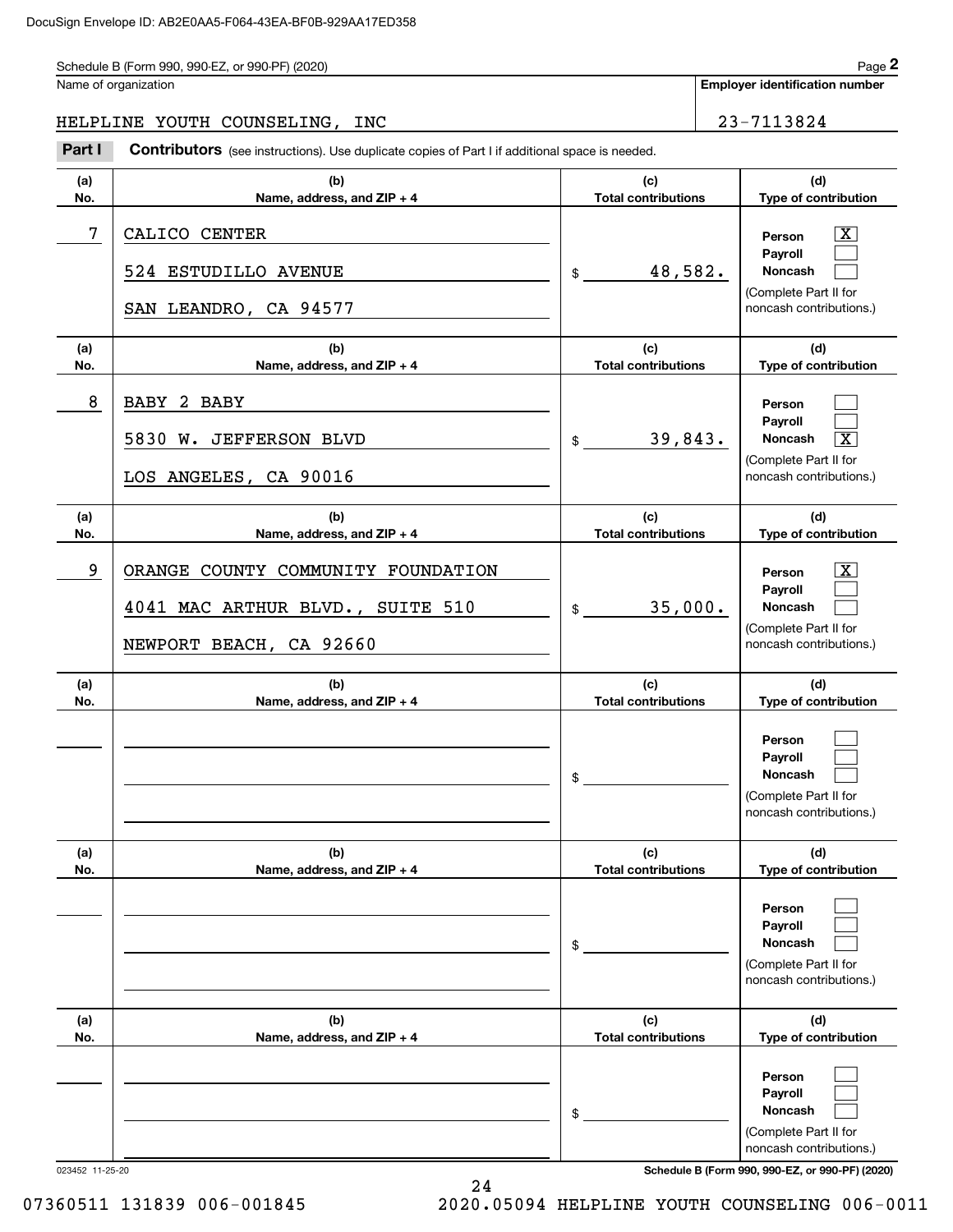Schedule B (Form 990, 990-EZ, or 990-PF) (2020) Page **2**

Name of organization: HELPLINE YOUTH COUNSELING, INC

**Employer identification number:** 23-7113824

**Part I** **Contributors** (see instructions). Use duplicate copies of Part I if additional space is needed.

| (a) No. | (b) Name, address, and ZIP + 4 | (c) Total contributions | (d) Type of contribution |
|---|---|---|---|
| 7 | CALICO CENTER<br>524 ESTUDILLO AVENUE<br>SAN LEANDRO, CA 94577 | $ 48,582. | Person [X]<br>Payroll [ ]<br>Noncash [ ]<br>(Complete Part II for noncash contributions.) |
| 8 | BABY 2 BABY<br>5830 W. JEFFERSON BLVD<br>LOS ANGELES, CA 90016 | $ 39,843. | Person [ ]<br>Payroll [ ]<br>Noncash [X]<br>(Complete Part II for noncash contributions.) |
| 9 | ORANGE COUNTY COMMUNITY FOUNDATION<br>4041 MAC ARTHUR BLVD., SUITE 510<br>NEWPORT BEACH, CA 92660 | $ 35,000. | Person [X]<br>Payroll [ ]<br>Noncash [ ]<br>(Complete Part II for noncash contributions.) |
| | | $ | Person [ ]<br>Payroll [ ]<br>Noncash [ ]<br>(Complete Part II for noncash contributions.) |
| | | $ | Person [ ]<br>Payroll [ ]<br>Noncash [ ]<br>(Complete Part II for noncash contributions.) |
| | | $ | Person [ ]<br>Payroll [ ]<br>Noncash [ ]<br>(Complete Part II for noncash contributions.) |

023452 11-25-20 **Schedule B (Form 990, 990-EZ, or 990-PF) (2020)**

07360511 131839 006-001845 2020.05094 HELPLINE YOUTH COUNSELING 006-0011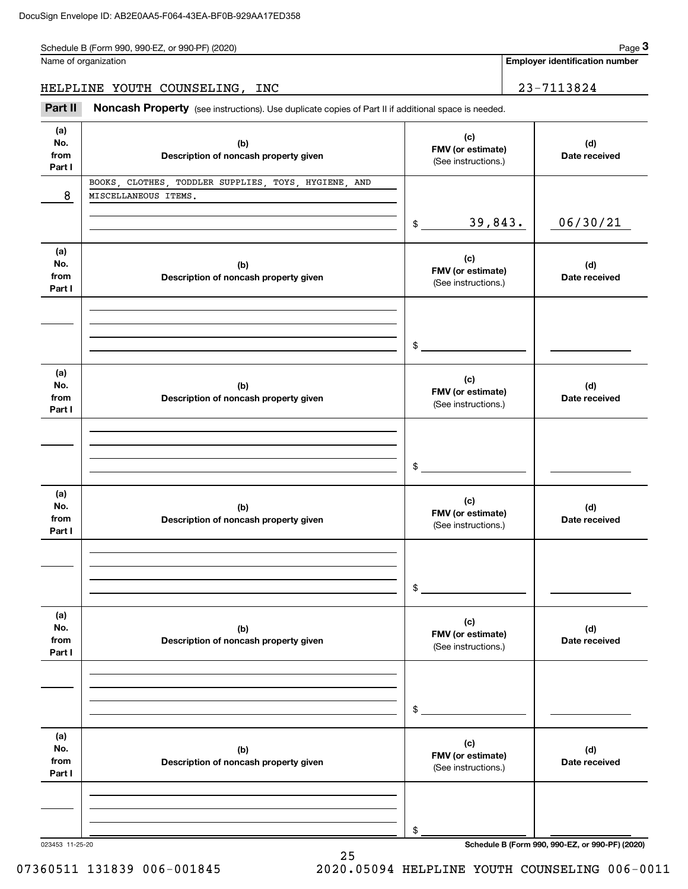Schedule B (Form 990, 990-EZ, or 990-PF) (2020)

Name of organization: HELPLINE YOUTH COUNSELING, INC

Employer identification number: 23-7113824

## Part II Noncash Property

(see instructions). Use duplicate copies of Part II if additional space is needed.

| (a) No. from Part I | (b) Description of noncash property given | (c) FMV (or estimate) (See instructions.) | (d) Date received |
|---|---|---|---|
| 8 | BOOKS, CLOTHES, TODDLER SUPPLIES, TOYS, HYGIENE, AND MISCELLANEOUS ITEMS. | $ 39,843. | 06/30/21 |
| | | $ | |
| | | $ | |
| | | $ | |
| | | $ | |
| | | $ | |

023453 11-25-20

Schedule B (Form 990, 990-EZ, or 990-PF) (2020)

07360511 131839 006-001845 2020.05094 HELPLINE YOUTH COUNSELING 006-0011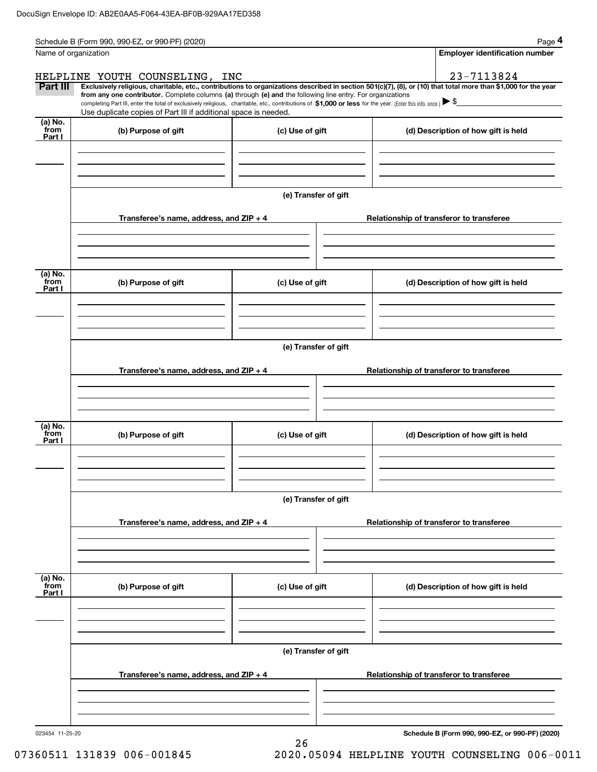Schedule B (Form 990, 990-EZ, or 990-PF) (2020)

| Name of organization | Employer identification number |
|---|---|
| HELPLINE YOUTH COUNSELING, INC | 23-7113824 |

**Part III** **Exclusively religious, charitable, etc., contributions to organizations described in section 501(c)(7), (8), or (10) that total more than $1,000 for the year from any one contributor.** Complete columns **(a)** through **(e) and** the following line entry. For organizations completing Part III, enter the total of exclusively religious, charitable, etc., contributions of **$1,000 or less** for the year. (Enter this info. once.) ▶ $

Use duplicate copies of Part III if additional space is needed.

| (a) No. from Part I | (b) Purpose of gift | (c) Use of gift | (d) Description of how gift is held |
|---|---|---|---|
| | | | |

**(e) Transfer of gift**

| Transferee's name, address, and ZIP + 4 | Relationship of transferor to transferee |
|---|---|
| | |

| (a) No. from Part I | (b) Purpose of gift | (c) Use of gift | (d) Description of how gift is held |
|---|---|---|---|
| | | | |

**(e) Transfer of gift**

| Transferee's name, address, and ZIP + 4 | Relationship of transferor to transferee |
|---|---|
| | |

| (a) No. from Part I | (b) Purpose of gift | (c) Use of gift | (d) Description of how gift is held |
|---|---|---|---|
| | | | |

**(e) Transfer of gift**

| Transferee's name, address, and ZIP + 4 | Relationship of transferor to transferee |
|---|---|
| | |

| (a) No. from Part I | (b) Purpose of gift | (c) Use of gift | (d) Description of how gift is held |
|---|---|---|---|
| | | | |

**(e) Transfer of gift**

| Transferee's name, address, and ZIP + 4 | Relationship of transferor to transferee |
|---|---|
| | |

023454 11-25-20

**Schedule B (Form 990, 990-EZ, or 990-PF) (2020)**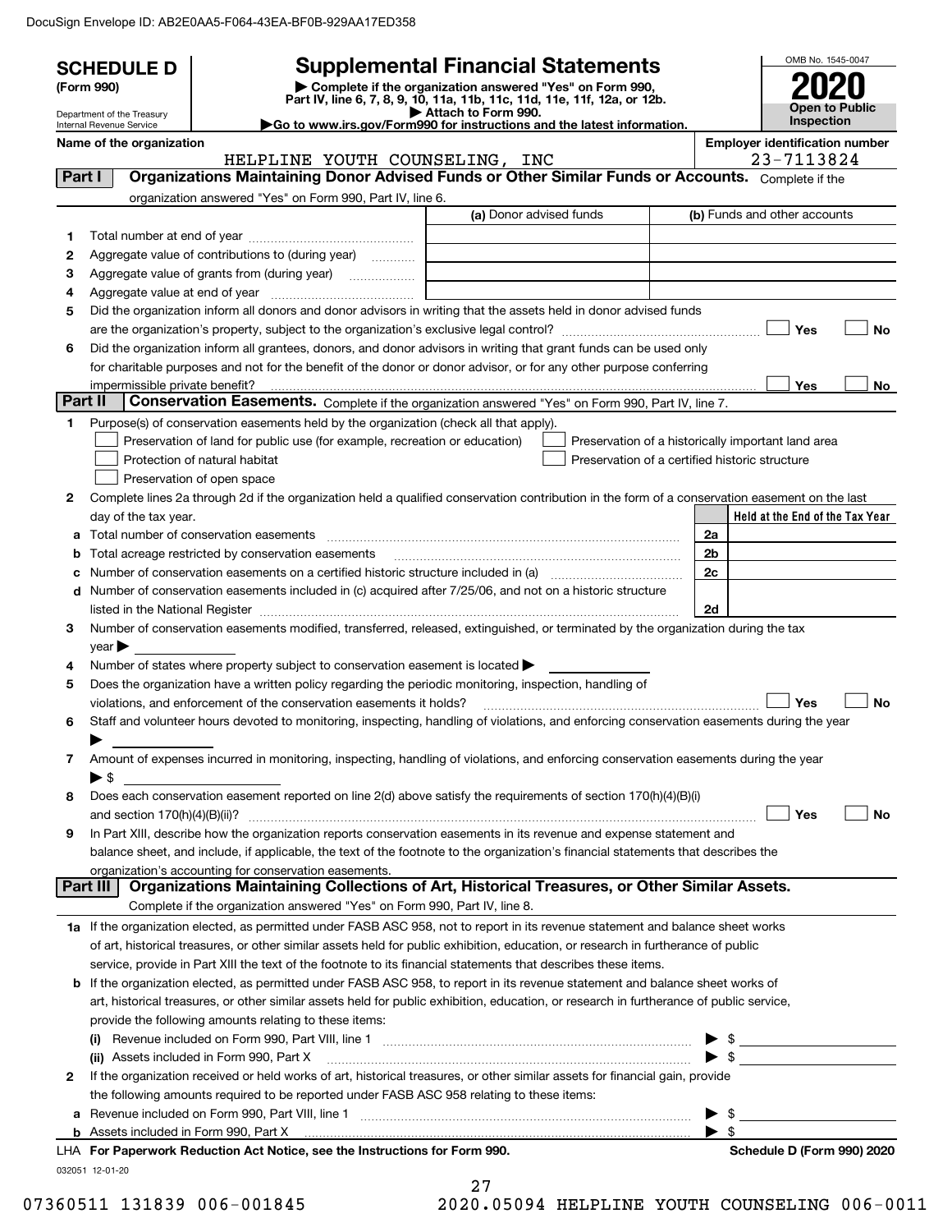DocuSign Envelope ID: AB2E0AA5-F064-43EA-BF0B-929AA17ED358

# SCHEDULE D (Form 990)

Department of the Treasury
Internal Revenue Service

## Supplemental Financial Statements

▶ Complete if the organization answered "Yes" on Form 990, Part IV, line 6, 7, 8, 9, 10, 11a, 11b, 11c, 11d, 11e, 11f, 12a, or 12b.
▶ Attach to Form 990.
▶Go to www.irs.gov/Form990 for instructions and the latest information.

OMB No. 1545-0047

**2020**

**Open to Public Inspection**

**Name of the organization:** HELPLINE YOUTH COUNSELING, INC

**Employer identification number:** 23-7113824

### Part I — Organizations Maintaining Donor Advised Funds or Other Similar Funds or Accounts. Complete if the organization answered "Yes" on Form 990, Part IV, line 6.

| | | (a) Donor advised funds | (b) Funds and other accounts |
|---|---|---|---|
| 1 | Total number at end of year | | |
| 2 | Aggregate value of contributions to (during year) | | |
| 3 | Aggregate value of grants from (during year) | | |
| 4 | Aggregate value at end of year | | |

5 Did the organization inform all donors and donor advisors in writing that the assets held in donor advised funds are the organization's property, subject to the organization's exclusive legal control? ☐ Yes ☐ No

6 Did the organization inform all grantees, donors, and donor advisors in writing that grant funds can be used only for charitable purposes and not for the benefit of the donor or donor advisor, or for any other purpose conferring impermissible private benefit? ☐ Yes ☐ No

### Part II — Conservation Easements. Complete if the organization answered "Yes" on Form 990, Part IV, line 7.

1 Purpose(s) of conservation easements held by the organization (check all that apply).

- ☐ Preservation of land for public use (for example, recreation or education)
- ☐ Protection of natural habitat
- ☐ Preservation of open space
- ☐ Preservation of a historically important land area
- ☐ Preservation of a certified historic structure

2 Complete lines 2a through 2d if the organization held a qualified conservation contribution in the form of a conservation easement on the last day of the tax year.

| | | | Held at the End of the Tax Year |
|---|---|---|---|
| a | Total number of conservation easements | 2a | |
| b | Total acreage restricted by conservation easements | 2b | |
| c | Number of conservation easements on a certified historic structure included in (a) | 2c | |
| d | Number of conservation easements included in (c) acquired after 7/25/06, and not on a historic structure listed in the National Register | 2d | |

3 Number of conservation easements modified, transferred, released, extinguished, or terminated by the organization during the tax year ▶

4 Number of states where property subject to conservation easement is located ▶

5 Does the organization have a written policy regarding the periodic monitoring, inspection, handling of violations, and enforcement of the conservation easements it holds? ☐ Yes ☐ No

6 Staff and volunteer hours devoted to monitoring, inspecting, handling of violations, and enforcing conservation easements during the year ▶

7 Amount of expenses incurred in monitoring, inspecting, handling of violations, and enforcing conservation easements during the year ▶ $

8 Does each conservation easement reported on line 2(d) above satisfy the requirements of section 170(h)(4)(B)(i) and section 170(h)(4)(B)(ii)? ☐ Yes ☐ No

9 In Part XIII, describe how the organization reports conservation easements in its revenue and expense statement and balance sheet, and include, if applicable, the text of the footnote to the organization's financial statements that describes the organization's accounting for conservation easements.

### Part III — Organizations Maintaining Collections of Art, Historical Treasures, or Other Similar Assets. Complete if the organization answered "Yes" on Form 990, Part IV, line 8.

1a If the organization elected, as permitted under FASB ASC 958, not to report in its revenue statement and balance sheet works of art, historical treasures, or other similar assets held for public exhibition, education, or research in furtherance of public service, provide in Part XIII the text of the footnote to its financial statements that describes these items.

b If the organization elected, as permitted under FASB ASC 958, to report in its revenue statement and balance sheet works of art, historical treasures, or other similar assets held for public exhibition, education, or research in furtherance of public service, provide the following amounts relating to these items:

(i) Revenue included on Form 990, Part VIII, line 1 ▶ $

(ii) Assets included in Form 990, Part X ▶ $

2 If the organization received or held works of art, historical treasures, or other similar assets for financial gain, provide the following amounts required to be reported under FASB ASC 958 relating to these items:

a Revenue included on Form 990, Part VIII, line 1 ▶ $

b Assets included in Form 990, Part X ▶ $

LHA For Paperwork Reduction Act Notice, see the Instructions for Form 990. Schedule D (Form 990) 2020

032051 12-01-20

07360511 131839 006-001845 2020.05094 HELPLINE YOUTH COUNSELING 006-0011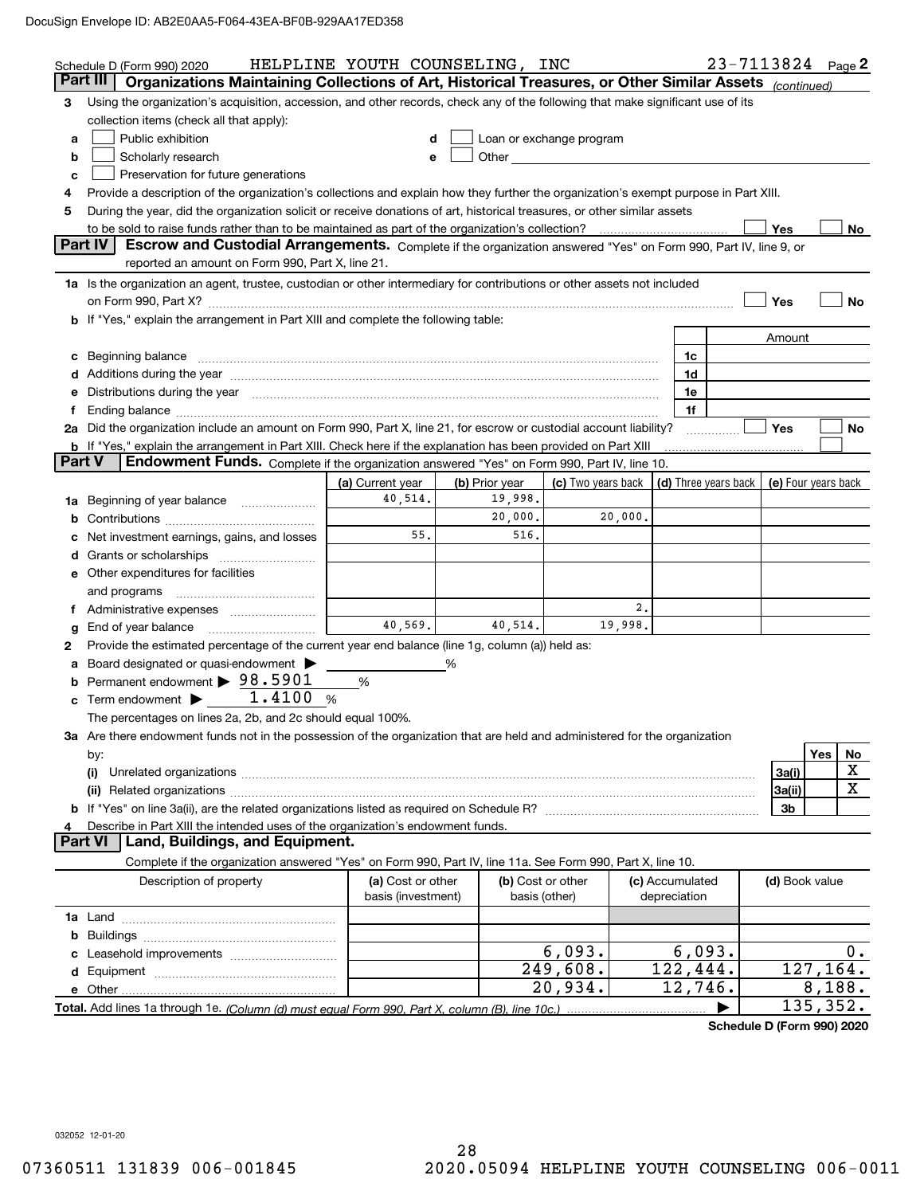Schedule D (Form 990) 2020 HELPLINE YOUTH COUNSELING, INC 23-7113824 Page 2

**Part III — Organizations Maintaining Collections of Art, Historical Treasures, or Other Similar Assets** *(continued)*

3 Using the organization's acquisition, accession, and other records, check any of the following that make significant use of its collection items (check all that apply):

- a ☐ Public exhibition
- b ☐ Scholarly research
- c ☐ Preservation for future generations
- d ☐ Loan or exchange program
- e ☐ Other

4 Provide a description of the organization's collections and explain how they further the organization's exempt purpose in Part XIII.

5 During the year, did the organization solicit or receive donations of art, historical treasures, or other similar assets to be sold to raise funds rather than to be maintained as part of the organization's collection? ☐ Yes ☐ No

**Part IV — Escrow and Custodial Arrangements.** Complete if the organization answered "Yes" on Form 990, Part IV, line 9, or reported an amount on Form 990, Part X, line 21.

1a Is the organization an agent, trustee, custodian or other intermediary for contributions or other assets not included on Form 990, Part X? ☐ Yes ☐ No

b If "Yes," explain the arrangement in Part XIII and complete the following table:

| | | Amount |
|---|---|---|
| c Beginning balance | 1c | |
| d Additions during the year | 1d | |
| e Distributions during the year | 1e | |
| f Ending balance | 1f | |

2a Did the organization include an amount on Form 990, Part X, line 21, for escrow or custodial account liability? ☐ Yes ☐ No

b If "Yes," explain the arrangement in Part XIII. Check here if the explanation has been provided on Part XIII ☐

**Part V — Endowment Funds.** Complete if the organization answered "Yes" on Form 990, Part IV, line 10.

| | (a) Current year | (b) Prior year | (c) Two years back | (d) Three years back | (e) Four years back |
|---|---|---|---|---|---|
| 1a Beginning of year balance | 40,514. | 19,998. | | | |
| b Contributions | | 20,000. | 20,000. | | |
| c Net investment earnings, gains, and losses | 55. | 516. | | | |
| d Grants or scholarships | | | | | |
| e Other expenditures for facilities and programs | | | | | |
| f Administrative expenses | | | 2. | | |
| g End of year balance | 40,569. | 40,514. | 19,998. | | |

2 Provide the estimated percentage of the current year end balance (line 1g, column (a)) held as:

a Board designated or quasi-endowment ▶ ______ %

b Permanent endowment ▶ 98.5901 %

c Term endowment ▶ 1.4100 %

The percentages on lines 2a, 2b, and 2c should equal 100%.

3a Are there endowment funds not in the possession of the organization that are held and administered for the organization by:

| | | Yes | No |
|---|---|---|---|
| (i) Unrelated organizations | 3a(i) | | X |
| (ii) Related organizations | 3a(ii) | | X |
| b If "Yes" on line 3a(ii), are the related organizations listed as required on Schedule R? | 3b | | |

4 Describe in Part XIII the intended uses of the organization's endowment funds.

**Part VI — Land, Buildings, and Equipment.**

Complete if the organization answered "Yes" on Form 990, Part IV, line 11a. See Form 990, Part X, line 10.

| Description of property | (a) Cost or other basis (investment) | (b) Cost or other basis (other) | (c) Accumulated depreciation | (d) Book value |
|---|---|---|---|---|
| 1a Land | | | | |
| b Buildings | | | | |
| c Leasehold improvements | | 6,093. | 6,093. | 0. |
| d Equipment | | 249,608. | 122,444. | 127,164. |
| e Other | | 20,934. | 12,746. | 8,188. |
| **Total.** Add lines 1a through 1e. *(Column (d) must equal Form 990, Part X, column (B), line 10c.)* | | | ▶ | 135,352. |

**Schedule D (Form 990) 2020**

032052 12-01-20

07360511 131839 006-001845 2020.05094 HELPLINE YOUTH COUNSELING 006-0011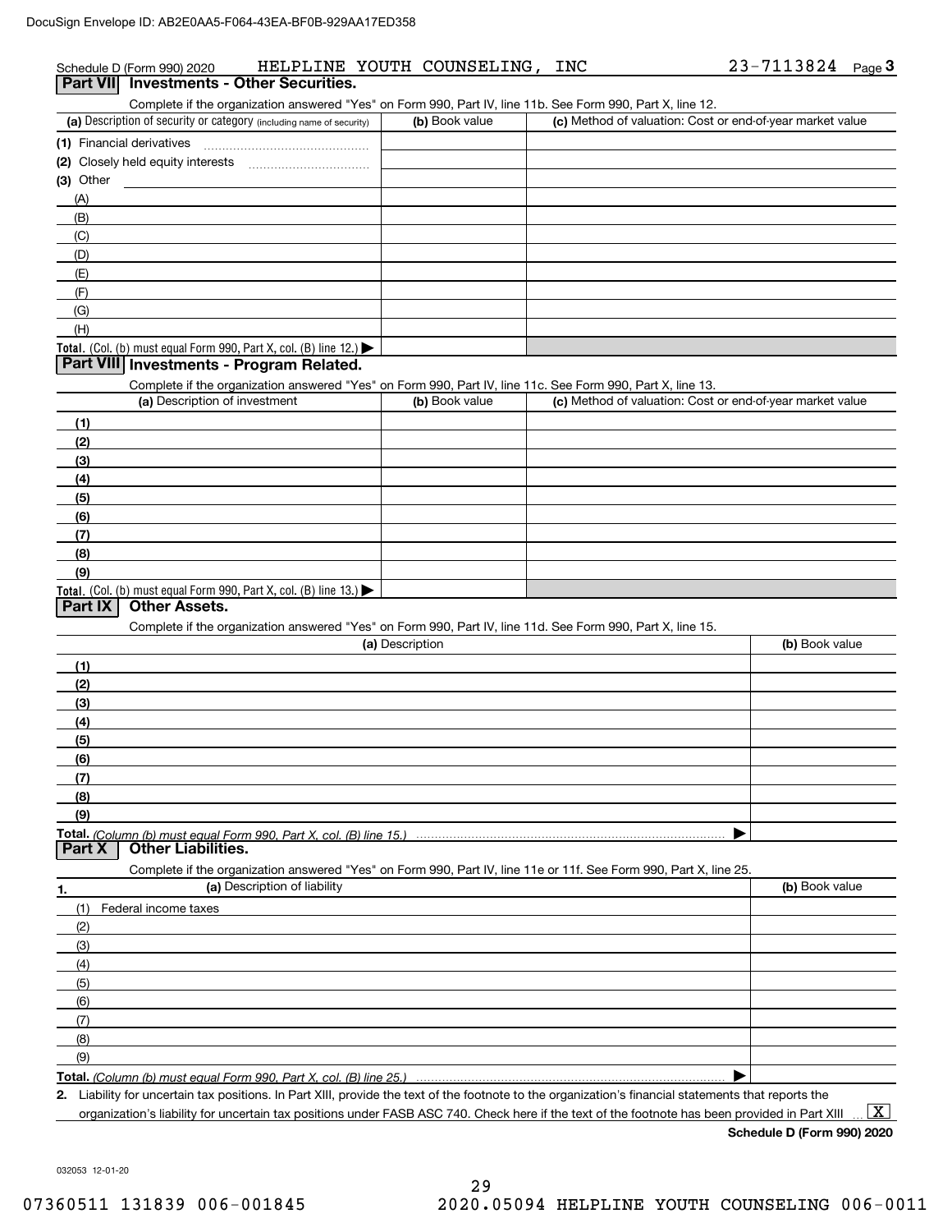DocuSign Envelope ID: AB2E0AA5-F064-43EA-BF0B-929AA17ED358

Schedule D (Form 990) 2020 HELPLINE YOUTH COUNSELING, INC 23-7113824 Page 3

## Part VII Investments - Other Securities.

Complete if the organization answered "Yes" on Form 990, Part IV, line 11b. See Form 990, Part X, line 12.

| (a) Description of security or category (including name of security) | (b) Book value | (c) Method of valuation: Cost or end-of-year market value |
|---|---|---|
| (1) Financial derivatives | | |
| (2) Closely held equity interests | | |
| (3) Other | | |
| (A) | | |
| (B) | | |
| (C) | | |
| (D) | | |
| (E) | | |
| (F) | | |
| (G) | | |
| (H) | | |
| Total. (Col. (b) must equal Form 990, Part X, col. (B) line 12.) ▶ | | |

## Part VIII Investments - Program Related.

Complete if the organization answered "Yes" on Form 990, Part IV, line 11c. See Form 990, Part X, line 13.

| (a) Description of investment | (b) Book value | (c) Method of valuation: Cost or end-of-year market value |
|---|---|---|
| (1) | | |
| (2) | | |
| (3) | | |
| (4) | | |
| (5) | | |
| (6) | | |
| (7) | | |
| (8) | | |
| (9) | | |
| Total. (Col. (b) must equal Form 990, Part X, col. (B) line 13.) ▶ | | |

## Part IX Other Assets.

Complete if the organization answered "Yes" on Form 990, Part IV, line 11d. See Form 990, Part X, line 15.

| (a) Description | (b) Book value |
|---|---|
| (1) | |
| (2) | |
| (3) | |
| (4) | |
| (5) | |
| (6) | |
| (7) | |
| (8) | |
| (9) | |
| Total. *(Column (b) must equal Form 990, Part X, col. (B) line 15.)* ▶ | |

## Part X Other Liabilities.

Complete if the organization answered "Yes" on Form 990, Part IV, line 11e or 11f. See Form 990, Part X, line 25.

| 1. (a) Description of liability | (b) Book value |
|---|---|
| (1) Federal income taxes | |
| (2) | |
| (3) | |
| (4) | |
| (5) | |
| (6) | |
| (7) | |
| (8) | |
| (9) | |
| Total. *(Column (b) must equal Form 990, Part X, col. (B) line 25.)* ▶ | |

**2.** Liability for uncertain tax positions. In Part XIII, provide the text of the footnote to the organization's financial statements that reports the organization's liability for uncertain tax positions under FASB ASC 740. Check here if the text of the footnote has been provided in Part XIII ... [X]

**Schedule D (Form 990) 2020**

032053 12-01-20

07360511 131839 006-001845 2020.05094 HELPLINE YOUTH COUNSELING 006-0011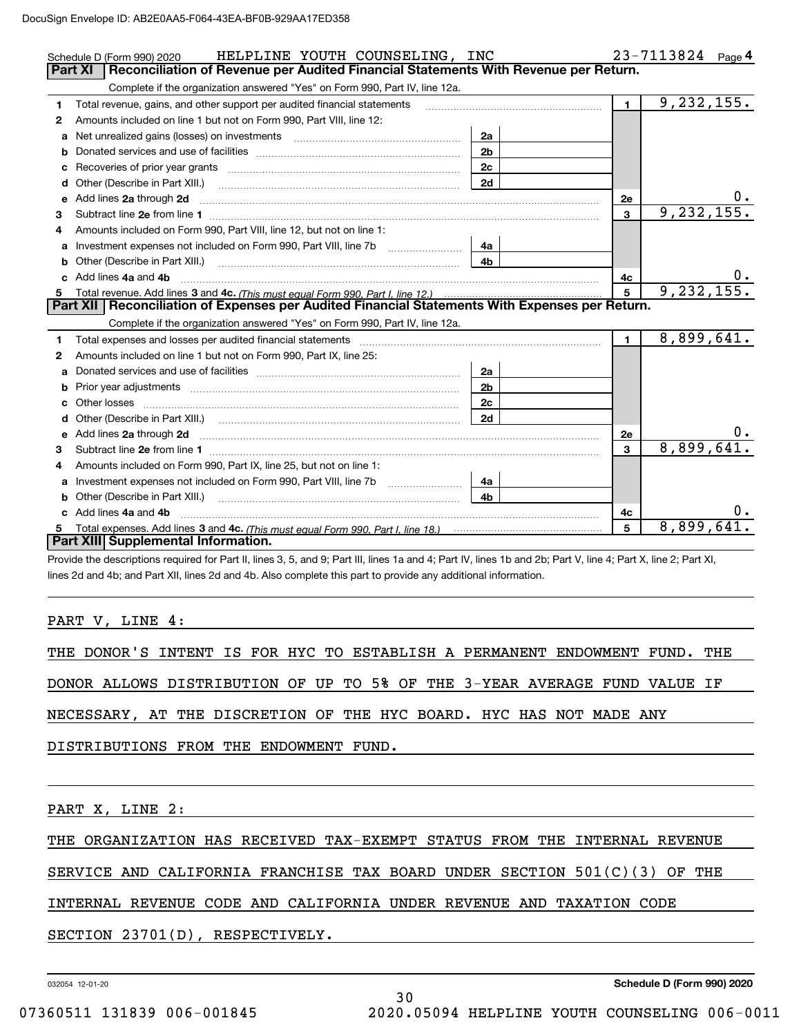Schedule D (Form 990) 2020 HELPLINE YOUTH COUNSELING, INC 23-7113824 Page 4

## Part XI Reconciliation of Revenue per Audited Financial Statements With Revenue per Return.

Complete if the organization answered "Yes" on Form 990, Part IV, line 12a.

| | | | | | |
|---|---|---|---|---|---|
| 1 | Total revenue, gains, and other support per audited financial statements | | | 1 | 9,232,155. |
| 2 | Amounts included on line 1 but not on Form 990, Part VIII, line 12: | | | | |
| a | Net unrealized gains (losses) on investments | 2a | | | |
| b | Donated services and use of facilities | 2b | | | |
| c | Recoveries of prior year grants | 2c | | | |
| d | Other (Describe in Part XIII.) | 2d | | | |
| e | Add lines 2a through 2d | | | 2e | 0. |
| 3 | Subtract line 2e from line 1 | | | 3 | 9,232,155. |
| 4 | Amounts included on Form 990, Part VIII, line 12, but not on line 1: | | | | |
| a | Investment expenses not included on Form 990, Part VIII, line 7b | 4a | | | |
| b | Other (Describe in Part XIII.) | 4b | | | |
| c | Add lines 4a and 4b | | | 4c | 0. |
| 5 | Total revenue. Add lines 3 and 4c. *(This must equal Form 990, Part I, line 12.)* | | | 5 | 9,232,155. |

## Part XII Reconciliation of Expenses per Audited Financial Statements With Expenses per Return.

Complete if the organization answered "Yes" on Form 990, Part IV, line 12a.

| | | | | | |
|---|---|---|---|---|---|
| 1 | Total expenses and losses per audited financial statements | | | 1 | 8,899,641. |
| 2 | Amounts included on line 1 but not on Form 990, Part IX, line 25: | | | | |
| a | Donated services and use of facilities | 2a | | | |
| b | Prior year adjustments | 2b | | | |
| c | Other losses | 2c | | | |
| d | Other (Describe in Part XIII.) | 2d | | | |
| e | Add lines 2a through 2d | | | 2e | 0. |
| 3 | Subtract line 2e from line 1 | | | 3 | 8,899,641. |
| 4 | Amounts included on Form 990, Part IX, line 25, but not on line 1: | | | | |
| a | Investment expenses not included on Form 990, Part VIII, line 7b | 4a | | | |
| b | Other (Describe in Part XIII.) | 4b | | | |
| c | Add lines 4a and 4b | | | 4c | 0. |
| 5 | Total expenses. Add lines 3 and 4c. *(This must equal Form 990, Part I, line 18.)* | | | 5 | 8,899,641. |

## Part XIII Supplemental Information.

Provide the descriptions required for Part II, lines 3, 5, and 9; Part III, lines 1a and 4; Part IV, lines 1b and 2b; Part V, line 4; Part X, line 2; Part XI, lines 2d and 4b; and Part XII, lines 2d and 4b. Also complete this part to provide any additional information.

PART V, LINE 4:

THE DONOR'S INTENT IS FOR HYC TO ESTABLISH A PERMANENT ENDOWMENT FUND. THE DONOR ALLOWS DISTRIBUTION OF UP TO 5% OF THE 3-YEAR AVERAGE FUND VALUE IF NECESSARY, AT THE DISCRETION OF THE HYC BOARD. HYC HAS NOT MADE ANY DISTRIBUTIONS FROM THE ENDOWMENT FUND.

PART X, LINE 2:

THE ORGANIZATION HAS RECEIVED TAX-EXEMPT STATUS FROM THE INTERNAL REVENUE SERVICE AND CALIFORNIA FRANCHISE TAX BOARD UNDER SECTION 501(C)(3) OF THE INTERNAL REVENUE CODE AND CALIFORNIA UNDER REVENUE AND TAXATION CODE SECTION 23701(D), RESPECTIVELY.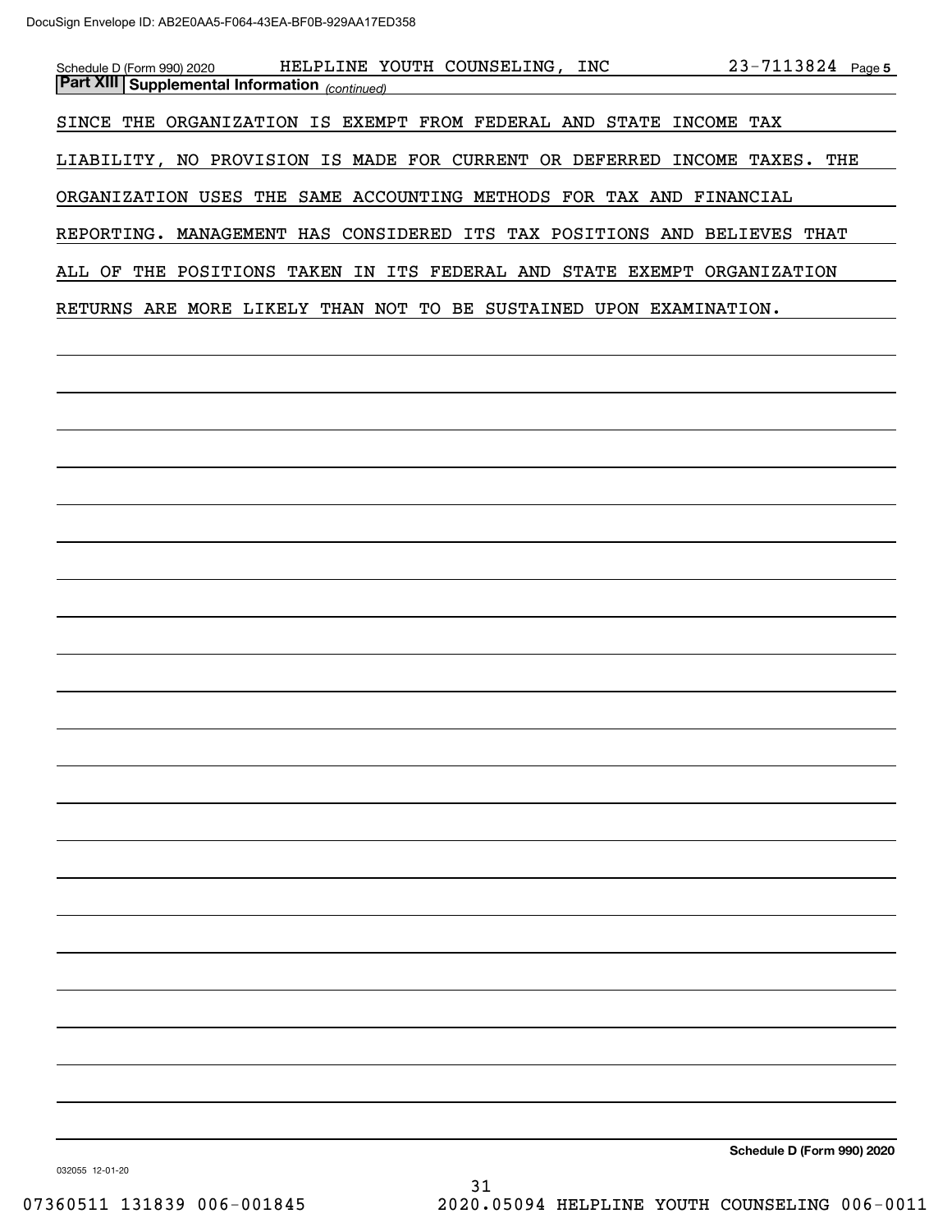Schedule D (Form 990) 2020 HELPLINE YOUTH COUNSELING, INC 23-7113824 Page **5**

**Part XIII Supplemental Information** *(continued)*

SINCE THE ORGANIZATION IS EXEMPT FROM FEDERAL AND STATE INCOME TAX LIABILITY, NO PROVISION IS MADE FOR CURRENT OR DEFERRED INCOME TAXES. THE ORGANIZATION USES THE SAME ACCOUNTING METHODS FOR TAX AND FINANCIAL REPORTING. MANAGEMENT HAS CONSIDERED ITS TAX POSITIONS AND BELIEVES THAT ALL OF THE POSITIONS TAKEN IN ITS FEDERAL AND STATE EXEMPT ORGANIZATION RETURNS ARE MORE LIKELY THAN NOT TO BE SUSTAINED UPON EXAMINATION.

**Schedule D (Form 990) 2020**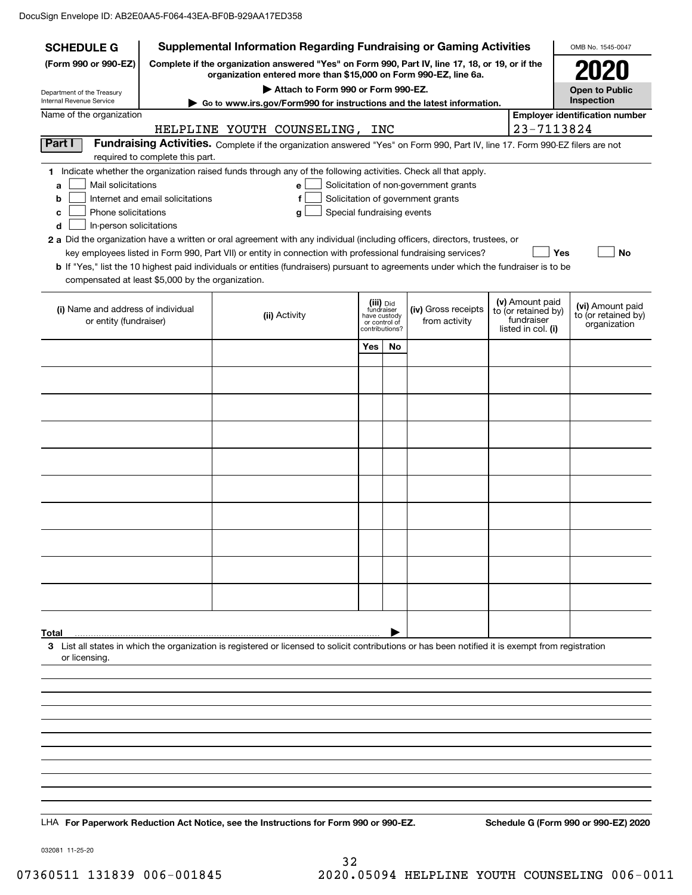DocuSign Envelope ID: AB2E0AA5-F064-43EA-BF0B-929AA17ED358

**SCHEDULE G**
**(Form 990 or 990-EZ)**

Department of the Treasury
Internal Revenue Service

# Supplemental Information Regarding Fundraising or Gaming Activities

**Complete if the organization answered "Yes" on Form 990, Part IV, line 17, 18, or 19, or if the organization entered more than $15,000 on Form 990-EZ, line 6a.**

**▶ Attach to Form 990 or Form 990-EZ.**

**▶ Go to www.irs.gov/Form990 for instructions and the latest information.**

OMB No. 1545-0047

**2020**

**Open to Public Inspection**

Name of the organization: HELPLINE YOUTH COUNSELING, INC

**Employer identification number:** 23-7113824

**Part I** **Fundraising Activities.** Complete if the organization answered "Yes" on Form 990, Part IV, line 17. Form 990-EZ filers are not required to complete this part.

1 Indicate whether the organization raised funds through any of the following activities. Check all that apply.

- a ☐ Mail solicitations
- b ☐ Internet and email solicitations
- c ☐ Phone solicitations
- d ☐ In-person solicitations
- e ☐ Solicitation of non-government grants
- f ☐ Solicitation of government grants
- g ☐ Special fundraising events

**2 a** Did the organization have a written or oral agreement with any individual (including officers, directors, trustees, or key employees listed in Form 990, Part VII) or entity in connection with professional fundraising services? ☐ **Yes** ☐ **No**

**b** If "Yes," list the 10 highest paid individuals or entities (fundraisers) pursuant to agreements under which the fundraiser is to be compensated at least $5,000 by the organization.

| (i) Name and address of individual or entity (fundraiser) | (ii) Activity | (iii) Did fundraiser have custody or control of contributions? | | (iv) Gross receipts from activity | (v) Amount paid to (or retained by) fundraiser listed in col. (i) | (vi) Amount paid to (or retained by) organization |
|---|---|---|---|---|---|---|
| | | Yes | No | | | |
| | | | | | | |
| | | | | | | |
| | | | | | | |
| | | | | | | |
| | | | | | | |
| | | | | | | |
| | | | | | | |
| | | | | | | |
| | | | | | | |
| | | | | | | |
| **Total** ▶ | | | | | | |

**3** List all states in which the organization is registered or licensed to solicit contributions or has been notified it is exempt from registration or licensing.

LHA **For Paperwork Reduction Act Notice, see the Instructions for Form 990 or 990-EZ.** **Schedule G (Form 990 or 990-EZ) 2020**

032081 11-25-20

07360511 131839 006-001845 2020.05094 HELPLINE YOUTH COUNSELING 006-0011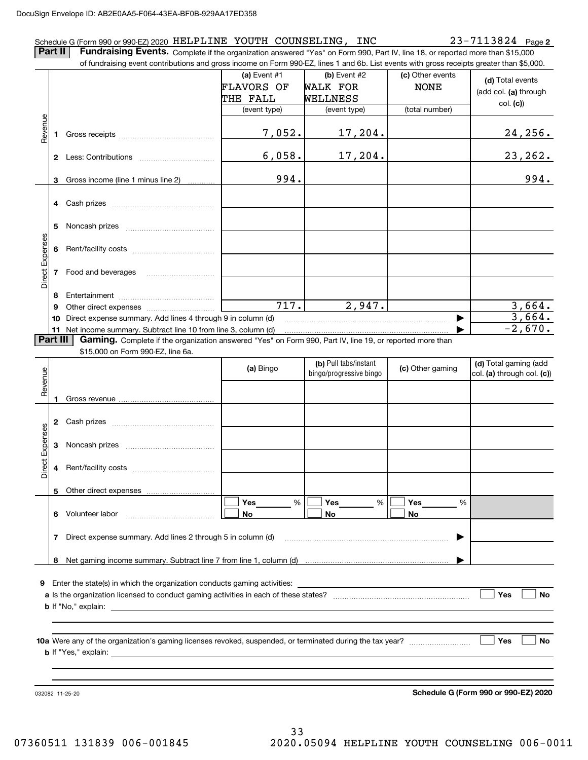Schedule G (Form 990 or 990-EZ) 2020 HELPLINE YOUTH COUNSELING, INC 23-7113824 Page **2**

**Part II** **Fundraising Events.** Complete if the organization answered "Yes" on Form 990, Part IV, line 18, or reported more than $15,000 of fundraising event contributions and gross income on Form 990-EZ, lines 1 and 6b. List events with gross receipts greater than $5,000.

| | | (a) Event #1 FLAVORS OF THE FALL (event type) | (b) Event #2 WALK FOR WELLNESS (event type) | (c) Other events NONE (total number) | (d) Total events (add col. (a) through col. (c)) |
|---|---|---|---|---|---|
| Revenue | 1 Gross receipts | 7,052. | 17,204. | | 24,256. |
| | 2 Less: Contributions | 6,058. | 17,204. | | 23,262. |
| | 3 Gross income (line 1 minus line 2) | 994. | | | 994. |
| Direct Expenses | 4 Cash prizes | | | | |
| | 5 Noncash prizes | | | | |
| | 6 Rent/facility costs | | | | |
| | 7 Food and beverages | | | | |
| | 8 Entertainment | | | | |
| | 9 Other direct expenses | 717. | 2,947. | | 3,664. |
| | 10 Direct expense summary. Add lines 4 through 9 in column (d) | | | ▶ | 3,664. |
| | 11 Net income summary. Subtract line 10 from line 3, column (d) | | | ▶ | -2,670. |

**Part III** **Gaming.** Complete if the organization answered "Yes" on Form 990, Part IV, line 19, or reported more than $15,000 on Form 990-EZ, line 6a.

| | | (a) Bingo | (b) Pull tabs/instant bingo/progressive bingo | (c) Other gaming | (d) Total gaming (add col. (a) through col. (c)) |
|---|---|---|---|---|---|
| Revenue | 1 Gross revenue | | | | |
| Direct Expenses | 2 Cash prizes | | | | |
| | 3 Noncash prizes | | | | |
| | 4 Rent/facility costs | | | | |
| | 5 Other direct expenses | | | | |
| | 6 Volunteer labor | ☐ Yes ____ % ☐ No | ☐ Yes ____ % ☐ No | ☐ Yes ____ % ☐ No | |
| | 7 Direct expense summary. Add lines 2 through 5 in column (d) | | | ▶ | |
| | 8 Net gaming income summary. Subtract line 7 from line 1, column (d) | | | ▶ | |

**9** Enter the state(s) in which the organization conducts gaming activities: ____________

**a** Is the organization licensed to conduct gaming activities in each of these states? ☐ Yes ☐ No

**b** If "No," explain: ____________

**10a** Were any of the organization's gaming licenses revoked, suspended, or terminated during the tax year? ☐ Yes ☐ No

**b** If "Yes," explain: ____________

032082 11-25-20 **Schedule G (Form 990 or 990-EZ) 2020**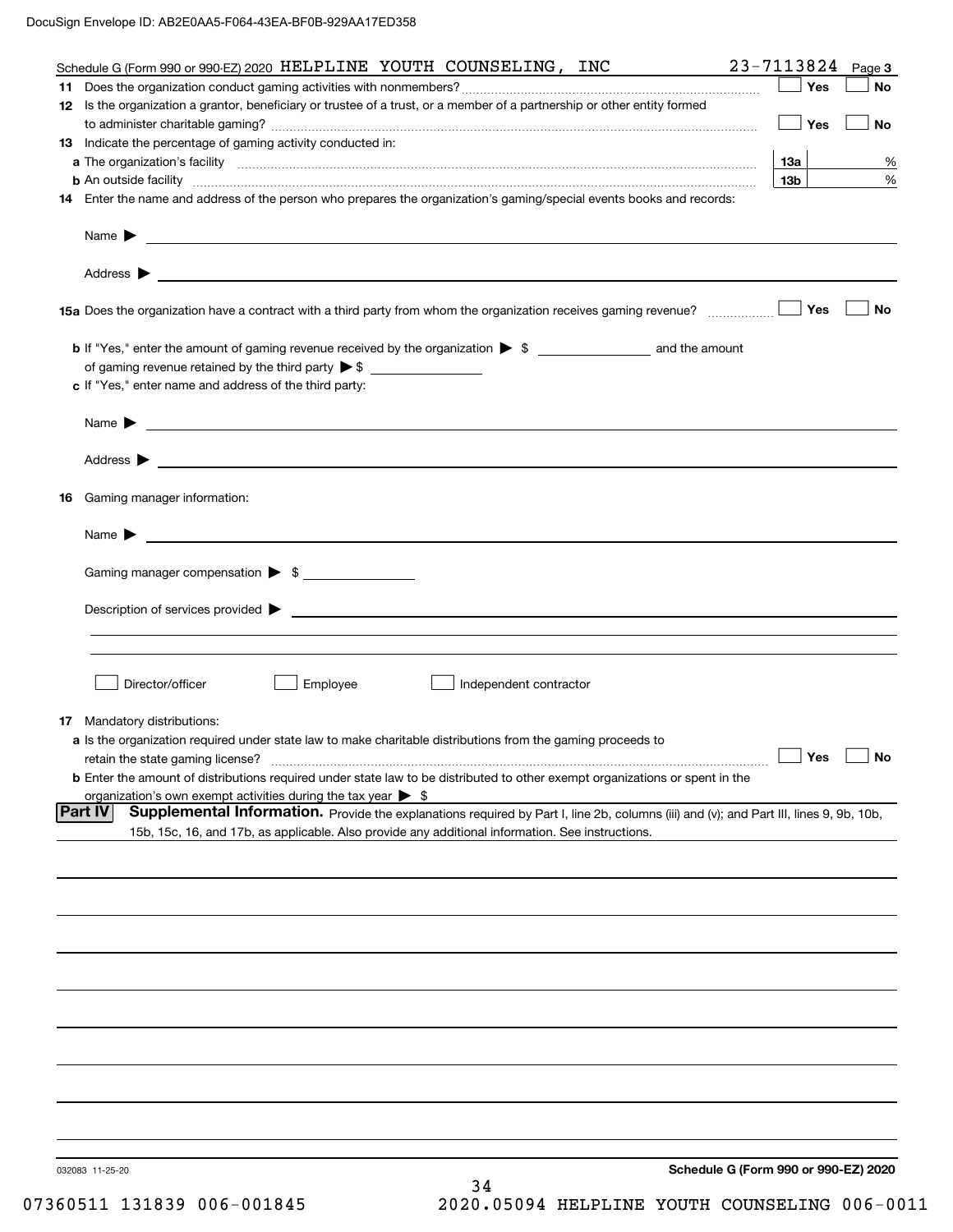DocuSign Envelope ID: AB2E0AA5-F064-43EA-BF0B-929AA17ED358

Schedule G (Form 990 or 990-EZ) 2020 HELPLINE YOUTH COUNSELING, INC 23-7113824 Page **3**

**11** Does the organization conduct gaming activities with nonmembers? ☐ Yes ☐ No

**12** Is the organization a grantor, beneficiary or trustee of a trust, or a member of a partnership or other entity formed to administer charitable gaming? ☐ Yes ☐ No

**13** Indicate the percentage of gaming activity conducted in:

**a** The organization's facility **13a** %

**b** An outside facility **13b** %

**14** Enter the name and address of the person who prepares the organization's gaming/special events books and records:

Name ▶

Address ▶

**15a** Does the organization have a contract with a third party from whom the organization receives gaming revenue? ☐ Yes ☐ No

**b** If "Yes," enter the amount of gaming revenue received by the organization ▶ $ ______ and the amount of gaming revenue retained by the third party ▶ $ ______

**c** If "Yes," enter name and address of the third party:

Name ▶

Address ▶

**16** Gaming manager information:

Name ▶

Gaming manager compensation ▶ $

Description of services provided ▶

☐ Director/officer ☐ Employee ☐ Independent contractor

**17** Mandatory distributions:

**a** Is the organization required under state law to make charitable distributions from the gaming proceeds to retain the state gaming license? ☐ Yes ☐ No

**b** Enter the amount of distributions required under state law to be distributed to other exempt organizations or spent in the organization's own exempt activities during the tax year ▶ $

**Part IV** **Supplemental Information.** Provide the explanations required by Part I, line 2b, columns (iii) and (v); and Part III, lines 9, 9b, 10b, 15b, 15c, 16, and 17b, as applicable. Also provide any additional information. See instructions.

032083 11-25-20

**Schedule G (Form 990 or 990-EZ) 2020**

07360511 131839 006-001845 2020.05094 HELPLINE YOUTH COUNSELING 006-0011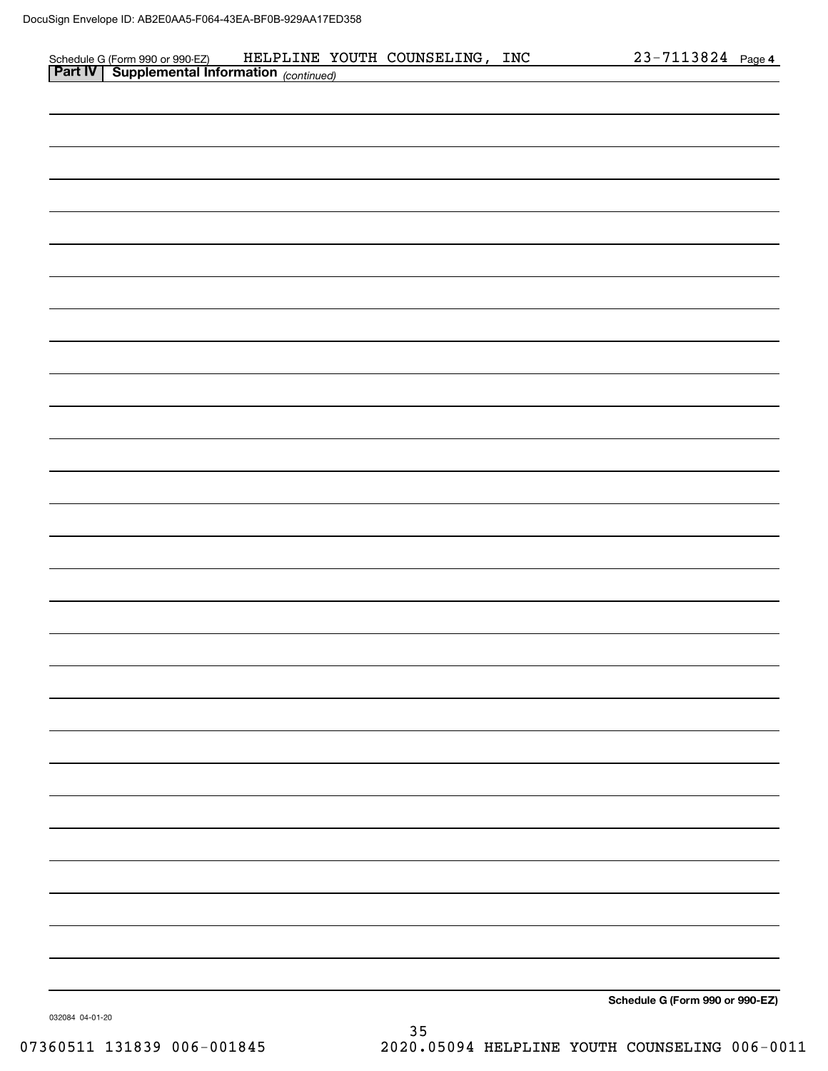Schedule G (Form 990 or 990-EZ) HELPLINE YOUTH COUNSELING, INC 23-7113824 Page **4**

**Part IV | Supplemental Information** *(continued)*

**Schedule G (Form 990 or 990-EZ)**

032084 04-01-20

07360511 131839 006-001845 2020.05094 HELPLINE YOUTH COUNSELING 006-0011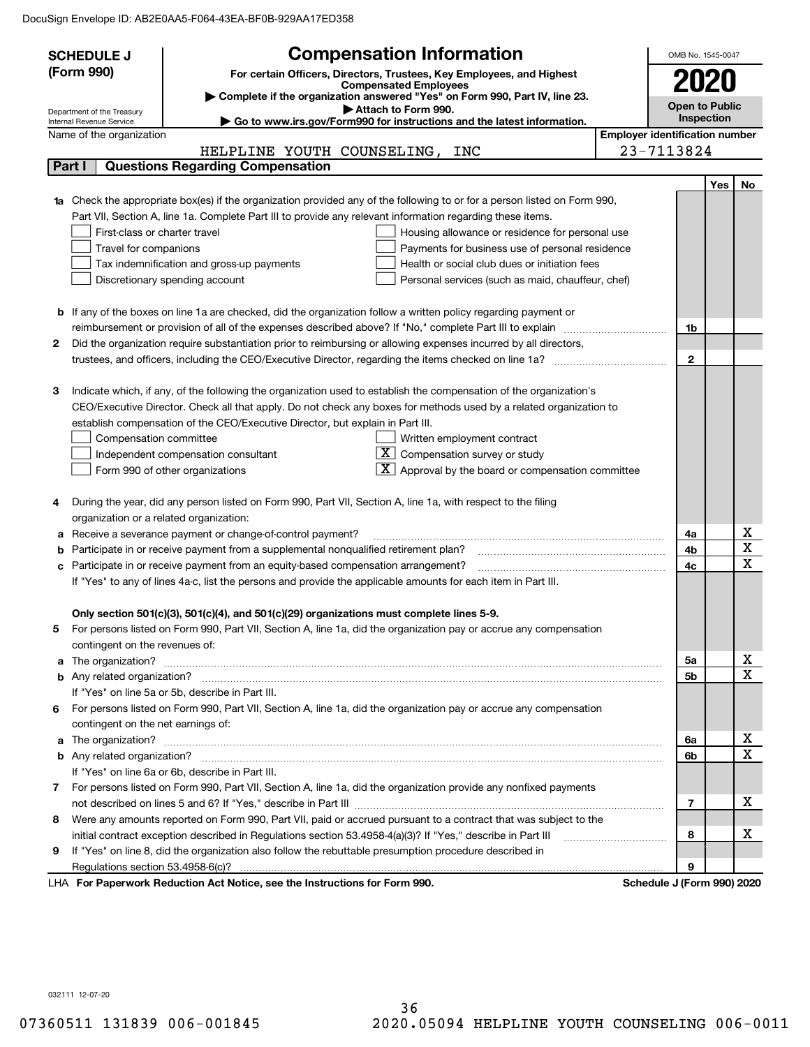DocuSign Envelope ID: AB2E0AA5-F064-43EA-BF0B-929AA17ED358

**SCHEDULE J (Form 990)**

Department of the Treasury
Internal Revenue Service

# Compensation Information

**For certain Officers, Directors, Trustees, Key Employees, and Highest Compensated Employees**

▶ Complete if the organization answered "Yes" on Form 990, Part IV, line 23.
▶ Attach to Form 990.
▶ Go to www.irs.gov/Form990 for instructions and the latest information.

OMB No. 1545-0047

**2020**

**Open to Public Inspection**

Name of the organization: HELPLINE YOUTH COUNSELING, INC

Employer identification number: 23-7113824

## Part I — Questions Regarding Compensation

| | | | Yes | No |
|---|---|---|---|---|
| **1a** | Check the appropriate box(es) if the organization provided any of the following to or for a person listed on Form 990, Part VII, Section A, line 1a. Complete Part III to provide any relevant information regarding these items.<br>☐ First-class or charter travel ☐ Housing allowance or residence for personal use<br>☐ Travel for companions ☐ Payments for business use of personal residence<br>☐ Tax indemnification and gross-up payments ☐ Health or social club dues or initiation fees<br>☐ Discretionary spending account ☐ Personal services (such as maid, chauffeur, chef) | | | |
| **b** | If any of the boxes on line 1a are checked, did the organization follow a written policy regarding payment or reimbursement or provision of all of the expenses described above? If "No," complete Part III to explain | 1b | | |
| **2** | Did the organization require substantiation prior to reimbursing or allowing expenses incurred by all directors, trustees, and officers, including the CEO/Executive Director, regarding the items checked on line 1a? | 2 | | |
| **3** | Indicate which, if any, of the following the organization used to establish the compensation of the organization's CEO/Executive Director. Check all that apply. Do not check any boxes for methods used by a related organization to establish compensation of the CEO/Executive Director, but explain in Part III.<br>☐ Compensation committee ☐ Written employment contract<br>☐ Independent compensation consultant ☒ Compensation survey or study<br>☐ Form 990 of other organizations ☒ Approval by the board or compensation committee | | | |
| **4** | During the year, did any person listed on Form 990, Part VII, Section A, line 1a, with respect to the filing organization or a related organization: | | | |
| **a** | Receive a severance payment or change-of-control payment? | 4a | | X |
| **b** | Participate in or receive payment from a supplemental nonqualified retirement plan? | 4b | | X |
| **c** | Participate in or receive payment from an equity-based compensation arrangement? | 4c | | X |
| | If "Yes" to any of lines 4a-c, list the persons and provide the applicable amounts for each item in Part III. | | | |
| | **Only section 501(c)(3), 501(c)(4), and 501(c)(29) organizations must complete lines 5-9.** | | | |
| **5** | For persons listed on Form 990, Part VII, Section A, line 1a, did the organization pay or accrue any compensation contingent on the revenues of: | | | |
| **a** | The organization? | 5a | | X |
| **b** | Any related organization? | 5b | | X |
| | If "Yes" on line 5a or 5b, describe in Part III. | | | |
| **6** | For persons listed on Form 990, Part VII, Section A, line 1a, did the organization pay or accrue any compensation contingent on the net earnings of: | | | |
| **a** | The organization? | 6a | | X |
| **b** | Any related organization? | 6b | | X |
| | If "Yes" on line 6a or 6b, describe in Part III. | | | |
| **7** | For persons listed on Form 990, Part VII, Section A, line 1a, did the organization provide any nonfixed payments not described on lines 5 and 6? If "Yes," describe in Part III | 7 | | X |
| **8** | Were any amounts reported on Form 990, Part VII, paid or accrued pursuant to a contract that was subject to the initial contract exception described in Regulations section 53.4958-4(a)(3)? If "Yes," describe in Part III | 8 | | X |
| **9** | If "Yes" on line 8, did the organization also follow the rebuttable presumption procedure described in Regulations section 53.4958-6(c)? | 9 | | |

LHA **For Paperwork Reduction Act Notice, see the Instructions for Form 990.** **Schedule J (Form 990) 2020**

032111 12-07-20

07360511 131839 006-001845 2020.05094 HELPLINE YOUTH COUNSELING 006-0011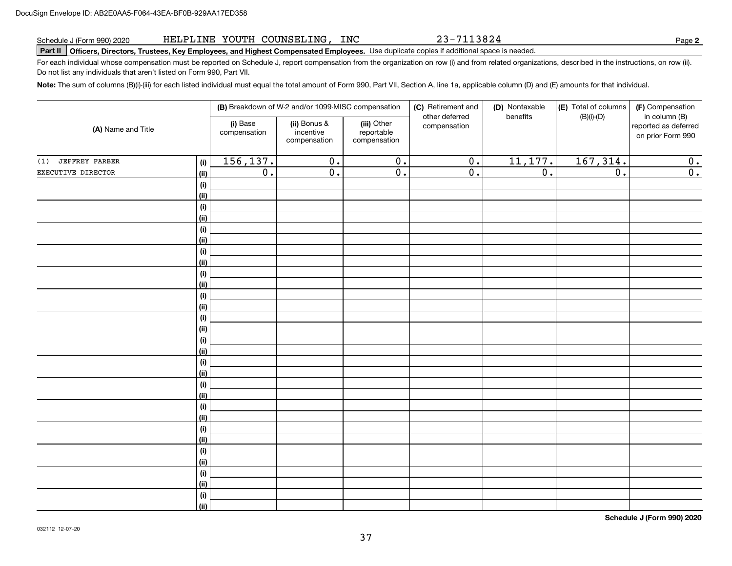Schedule J (Form 990) 2020 HELPLINE YOUTH COUNSELING, INC 23-7113824 Page **2**

**Part II** **Officers, Directors, Trustees, Key Employees, and Highest Compensated Employees.** Use duplicate copies if additional space is needed.

For each individual whose compensation must be reported on Schedule J, report compensation from the organization on row (i) and from related organizations, described in the instructions, on row (ii). Do not list any individuals that aren't listed on Form 990, Part VII.

**Note:** The sum of columns (B)(i)-(iii) for each listed individual must equal the total amount of Form 990, Part VII, Section A, line 1a, applicable column (D) and (E) amounts for that individual.

| (A) Name and Title | | (B) Breakdown of W-2 and/or 1099-MISC compensation | | | (C) Retirement and other deferred compensation | (D) Nontaxable benefits | (E) Total of columns (B)(i)-(D) | (F) Compensation in column (B) reported as deferred on prior Form 990 |
|---|---|---|---|---|---|---|---|---|
| | | (i) Base compensation | (ii) Bonus & incentive compensation | (iii) Other reportable compensation | | | | |
| (1) JEFFREY FARBER | (i) | 156,137. | 0. | 0. | 0. | 11,177. | 167,314. | 0. |
| EXECUTIVE DIRECTOR | (ii) | 0. | 0. | 0. | 0. | 0. | 0. | 0. |
| | (i) | | | | | | | |
| | (ii) | | | | | | | |
| | (i) | | | | | | | |
| | (ii) | | | | | | | |
| | (i) | | | | | | | |
| | (ii) | | | | | | | |
| | (i) | | | | | | | |
| | (ii) | | | | | | | |
| | (i) | | | | | | | |
| | (ii) | | | | | | | |
| | (i) | | | | | | | |
| | (ii) | | | | | | | |
| | (i) | | | | | | | |
| | (ii) | | | | | | | |
| | (i) | | | | | | | |
| | (ii) | | | | | | | |
| | (i) | | | | | | | |
| | (ii) | | | | | | | |
| | (i) | | | | | | | |
| | (ii) | | | | | | | |
| | (i) | | | | | | | |
| | (ii) | | | | | | | |
| | (i) | | | | | | | |
| | (ii) | | | | | | | |
| | (i) | | | | | | | |
| | (ii) | | | | | | | |
| | (i) | | | | | | | |
| | (ii) | | | | | | | |
| | (i) | | | | | | | |
| | (ii) | | | | | | | |

**Schedule J (Form 990) 2020**

032112 12-07-20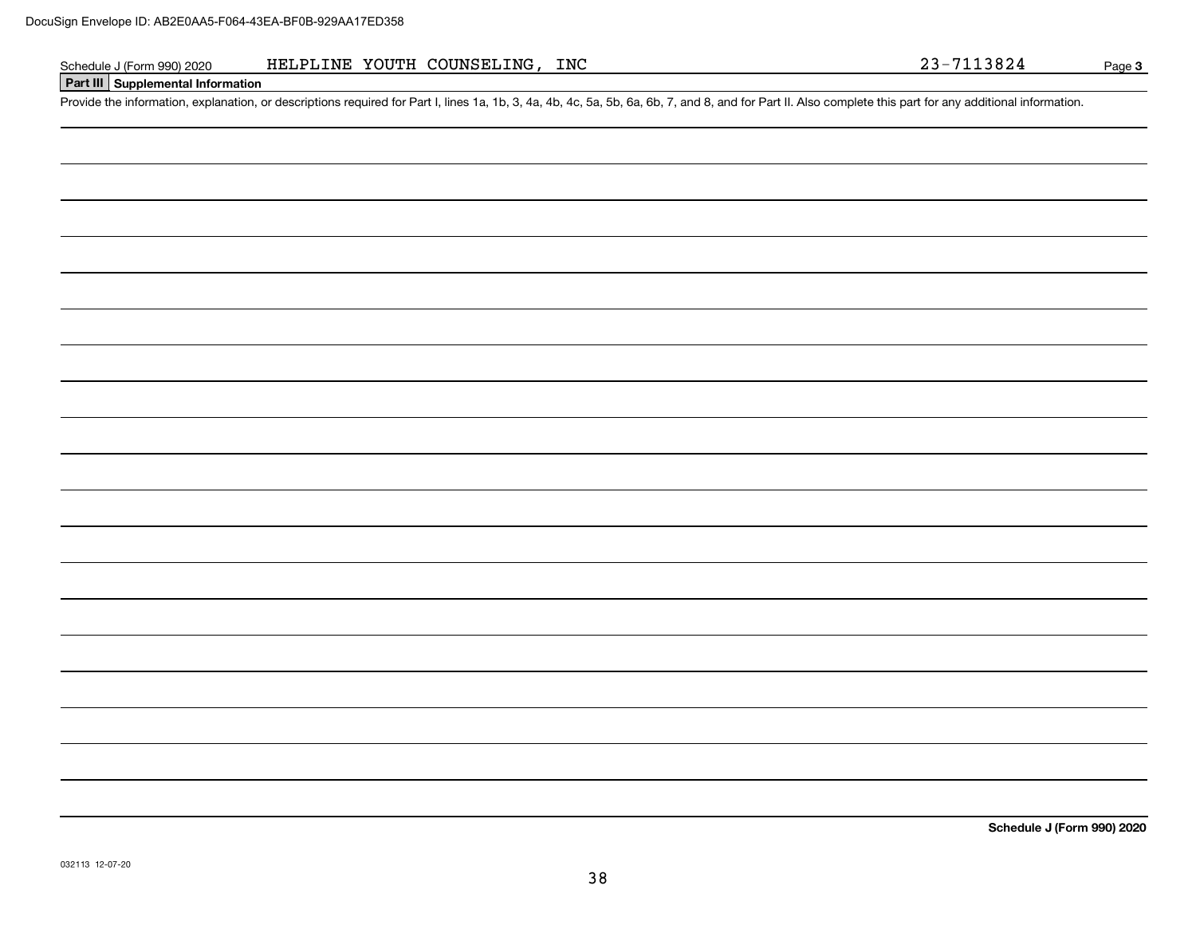Schedule J (Form 990) 2020 HELPLINE YOUTH COUNSELING, INC 23-7113824 Page **3**

## Part III Supplemental Information

Provide the information, explanation, or descriptions required for Part I, lines 1a, 1b, 3, 4a, 4b, 4c, 5a, 5b, 6a, 6b, 7, and 8, and for Part II. Also complete this part for any additional information.

**Schedule J (Form 990) 2020**

032113 12-07-20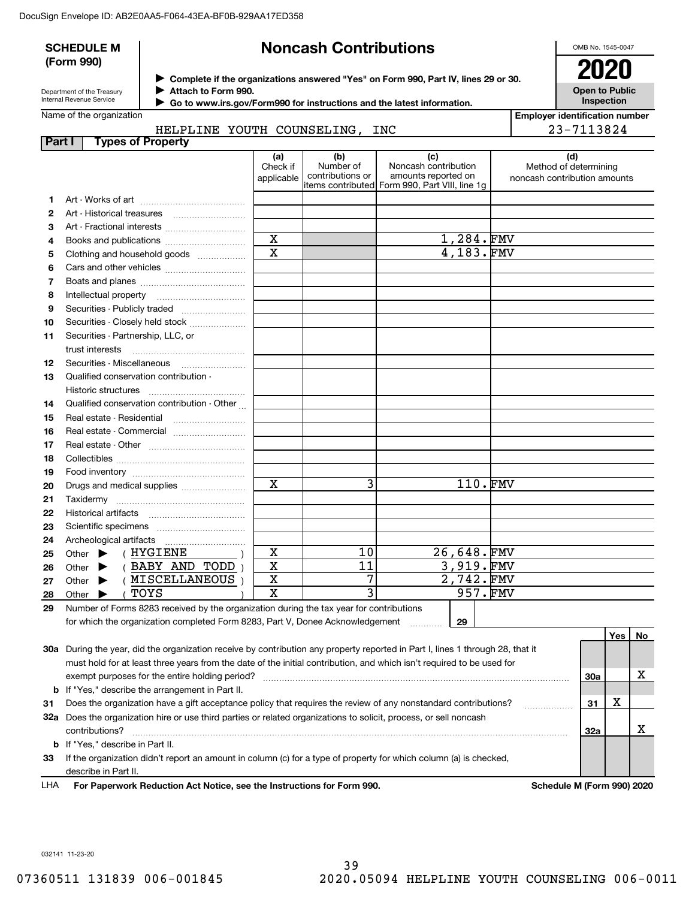DocuSign Envelope ID: AB2E0AA5-F064-43EA-BF0B-929AA17ED358

**SCHEDULE M (Form 990)**

Department of the Treasury
Internal Revenue Service

# Noncash Contributions

▶ Complete if the organizations answered "Yes" on Form 990, Part IV, lines 29 or 30.
▶ Attach to Form 990.
▶ Go to www.irs.gov/Form990 for instructions and the latest information.

OMB No. 1545-0047

**2020**

**Open to Public Inspection**

Name of the organization: HELPLINE YOUTH COUNSELING, INC

Employer identification number: 23-7113824

## Part I Types of Property

| | | (a) Check if applicable | (b) Number of contributions or items contributed | (c) Noncash contribution amounts reported on Form 990, Part VIII, line 1g | (d) Method of determining noncash contribution amounts |
|---|---|---|---|---|---|
| 1 | Art - Works of art | | | | |
| 2 | Art - Historical treasures | | | | |
| 3 | Art - Fractional interests | | | | |
| 4 | Books and publications | X | | 1,284. | FMV |
| 5 | Clothing and household goods | X | | 4,183. | FMV |
| 6 | Cars and other vehicles | | | | |
| 7 | Boats and planes | | | | |
| 8 | Intellectual property | | | | |
| 9 | Securities - Publicly traded | | | | |
| 10 | Securities - Closely held stock | | | | |
| 11 | Securities - Partnership, LLC, or trust interests | | | | |
| 12 | Securities - Miscellaneous | | | | |
| 13 | Qualified conservation contribution - Historic structures | | | | |
| 14 | Qualified conservation contribution - Other | | | | |
| 15 | Real estate - Residential | | | | |
| 16 | Real estate - Commercial | | | | |
| 17 | Real estate - Other | | | | |
| 18 | Collectibles | | | | |
| 19 | Food inventory | | | | |
| 20 | Drugs and medical supplies | X | 3 | 110. | FMV |
| 21 | Taxidermy | | | | |
| 22 | Historical artifacts | | | | |
| 23 | Scientific specimens | | | | |
| 24 | Archeological artifacts | | | | |
| 25 | Other ▶ ( HYGIENE ) | X | 10 | 26,648. | FMV |
| 26 | Other ▶ ( BABY AND TODD ) | X | 11 | 3,919. | FMV |
| 27 | Other ▶ ( MISCELLANEOUS ) | X | 7 | 2,742. | FMV |
| 28 | Other ▶ ( TOYS ) | X | 3 | 957. | FMV |

29 Number of Forms 8283 received by the organization during the tax year for contributions for which the organization completed Form 8283, Part V, Donee Acknowledgement ..... 29

| | | | Yes | No |
|---|---|---|---|---|
| 30a | During the year, did the organization receive by contribution any property reported in Part I, lines 1 through 28, that it must hold for at least three years from the date of the initial contribution, and which isn't required to be used for exempt purposes for the entire holding period? | 30a | | X |
| b | If "Yes," describe the arrangement in Part II. | | | |
| 31 | Does the organization have a gift acceptance policy that requires the review of any nonstandard contributions? | 31 | X | |
| 32a | Does the organization hire or use third parties or related organizations to solicit, process, or sell noncash contributions? | 32a | | X |
| b | If "Yes," describe in Part II. | | | |
| 33 | If the organization didn't report an amount in column (c) for a type of property for which column (a) is checked, describe in Part II. | | | |

LHA **For Paperwork Reduction Act Notice, see the Instructions for Form 990.** **Schedule M (Form 990) 2020**

032141 11-23-20

07360511 131839 006-001845 2020.05094 HELPLINE YOUTH COUNSELING 006-0011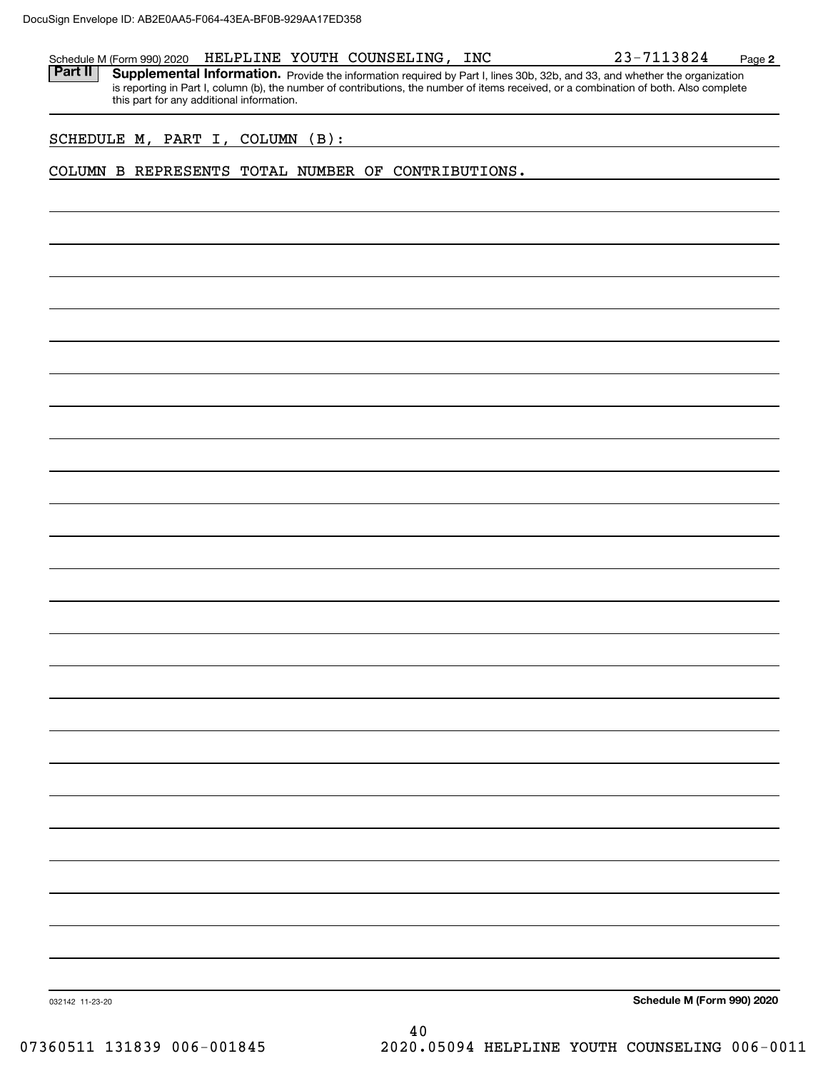Schedule M (Form 990) 2020 HELPLINE YOUTH COUNSELING, INC 23-7113824 Page **2**

**Part II** **Supplemental Information.** Provide the information required by Part I, lines 30b, 32b, and 33, and whether the organization is reporting in Part I, column (b), the number of contributions, the number of items received, or a combination of both. Also complete this part for any additional information.

SCHEDULE M, PART I, COLUMN (B):

COLUMN B REPRESENTS TOTAL NUMBER OF CONTRIBUTIONS.

032142 11-23-20 **Schedule M (Form 990) 2020**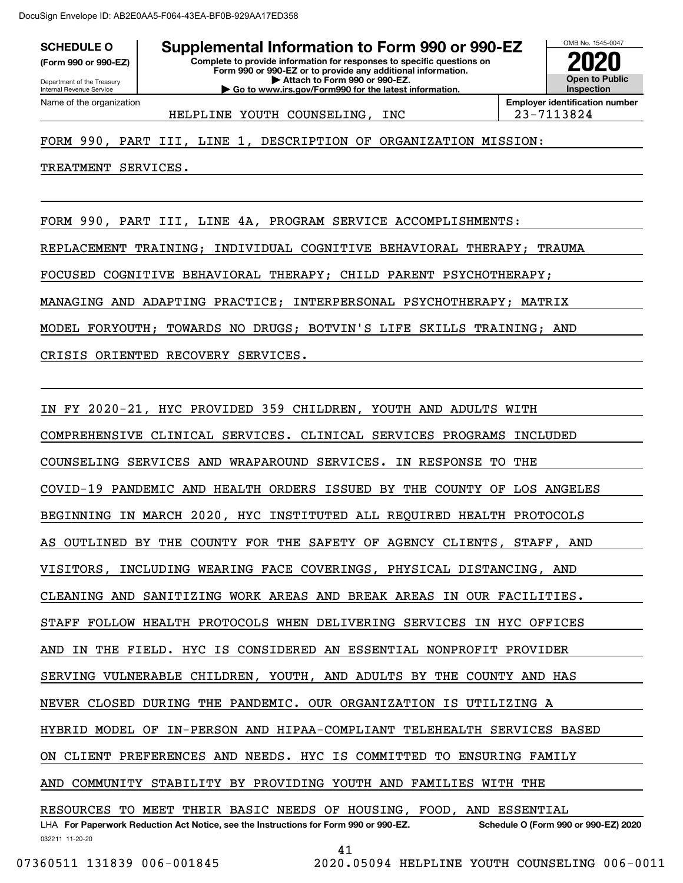DocuSign Envelope ID: AB2E0AA5-F064-43EA-BF0B-929AA17ED358

**SCHEDULE O** (Form 990 or 990-EZ)

Department of the Treasury
Internal Revenue Service

# Supplemental Information to Form 990 or 990-EZ

**Complete to provide information for responses to specific questions on Form 990 or 990-EZ or to provide any additional information.**
**▶ Attach to Form 990 or 990-EZ.**
**▶ Go to www.irs.gov/Form990 for the latest information.**

OMB No. 1545-0047

**2020**

**Open to Public Inspection**

| Name of the organization | Employer identification number |
|---|---|
| HELPLINE YOUTH COUNSELING, INC | 23-7113824 |

FORM 990, PART III, LINE 1, DESCRIPTION OF ORGANIZATION MISSION:

TREATMENT SERVICES.

FORM 990, PART III, LINE 4A, PROGRAM SERVICE ACCOMPLISHMENTS:

REPLACEMENT TRAINING; INDIVIDUAL COGNITIVE BEHAVIORAL THERAPY; TRAUMA FOCUSED COGNITIVE BEHAVIORAL THERAPY; CHILD PARENT PSYCHOTHERAPY; MANAGING AND ADAPTING PRACTICE; INTERPERSONAL PSYCHOTHERAPY; MATRIX MODEL FORYOUTH; TOWARDS NO DRUGS; BOTVIN'S LIFE SKILLS TRAINING; AND CRISIS ORIENTED RECOVERY SERVICES.

IN FY 2020-21, HYC PROVIDED 359 CHILDREN, YOUTH AND ADULTS WITH COMPREHENSIVE CLINICAL SERVICES. CLINICAL SERVICES PROGRAMS INCLUDED COUNSELING SERVICES AND WRAPAROUND SERVICES. IN RESPONSE TO THE COVID-19 PANDEMIC AND HEALTH ORDERS ISSUED BY THE COUNTY OF LOS ANGELES BEGINNING IN MARCH 2020, HYC INSTITUTED ALL REQUIRED HEALTH PROTOCOLS AS OUTLINED BY THE COUNTY FOR THE SAFETY OF AGENCY CLIENTS, STAFF, AND VISITORS, INCLUDING WEARING FACE COVERINGS, PHYSICAL DISTANCING, AND CLEANING AND SANITIZING WORK AREAS AND BREAK AREAS IN OUR FACILITIES. STAFF FOLLOW HEALTH PROTOCOLS WHEN DELIVERING SERVICES IN HYC OFFICES AND IN THE FIELD. HYC IS CONSIDERED AN ESSENTIAL NONPROFIT PROVIDER SERVING VULNERABLE CHILDREN, YOUTH, AND ADULTS BY THE COUNTY AND HAS NEVER CLOSED DURING THE PANDEMIC. OUR ORGANIZATION IS UTILIZING A HYBRID MODEL OF IN-PERSON AND HIPAA-COMPLIANT TELEHEALTH SERVICES BASED ON CLIENT PREFERENCES AND NEEDS. HYC IS COMMITTED TO ENSURING FAMILY AND COMMUNITY STABILITY BY PROVIDING YOUTH AND FAMILIES WITH THE RESOURCES TO MEET THEIR BASIC NEEDS OF HOUSING, FOOD, AND ESSENTIAL

LHA **For Paperwork Reduction Act Notice, see the Instructions for Form 990 or 990-EZ.** **Schedule O (Form 990 or 990-EZ) 2020**

032211 11-20-20

07360511 131839 006-001845 2020.05094 HELPLINE YOUTH COUNSELING 006-0011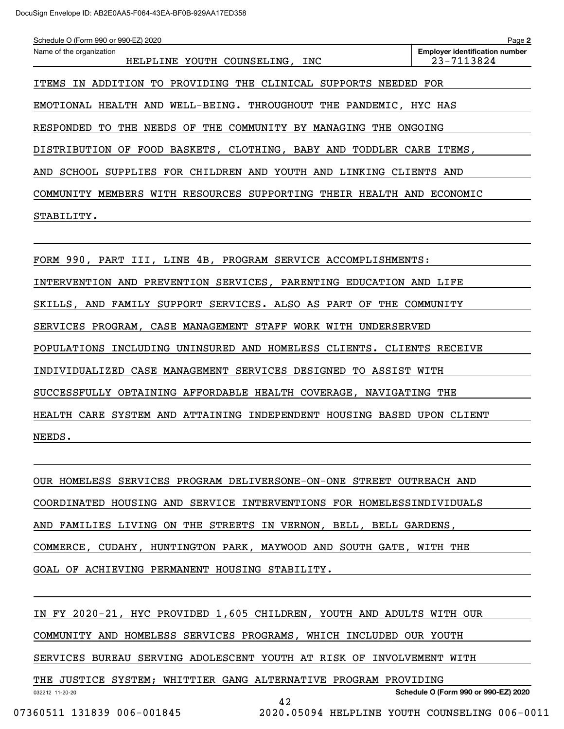Schedule O (Form 990 or 990-EZ) 2020

Name of the organization: HELPLINE YOUTH COUNSELING, INC

Employer identification number: 23-7113824

ITEMS IN ADDITION TO PROVIDING THE CLINICAL SUPPORTS NEEDED FOR EMOTIONAL HEALTH AND WELL-BEING. THROUGHOUT THE PANDEMIC, HYC HAS RESPONDED TO THE NEEDS OF THE COMMUNITY BY MANAGING THE ONGOING DISTRIBUTION OF FOOD BASKETS, CLOTHING, BABY AND TODDLER CARE ITEMS, AND SCHOOL SUPPLIES FOR CHILDREN AND YOUTH AND LINKING CLIENTS AND COMMUNITY MEMBERS WITH RESOURCES SUPPORTING THEIR HEALTH AND ECONOMIC STABILITY.

FORM 990, PART III, LINE 4B, PROGRAM SERVICE ACCOMPLISHMENTS: INTERVENTION AND PREVENTION SERVICES, PARENTING EDUCATION AND LIFE SKILLS, AND FAMILY SUPPORT SERVICES. ALSO AS PART OF THE COMMUNITY SERVICES PROGRAM, CASE MANAGEMENT STAFF WORK WITH UNDERSERVED POPULATIONS INCLUDING UNINSURED AND HOMELESS CLIENTS. CLIENTS RECEIVE INDIVIDUALIZED CASE MANAGEMENT SERVICES DESIGNED TO ASSIST WITH SUCCESSFULLY OBTAINING AFFORDABLE HEALTH COVERAGE, NAVIGATING THE HEALTH CARE SYSTEM AND ATTAINING INDEPENDENT HOUSING BASED UPON CLIENT NEEDS.

OUR HOMELESS SERVICES PROGRAM DELIVERSONE-ON-ONE STREET OUTREACH AND COORDINATED HOUSING AND SERVICE INTERVENTIONS FOR HOMELESSINDIVIDUALS AND FAMILIES LIVING ON THE STREETS IN VERNON, BELL, BELL GARDENS, COMMERCE, CUDAHY, HUNTINGTON PARK, MAYWOOD AND SOUTH GATE, WITH THE GOAL OF ACHIEVING PERMANENT HOUSING STABILITY.

IN FY 2020-21, HYC PROVIDED 1,605 CHILDREN, YOUTH AND ADULTS WITH OUR COMMUNITY AND HOMELESS SERVICES PROGRAMS, WHICH INCLUDED OUR YOUTH SERVICES BUREAU SERVING ADOLESCENT YOUTH AT RISK OF INVOLVEMENT WITH THE JUSTICE SYSTEM; WHITTIER GANG ALTERNATIVE PROGRAM PROVIDING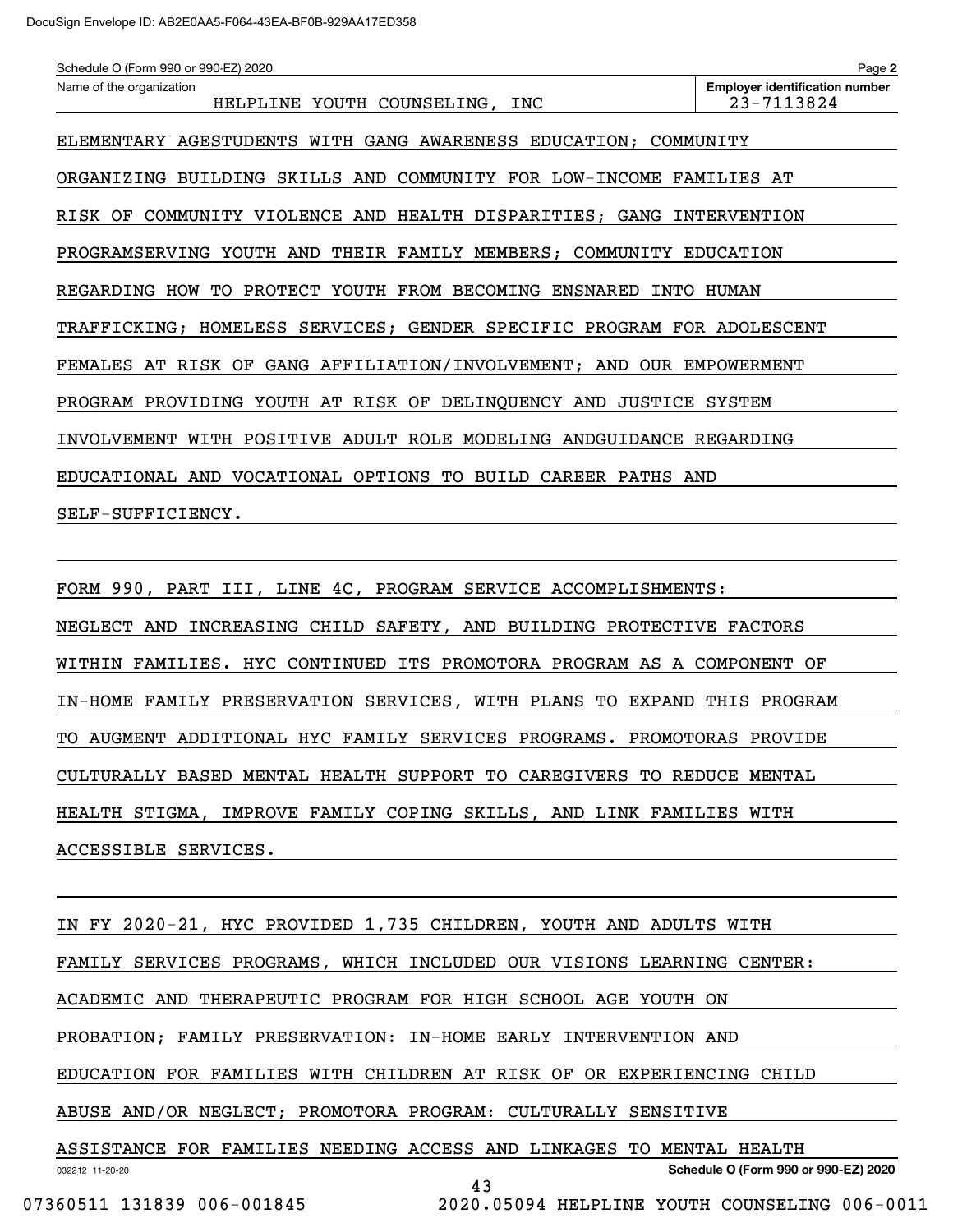Schedule O (Form 990 or 990-EZ) 2020

Name of the organization: HELPLINE YOUTH COUNSELING, INC

Employer identification number: 23-7113824

ELEMENTARY AGESTUDENTS WITH GANG AWARENESS EDUCATION; COMMUNITY ORGANIZING BUILDING SKILLS AND COMMUNITY FOR LOW-INCOME FAMILIES AT RISK OF COMMUNITY VIOLENCE AND HEALTH DISPARITIES; GANG INTERVENTION PROGRAMSERVING YOUTH AND THEIR FAMILY MEMBERS; COMMUNITY EDUCATION REGARDING HOW TO PROTECT YOUTH FROM BECOMING ENSNARED INTO HUMAN TRAFFICKING; HOMELESS SERVICES; GENDER SPECIFIC PROGRAM FOR ADOLESCENT FEMALES AT RISK OF GANG AFFILIATION/INVOLVEMENT; AND OUR EMPOWERMENT PROGRAM PROVIDING YOUTH AT RISK OF DELINQUENCY AND JUSTICE SYSTEM INVOLVEMENT WITH POSITIVE ADULT ROLE MODELING ANDGUIDANCE REGARDING EDUCATIONAL AND VOCATIONAL OPTIONS TO BUILD CAREER PATHS AND SELF-SUFFICIENCY.

FORM 990, PART III, LINE 4C, PROGRAM SERVICE ACCOMPLISHMENTS:

NEGLECT AND INCREASING CHILD SAFETY, AND BUILDING PROTECTIVE FACTORS WITHIN FAMILIES. HYC CONTINUED ITS PROMOTORA PROGRAM AS A COMPONENT OF IN-HOME FAMILY PRESERVATION SERVICES, WITH PLANS TO EXPAND THIS PROGRAM TO AUGMENT ADDITIONAL HYC FAMILY SERVICES PROGRAMS. PROMOTORAS PROVIDE CULTURALLY BASED MENTAL HEALTH SUPPORT TO CAREGIVERS TO REDUCE MENTAL HEALTH STIGMA, IMPROVE FAMILY COPING SKILLS, AND LINK FAMILIES WITH ACCESSIBLE SERVICES.

IN FY 2020-21, HYC PROVIDED 1,735 CHILDREN, YOUTH AND ADULTS WITH FAMILY SERVICES PROGRAMS, WHICH INCLUDED OUR VISIONS LEARNING CENTER: ACADEMIC AND THERAPEUTIC PROGRAM FOR HIGH SCHOOL AGE YOUTH ON PROBATION; FAMILY PRESERVATION: IN-HOME EARLY INTERVENTION AND EDUCATION FOR FAMILIES WITH CHILDREN AT RISK OF OR EXPERIENCING CHILD ABUSE AND/OR NEGLECT; PROMOTORA PROGRAM: CULTURALLY SENSITIVE ASSISTANCE FOR FAMILIES NEEDING ACCESS AND LINKAGES TO MENTAL HEALTH

032212 11-20-20

Schedule O (Form 990 or 990-EZ) 2020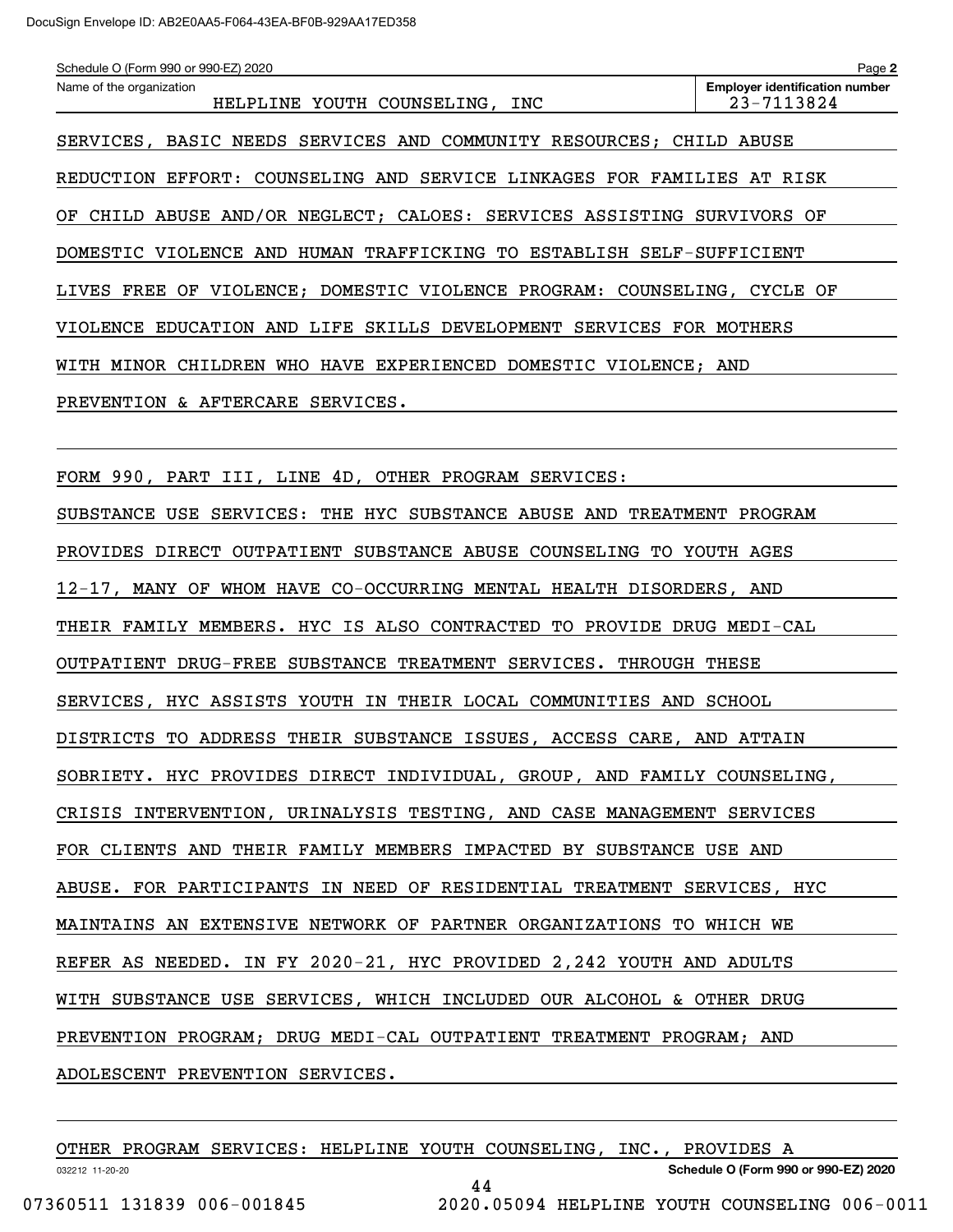Schedule O (Form 990 or 990-EZ) 2020 Page **2**

| Name of the organization | Employer identification number |
| --- | --- |
| HELPLINE YOUTH COUNSELING, INC | 23-7113824 |

SERVICES, BASIC NEEDS SERVICES AND COMMUNITY RESOURCES; CHILD ABUSE REDUCTION EFFORT: COUNSELING AND SERVICE LINKAGES FOR FAMILIES AT RISK OF CHILD ABUSE AND/OR NEGLECT; CALOES: SERVICES ASSISTING SURVIVORS OF DOMESTIC VIOLENCE AND HUMAN TRAFFICKING TO ESTABLISH SELF-SUFFICIENT LIVES FREE OF VIOLENCE; DOMESTIC VIOLENCE PROGRAM: COUNSELING, CYCLE OF VIOLENCE EDUCATION AND LIFE SKILLS DEVELOPMENT SERVICES FOR MOTHERS WITH MINOR CHILDREN WHO HAVE EXPERIENCED DOMESTIC VIOLENCE; AND PREVENTION & AFTERCARE SERVICES.

FORM 990, PART III, LINE 4D, OTHER PROGRAM SERVICES:

SUBSTANCE USE SERVICES: THE HYC SUBSTANCE ABUSE AND TREATMENT PROGRAM PROVIDES DIRECT OUTPATIENT SUBSTANCE ABUSE COUNSELING TO YOUTH AGES 12-17, MANY OF WHOM HAVE CO-OCCURRING MENTAL HEALTH DISORDERS, AND THEIR FAMILY MEMBERS. HYC IS ALSO CONTRACTED TO PROVIDE DRUG MEDI-CAL OUTPATIENT DRUG-FREE SUBSTANCE TREATMENT SERVICES. THROUGH THESE SERVICES, HYC ASSISTS YOUTH IN THEIR LOCAL COMMUNITIES AND SCHOOL DISTRICTS TO ADDRESS THEIR SUBSTANCE ISSUES, ACCESS CARE, AND ATTAIN SOBRIETY. HYC PROVIDES DIRECT INDIVIDUAL, GROUP, AND FAMILY COUNSELING, CRISIS INTERVENTION, URINALYSIS TESTING, AND CASE MANAGEMENT SERVICES FOR CLIENTS AND THEIR FAMILY MEMBERS IMPACTED BY SUBSTANCE USE AND ABUSE. FOR PARTICIPANTS IN NEED OF RESIDENTIAL TREATMENT SERVICES, HYC MAINTAINS AN EXTENSIVE NETWORK OF PARTNER ORGANIZATIONS TO WHICH WE REFER AS NEEDED. IN FY 2020-21, HYC PROVIDED 2,242 YOUTH AND ADULTS WITH SUBSTANCE USE SERVICES, WHICH INCLUDED OUR ALCOHOL & OTHER DRUG PREVENTION PROGRAM; DRUG MEDI-CAL OUTPATIENT TREATMENT PROGRAM; AND ADOLESCENT PREVENTION SERVICES.

OTHER PROGRAM SERVICES: HELPLINE YOUTH COUNSELING, INC., PROVIDES A

032212 11-20-20 **Schedule O (Form 990 or 990-EZ) 2020**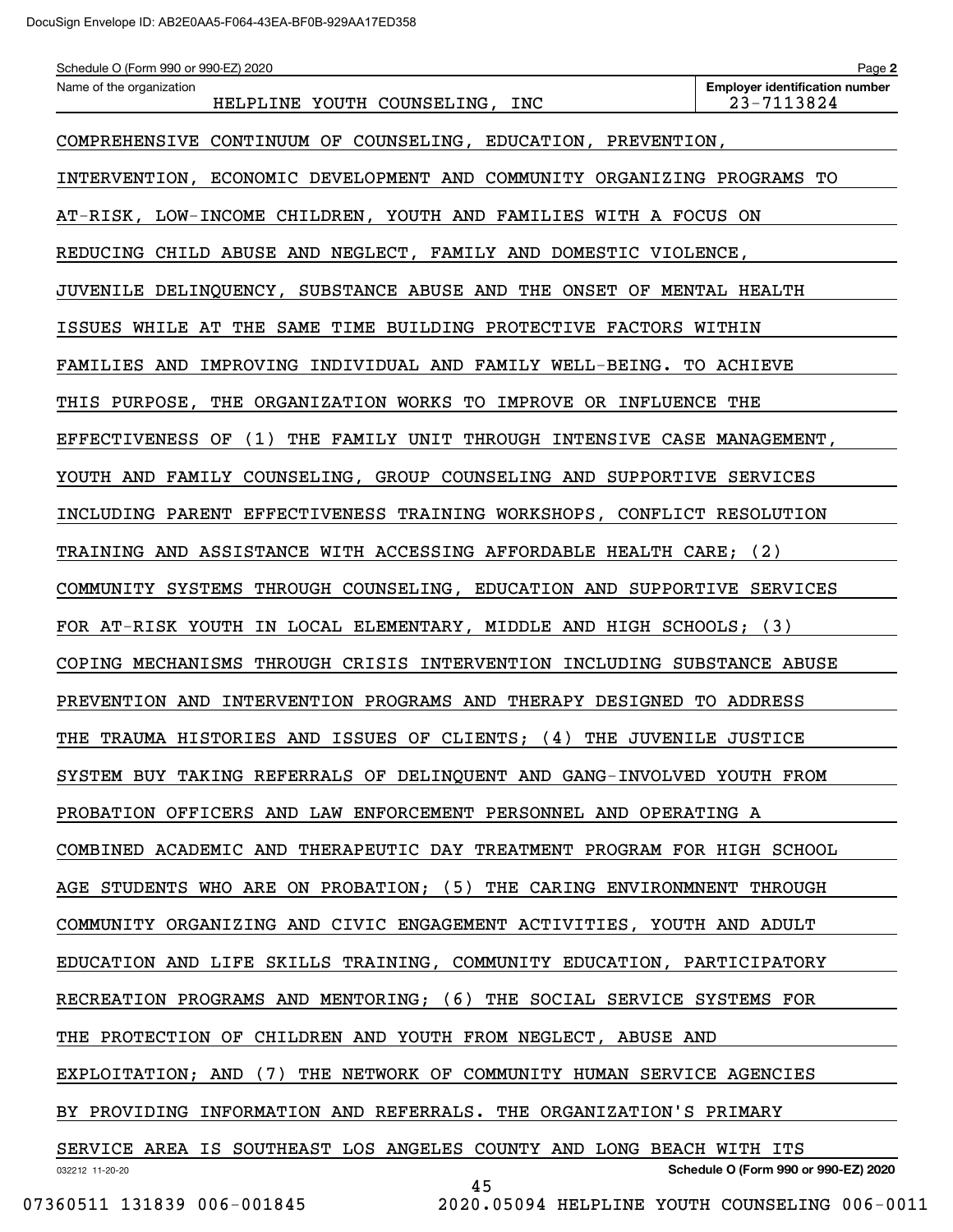Schedule O (Form 990 or 990-EZ) 2020

Name of the organization: HELPLINE YOUTH COUNSELING, INC

Employer identification number: 23-7113824

COMPREHENSIVE CONTINUUM OF COUNSELING, EDUCATION, PREVENTION, INTERVENTION, ECONOMIC DEVELOPMENT AND COMMUNITY ORGANIZING PROGRAMS TO AT-RISK, LOW-INCOME CHILDREN, YOUTH AND FAMILIES WITH A FOCUS ON REDUCING CHILD ABUSE AND NEGLECT, FAMILY AND DOMESTIC VIOLENCE, JUVENILE DELINQUENCY, SUBSTANCE ABUSE AND THE ONSET OF MENTAL HEALTH ISSUES WHILE AT THE SAME TIME BUILDING PROTECTIVE FACTORS WITHIN FAMILIES AND IMPROVING INDIVIDUAL AND FAMILY WELL-BEING. TO ACHIEVE THIS PURPOSE, THE ORGANIZATION WORKS TO IMPROVE OR INFLUENCE THE EFFECTIVENESS OF (1) THE FAMILY UNIT THROUGH INTENSIVE CASE MANAGEMENT, YOUTH AND FAMILY COUNSELING, GROUP COUNSELING AND SUPPORTIVE SERVICES INCLUDING PARENT EFFECTIVENESS TRAINING WORKSHOPS, CONFLICT RESOLUTION TRAINING AND ASSISTANCE WITH ACCESSING AFFORDABLE HEALTH CARE; (2) COMMUNITY SYSTEMS THROUGH COUNSELING, EDUCATION AND SUPPORTIVE SERVICES FOR AT-RISK YOUTH IN LOCAL ELEMENTARY, MIDDLE AND HIGH SCHOOLS; (3) COPING MECHANISMS THROUGH CRISIS INTERVENTION INCLUDING SUBSTANCE ABUSE PREVENTION AND INTERVENTION PROGRAMS AND THERAPY DESIGNED TO ADDRESS THE TRAUMA HISTORIES AND ISSUES OF CLIENTS; (4) THE JUVENILE JUSTICE SYSTEM BUY TAKING REFERRALS OF DELINQUENT AND GANG-INVOLVED YOUTH FROM PROBATION OFFICERS AND LAW ENFORCEMENT PERSONNEL AND OPERATING A COMBINED ACADEMIC AND THERAPEUTIC DAY TREATMENT PROGRAM FOR HIGH SCHOOL AGE STUDENTS WHO ARE ON PROBATION; (5) THE CARING ENVIRONMNENT THROUGH COMMUNITY ORGANIZING AND CIVIC ENGAGEMENT ACTIVITIES, YOUTH AND ADULT EDUCATION AND LIFE SKILLS TRAINING, COMMUNITY EDUCATION, PARTICIPATORY RECREATION PROGRAMS AND MENTORING; (6) THE SOCIAL SERVICE SYSTEMS FOR THE PROTECTION OF CHILDREN AND YOUTH FROM NEGLECT, ABUSE AND EXPLOITATION; AND (7) THE NETWORK OF COMMUNITY HUMAN SERVICE AGENCIES BY PROVIDING INFORMATION AND REFERRALS. THE ORGANIZATION'S PRIMARY SERVICE AREA IS SOUTHEAST LOS ANGELES COUNTY AND LONG BEACH WITH ITS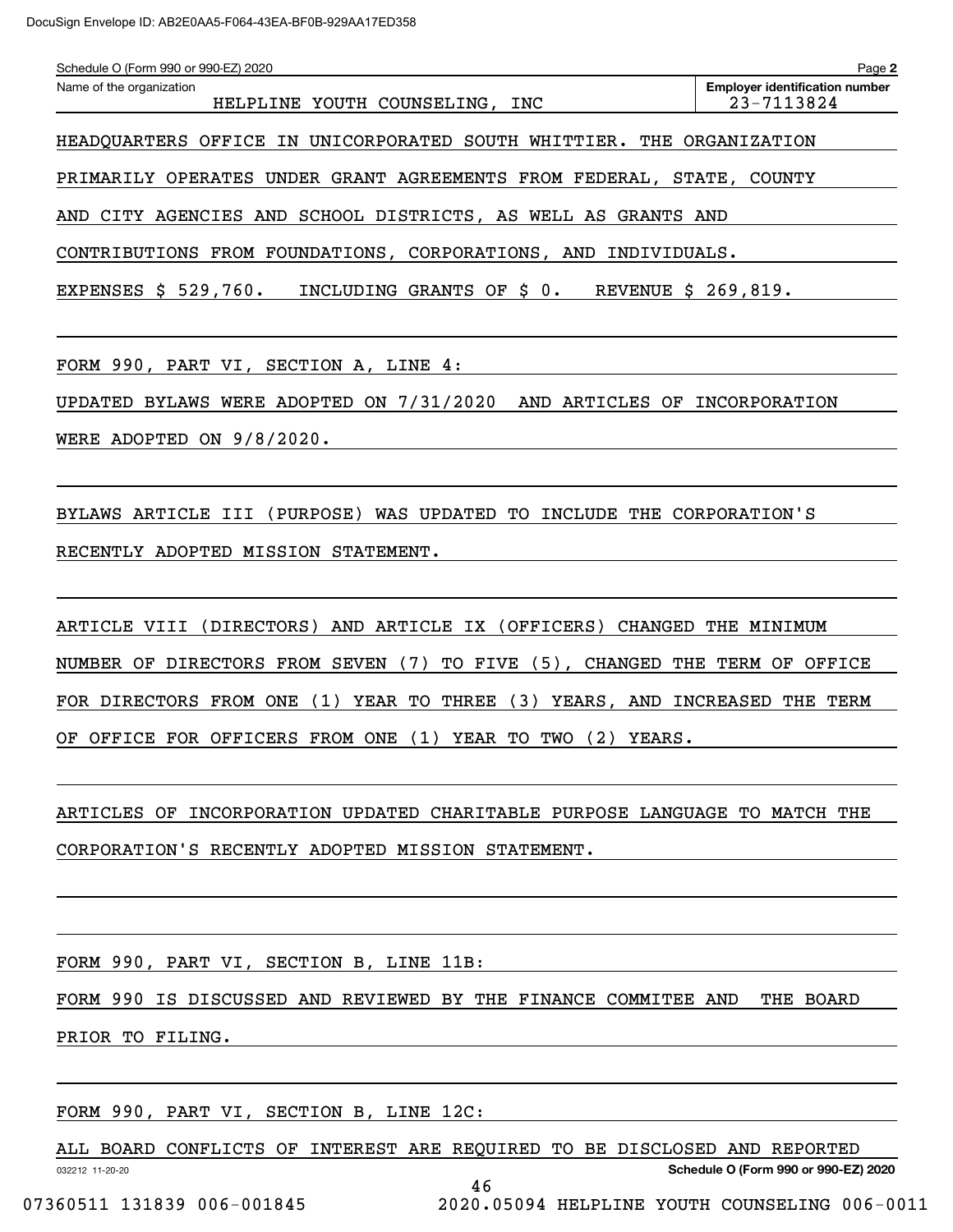Schedule O (Form 990 or 990-EZ) 2020

Name of the organization: HELPLINE YOUTH COUNSELING, INC

Employer identification number: 23-7113824

HEADQUARTERS OFFICE IN UNICORPORATED SOUTH WHITTIER. THE ORGANIZATION PRIMARILY OPERATES UNDER GRANT AGREEMENTS FROM FEDERAL, STATE, COUNTY AND CITY AGENCIES AND SCHOOL DISTRICTS, AS WELL AS GRANTS AND CONTRIBUTIONS FROM FOUNDATIONS, CORPORATIONS, AND INDIVIDUALS.

EXPENSES $ 529,760. INCLUDING GRANTS OF $ 0. REVENUE $ 269,819.

FORM 990, PART VI, SECTION A, LINE 4:

UPDATED BYLAWS WERE ADOPTED ON 7/31/2020 AND ARTICLES OF INCORPORATION WERE ADOPTED ON 9/8/2020.

BYLAWS ARTICLE III (PURPOSE) WAS UPDATED TO INCLUDE THE CORPORATION'S RECENTLY ADOPTED MISSION STATEMENT.

ARTICLE VIII (DIRECTORS) AND ARTICLE IX (OFFICERS) CHANGED THE MINIMUM NUMBER OF DIRECTORS FROM SEVEN (7) TO FIVE (5), CHANGED THE TERM OF OFFICE FOR DIRECTORS FROM ONE (1) YEAR TO THREE (3) YEARS, AND INCREASED THE TERM OF OFFICE FOR OFFICERS FROM ONE (1) YEAR TO TWO (2) YEARS.

ARTICLES OF INCORPORATION UPDATED CHARITABLE PURPOSE LANGUAGE TO MATCH THE CORPORATION'S RECENTLY ADOPTED MISSION STATEMENT.

FORM 990, PART VI, SECTION B, LINE 11B:

FORM 990 IS DISCUSSED AND REVIEWED BY THE FINANCE COMMITEE AND THE BOARD PRIOR TO FILING.

FORM 990, PART VI, SECTION B, LINE 12C:

ALL BOARD CONFLICTS OF INTEREST ARE REQUIRED TO BE DISCLOSED AND REPORTED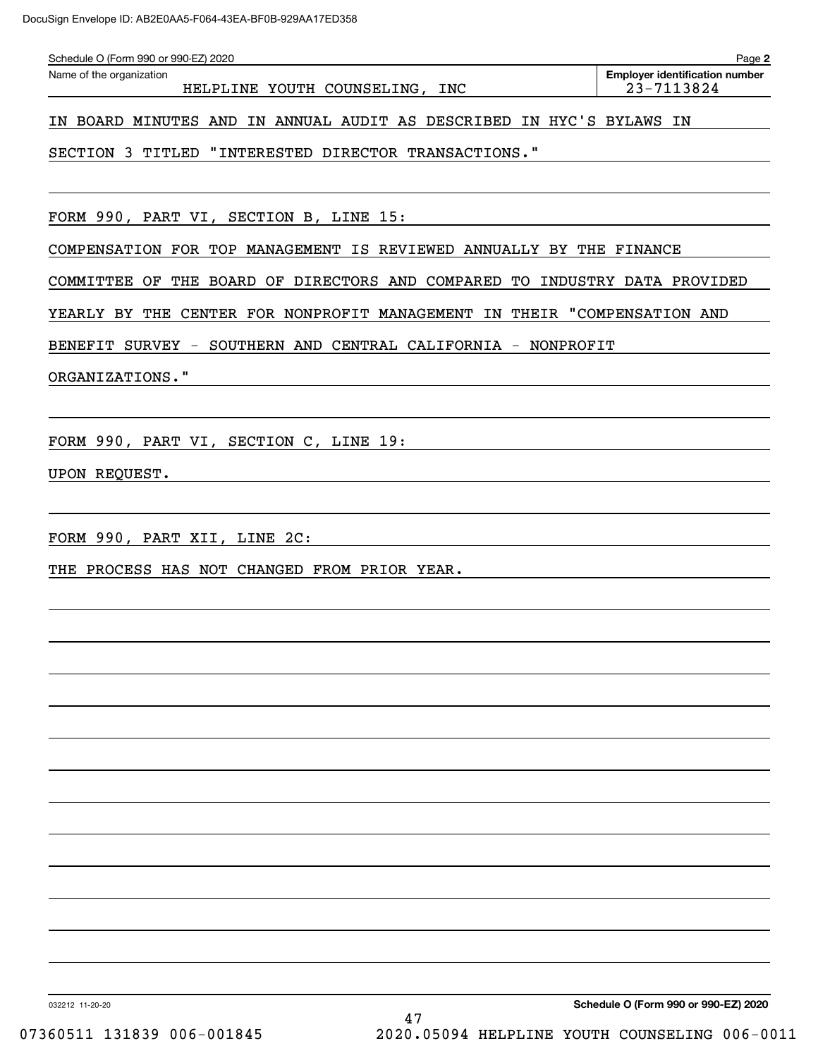Schedule O (Form 990 or 990-EZ) 2020

Name of the organization: HELPLINE YOUTH COUNSELING, INC

Employer identification number: 23-7113824

IN BOARD MINUTES AND IN ANNUAL AUDIT AS DESCRIBED IN HYC'S BYLAWS IN SECTION 3 TITLED "INTERESTED DIRECTOR TRANSACTIONS."

FORM 990, PART VI, SECTION B, LINE 15:

COMPENSATION FOR TOP MANAGEMENT IS REVIEWED ANNUALLY BY THE FINANCE COMMITTEE OF THE BOARD OF DIRECTORS AND COMPARED TO INDUSTRY DATA PROVIDED YEARLY BY THE CENTER FOR NONPROFIT MANAGEMENT IN THEIR "COMPENSATION AND BENEFIT SURVEY - SOUTHERN AND CENTRAL CALIFORNIA - NONPROFIT ORGANIZATIONS."

FORM 990, PART VI, SECTION C, LINE 19:

UPON REQUEST.

FORM 990, PART XII, LINE 2C:

THE PROCESS HAS NOT CHANGED FROM PRIOR YEAR.

032212 11-20-20

Schedule O (Form 990 or 990-EZ) 2020

07360511 131839 006-001845 2020.05094 HELPLINE YOUTH COUNSELING 006-0011